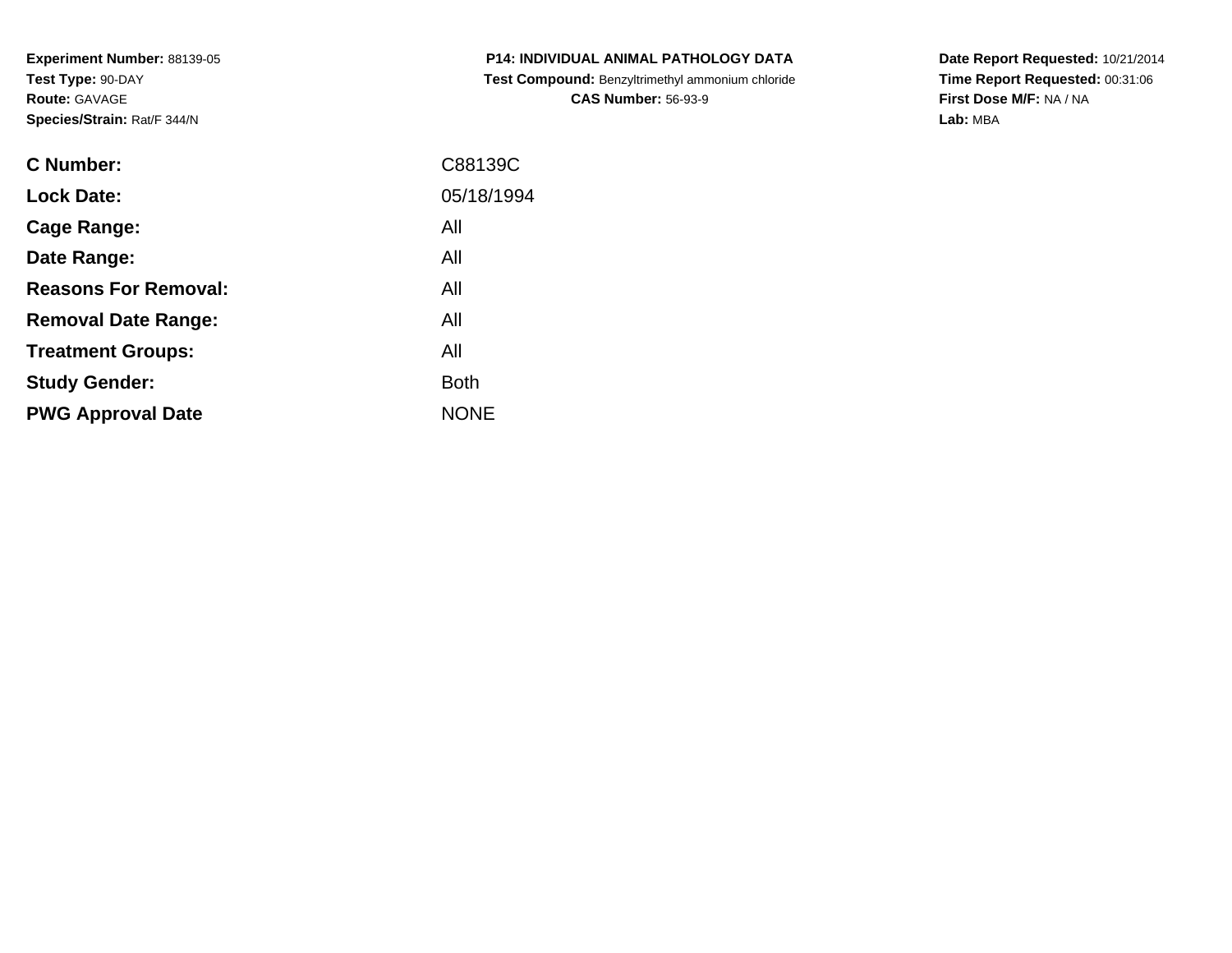**Experiment Number:** 88139-05
**Test Type:** 90-DAY
**Route:** GAVAGE
**Species/Strain:** Rat/F 344/N

**P14: INDIVIDUAL ANIMAL PATHOLOGY DATA**
**Test Compound:** Benzyltrimethyl ammonium chloride
**CAS Number:** 56-93-9

**Date Report Requested:** 10/21/2014
**Time Report Requested:** 00:31:06
**First Dose M/F:** NA / NA
**Lab:** MBA

| | |
|---|---|
| **C Number:** | C88139C |
| **Lock Date:** | 05/18/1994 |
| **Cage Range:** | All |
| **Date Range:** | All |
| **Reasons For Removal:** | All |
| **Removal Date Range:** | All |
| **Treatment Groups:** | All |
| **Study Gender:** | Both |
| **PWG Approval Date** | NONE |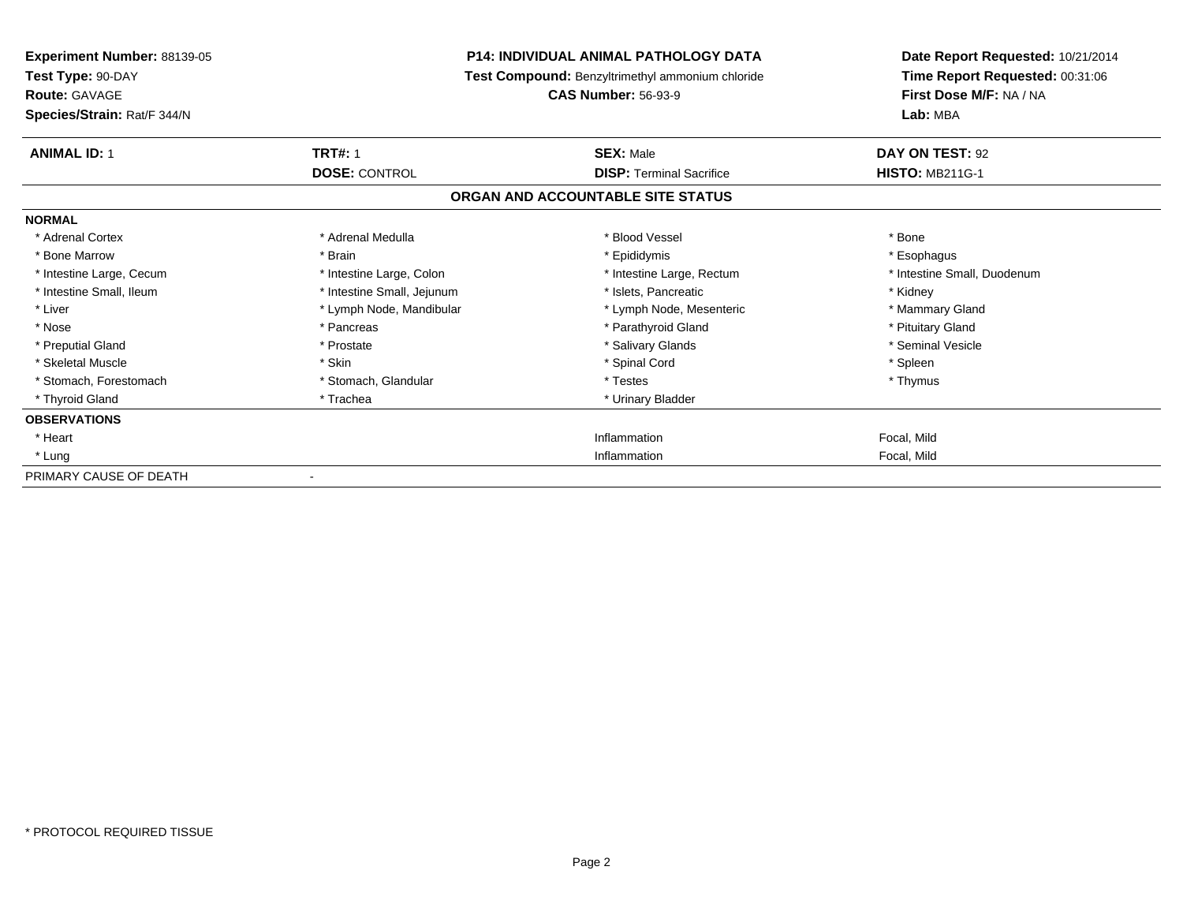**Experiment Number:** 88139-05
**Test Type:** 90-DAY
**Route:** GAVAGE
**Species/Strain:** Rat/F 344/N

**P14: INDIVIDUAL ANIMAL PATHOLOGY DATA**
**Test Compound:** Benzyltrimethyl ammonium chloride
**CAS Number:** 56-93-9

**Date Report Requested:** 10/21/2014
**Time Report Requested:** 00:31:06
**First Dose M/F:** NA / NA
**Lab:** MBA

| **ANIMAL ID:** 1 | **TRT#:** 1 | **SEX:** Male | **DAY ON TEST:** 92 |
|---|---|---|---|
| | **DOSE:** CONTROL | **DISP:** Terminal Sacrifice | **HISTO:** MB211G-1 |

## ORGAN AND ACCOUNTABLE SITE STATUS

**NORMAL**

| | | | |
|---|---|---|---|
| * Adrenal Cortex | * Adrenal Medulla | * Blood Vessel | * Bone |
| * Bone Marrow | * Brain | * Epididymis | * Esophagus |
| * Intestine Large, Cecum | * Intestine Large, Colon | * Intestine Large, Rectum | * Intestine Small, Duodenum |
| * Intestine Small, Ileum | * Intestine Small, Jejunum | * Islets, Pancreatic | * Kidney |
| * Liver | * Lymph Node, Mandibular | * Lymph Node, Mesenteric | * Mammary Gland |
| * Nose | * Pancreas | * Parathyroid Gland | * Pituitary Gland |
| * Preputial Gland | * Prostate | * Salivary Glands | * Seminal Vesicle |
| * Skeletal Muscle | * Skin | * Spinal Cord | * Spleen |
| * Stomach, Forestomach | * Stomach, Glandular | * Testes | * Thymus |
| * Thyroid Gland | * Trachea | * Urinary Bladder | |

**OBSERVATIONS**

| | | | |
|---|---|---|---|
| * Heart | | Inflammation | Focal, Mild |
| * Lung | | Inflammation | Focal, Mild |

PRIMARY CAUSE OF DEATH -

* PROTOCOL REQUIRED TISSUE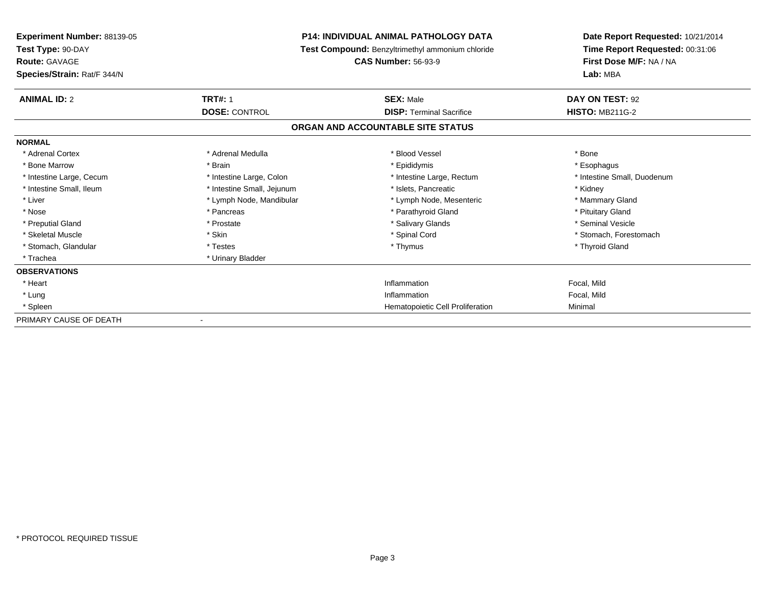**Experiment Number:** 88139-05
**Test Type:** 90-DAY
**Route:** GAVAGE
**Species/Strain:** Rat/F 344/N

**P14: INDIVIDUAL ANIMAL PATHOLOGY DATA**
**Test Compound:** Benzyltrimethyl ammonium chloride
**CAS Number:** 56-93-9

**Date Report Requested:** 10/21/2014
**Time Report Requested:** 00:31:06
**First Dose M/F:** NA / NA
**Lab:** MBA

| **ANIMAL ID:** 2 | **TRT#:** 1 | **SEX:** Male | **DAY ON TEST:** 92 |
|---|---|---|---|
| | **DOSE:** CONTROL | **DISP:** Terminal Sacrifice | **HISTO:** MB211G-2 |

**ORGAN AND ACCOUNTABLE SITE STATUS**

**NORMAL**

| | | | |
|---|---|---|---|
| * Adrenal Cortex | * Adrenal Medulla | * Blood Vessel | * Bone |
| * Bone Marrow | * Brain | * Epididymis | * Esophagus |
| * Intestine Large, Cecum | * Intestine Large, Colon | * Intestine Large, Rectum | * Intestine Small, Duodenum |
| * Intestine Small, Ileum | * Intestine Small, Jejunum | * Islets, Pancreatic | * Kidney |
| * Liver | * Lymph Node, Mandibular | * Lymph Node, Mesenteric | * Mammary Gland |
| * Nose | * Pancreas | * Parathyroid Gland | * Pituitary Gland |
| * Preputial Gland | * Prostate | * Salivary Glands | * Seminal Vesicle |
| * Skeletal Muscle | * Skin | * Spinal Cord | * Stomach, Forestomach |
| * Stomach, Glandular | * Testes | * Thymus | * Thyroid Gland |
| * Trachea | * Urinary Bladder | | |

**OBSERVATIONS**

| | | |
|---|---|---|
| * Heart | Inflammation | Focal, Mild |
| * Lung | Inflammation | Focal, Mild |
| * Spleen | Hematopoietic Cell Proliferation | Minimal |

PRIMARY CAUSE OF DEATH -

* PROTOCOL REQUIRED TISSUE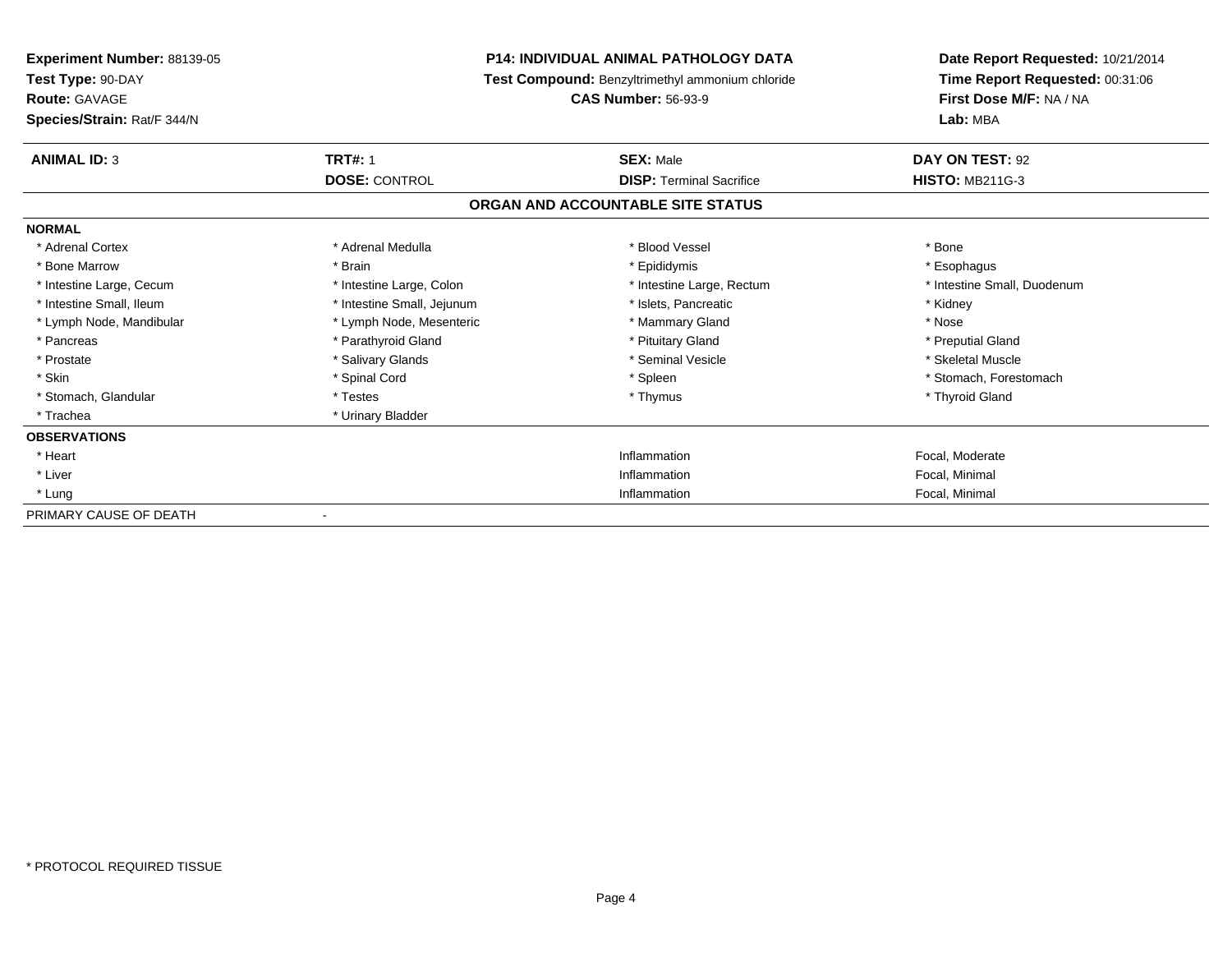**Experiment Number:** 88139-05
**Test Type:** 90-DAY
**Route:** GAVAGE
**Species/Strain:** Rat/F 344/N

**P14: INDIVIDUAL ANIMAL PATHOLOGY DATA**
**Test Compound:** Benzyltrimethyl ammonium chloride
**CAS Number:** 56-93-9

**Date Report Requested:** 10/21/2014
**Time Report Requested:** 00:31:06
**First Dose M/F:** NA / NA
**Lab:** MBA

| **ANIMAL ID:** 3 | **TRT#:** 1 | **SEX:** Male | **DAY ON TEST:** 92 |
|---|---|---|---|
| | **DOSE:** CONTROL | **DISP:** Terminal Sacrifice | **HISTO:** MB211G-3 |

## ORGAN AND ACCOUNTABLE SITE STATUS

**NORMAL**

| | | | |
|---|---|---|---|
| * Adrenal Cortex | * Adrenal Medulla | * Blood Vessel | * Bone |
| * Bone Marrow | * Brain | * Epididymis | * Esophagus |
| * Intestine Large, Cecum | * Intestine Large, Colon | * Intestine Large, Rectum | * Intestine Small, Duodenum |
| * Intestine Small, Ileum | * Intestine Small, Jejunum | * Islets, Pancreatic | * Kidney |
| * Lymph Node, Mandibular | * Lymph Node, Mesenteric | * Mammary Gland | * Nose |
| * Pancreas | * Parathyroid Gland | * Pituitary Gland | * Preputial Gland |
| * Prostate | * Salivary Glands | * Seminal Vesicle | * Skeletal Muscle |
| * Skin | * Spinal Cord | * Spleen | * Stomach, Forestomach |
| * Stomach, Glandular | * Testes | * Thymus | * Thyroid Gland |
| * Trachea | * Urinary Bladder | | |

**OBSERVATIONS**

| | | |
|---|---|---|
| * Heart | Inflammation | Focal, Moderate |
| * Liver | Inflammation | Focal, Minimal |
| * Lung | Inflammation | Focal, Minimal |

PRIMARY CAUSE OF DEATH -

* PROTOCOL REQUIRED TISSUE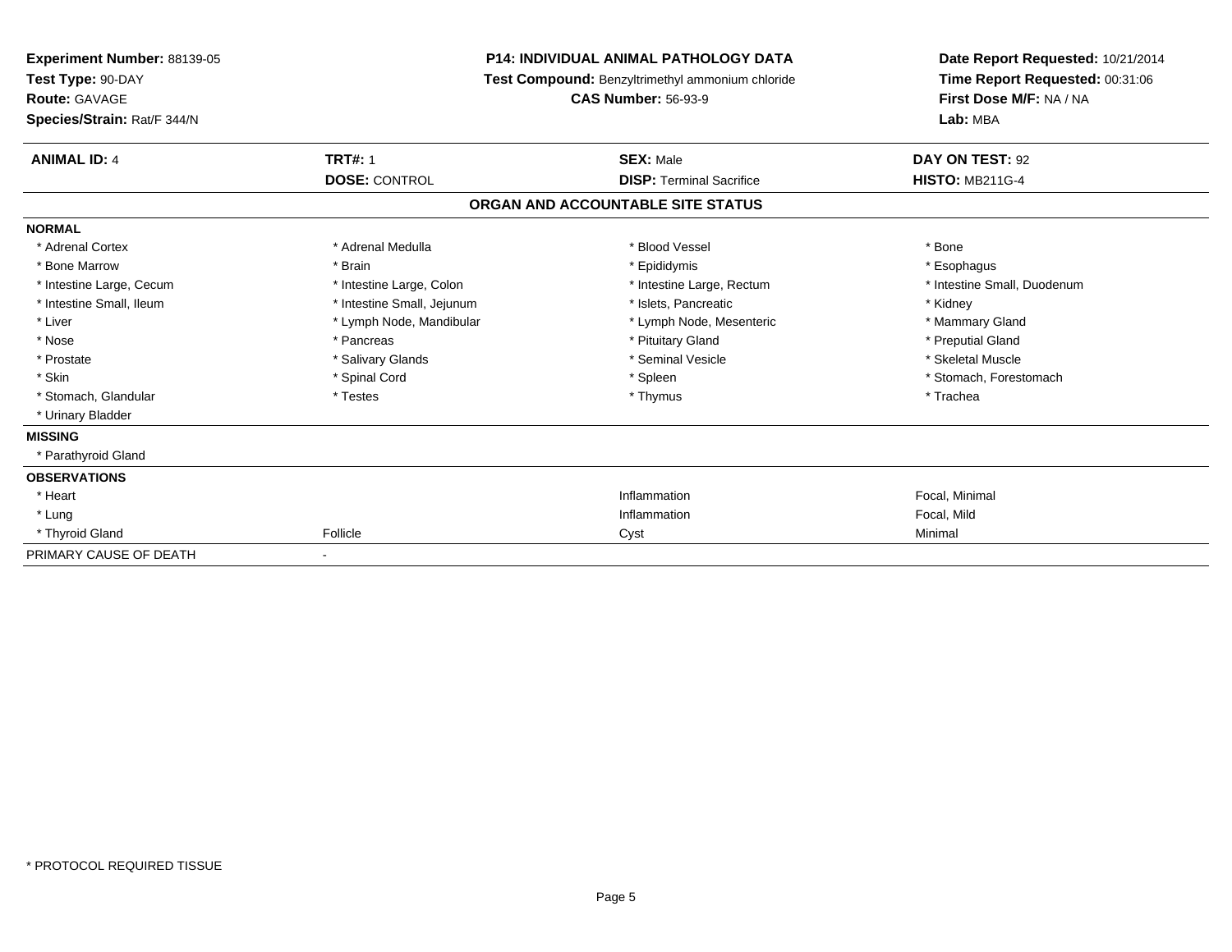**Experiment Number:** 88139-05
**Test Type:** 90-DAY
**Route:** GAVAGE
**Species/Strain:** Rat/F 344/N

**P14: INDIVIDUAL ANIMAL PATHOLOGY DATA**
**Test Compound:** Benzyltrimethyl ammonium chloride
**CAS Number:** 56-93-9

**Date Report Requested:** 10/21/2014
**Time Report Requested:** 00:31:06
**First Dose M/F:** NA / NA
**Lab:** MBA

| **ANIMAL ID:** 4 | **TRT#:** 1 | **SEX:** Male | **DAY ON TEST:** 92 |
|---|---|---|---|
| | **DOSE:** CONTROL | **DISP:** Terminal Sacrifice | **HISTO:** MB211G-4 |

## ORGAN AND ACCOUNTABLE SITE STATUS

**NORMAL**

| | | | |
|---|---|---|---|
| * Adrenal Cortex | * Adrenal Medulla | * Blood Vessel | * Bone |
| * Bone Marrow | * Brain | * Epididymis | * Esophagus |
| * Intestine Large, Cecum | * Intestine Large, Colon | * Intestine Large, Rectum | * Intestine Small, Duodenum |
| * Intestine Small, Ileum | * Intestine Small, Jejunum | * Islets, Pancreatic | * Kidney |
| * Liver | * Lymph Node, Mandibular | * Lymph Node, Mesenteric | * Mammary Gland |
| * Nose | * Pancreas | * Pituitary Gland | * Preputial Gland |
| * Prostate | * Salivary Glands | * Seminal Vesicle | * Skeletal Muscle |
| * Skin | * Spinal Cord | * Spleen | * Stomach, Forestomach |
| * Stomach, Glandular | * Testes | * Thymus | * Trachea |
| * Urinary Bladder | | | |

**MISSING**

* Parathyroid Gland

**OBSERVATIONS**

| | | | |
|---|---|---|---|
| * Heart | | Inflammation | Focal, Minimal |
| * Lung | | Inflammation | Focal, Mild |
| * Thyroid Gland | Follicle | Cyst | Minimal |

PRIMARY CAUSE OF DEATH -

* PROTOCOL REQUIRED TISSUE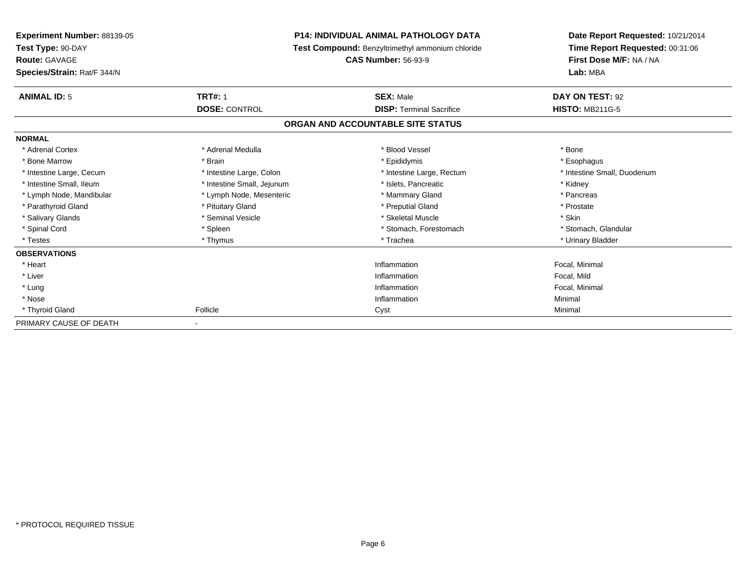**Experiment Number:** 88139-05
**Test Type:** 90-DAY
**Route:** GAVAGE
**Species/Strain:** Rat/F 344/N

**P14: INDIVIDUAL ANIMAL PATHOLOGY DATA**
**Test Compound:** Benzyltrimethyl ammonium chloride
**CAS Number:** 56-93-9

**Date Report Requested:** 10/21/2014
**Time Report Requested:** 00:31:06
**First Dose M/F:** NA / NA
**Lab:** MBA

| **ANIMAL ID:** 5 | **TRT#:** 1 | **SEX:** Male | **DAY ON TEST:** 92 |
|---|---|---|---|
| | **DOSE:** CONTROL | **DISP:** Terminal Sacrifice | **HISTO:** MB211G-5 |

## ORGAN AND ACCOUNTABLE SITE STATUS

| **NORMAL** | | | |
|---|---|---|---|
| * Adrenal Cortex | * Adrenal Medulla | * Blood Vessel | * Bone |
| * Bone Marrow | * Brain | * Epididymis | * Esophagus |
| * Intestine Large, Cecum | * Intestine Large, Colon | * Intestine Large, Rectum | * Intestine Small, Duodenum |
| * Intestine Small, Ileum | * Intestine Small, Jejunum | * Islets, Pancreatic | * Kidney |
| * Lymph Node, Mandibular | * Lymph Node, Mesenteric | * Mammary Gland | * Pancreas |
| * Parathyroid Gland | * Pituitary Gland | * Preputial Gland | * Prostate |
| * Salivary Glands | * Seminal Vesicle | * Skeletal Muscle | * Skin |
| * Spinal Cord | * Spleen | * Stomach, Forestomach | * Stomach, Glandular |
| * Testes | * Thymus | * Trachea | * Urinary Bladder |
| **OBSERVATIONS** | | | |
| * Heart | | Inflammation | Focal, Minimal |
| * Liver | | Inflammation | Focal, Mild |
| * Lung | | Inflammation | Focal, Minimal |
| * Nose | | Inflammation | Minimal |
| * Thyroid Gland | Follicle | Cyst | Minimal |
| PRIMARY CAUSE OF DEATH | - | | |

* PROTOCOL REQUIRED TISSUE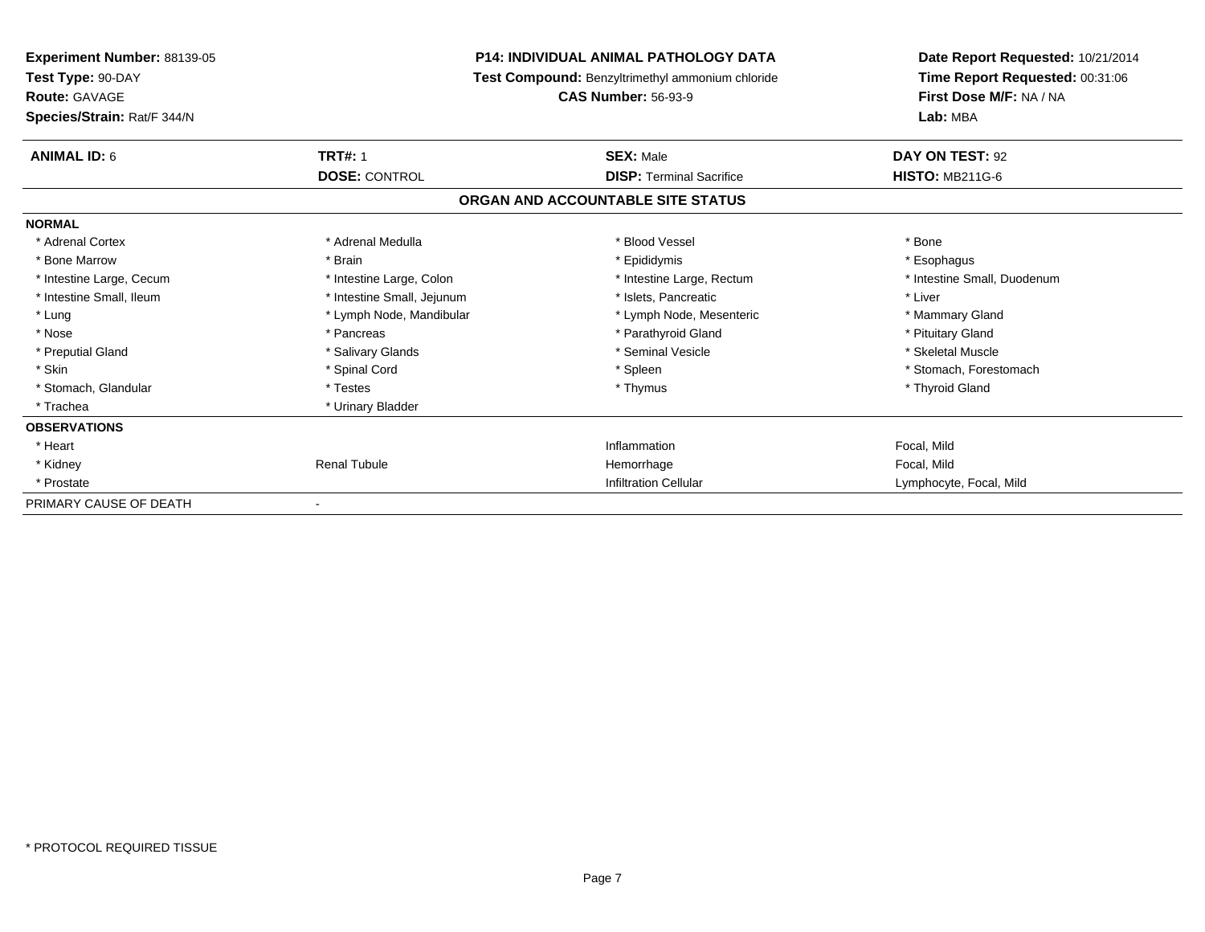**Experiment Number:** 88139-05
**Test Type:** 90-DAY
**Route:** GAVAGE
**Species/Strain:** Rat/F 344/N

**P14: INDIVIDUAL ANIMAL PATHOLOGY DATA**
**Test Compound:** Benzyltrimethyl ammonium chloride
**CAS Number:** 56-93-9

**Date Report Requested:** 10/21/2014
**Time Report Requested:** 00:31:06
**First Dose M/F:** NA / NA
**Lab:** MBA

| **ANIMAL ID:** 6 | **TRT#:** 1 | **SEX:** Male | **DAY ON TEST:** 92 |
|---|---|---|---|
| | **DOSE:** CONTROL | **DISP:** Terminal Sacrifice | **HISTO:** MB211G-6 |

## ORGAN AND ACCOUNTABLE SITE STATUS

| | | | |
|---|---|---|---|
| **NORMAL** | | | |
| * Adrenal Cortex | * Adrenal Medulla | * Blood Vessel | * Bone |
| * Bone Marrow | * Brain | * Epididymis | * Esophagus |
| * Intestine Large, Cecum | * Intestine Large, Colon | * Intestine Large, Rectum | * Intestine Small, Duodenum |
| * Intestine Small, Ileum | * Intestine Small, Jejunum | * Islets, Pancreatic | * Liver |
| * Lung | * Lymph Node, Mandibular | * Lymph Node, Mesenteric | * Mammary Gland |
| * Nose | * Pancreas | * Parathyroid Gland | * Pituitary Gland |
| * Preputial Gland | * Salivary Glands | * Seminal Vesicle | * Skeletal Muscle |
| * Skin | * Spinal Cord | * Spleen | * Stomach, Forestomach |
| * Stomach, Glandular | * Testes | * Thymus | * Thyroid Gland |
| * Trachea | * Urinary Bladder | | |
| **OBSERVATIONS** | | | |
| * Heart | | Inflammation | Focal, Mild |
| * Kidney | Renal Tubule | Hemorrhage | Focal, Mild |
| * Prostate | | Infiltration Cellular | Lymphocyte, Focal, Mild |
| PRIMARY CAUSE OF DEATH | - | | |

* PROTOCOL REQUIRED TISSUE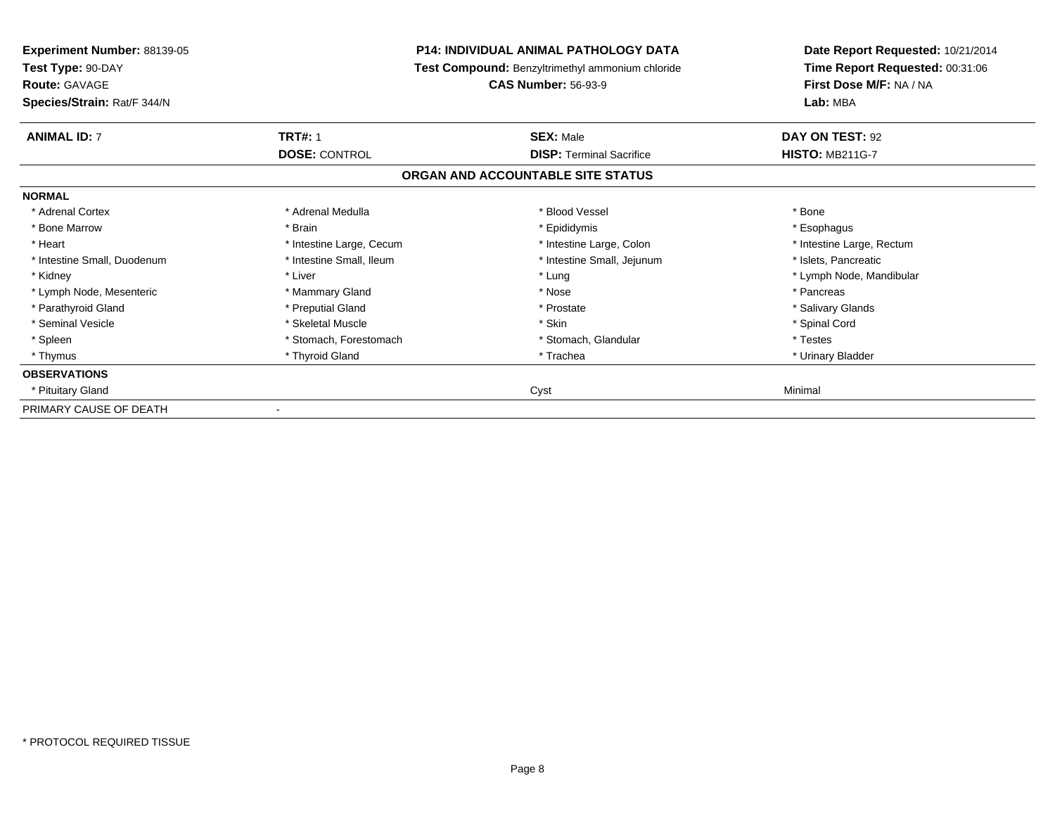**Experiment Number:** 88139-05
**Test Type:** 90-DAY
**Route:** GAVAGE
**Species/Strain:** Rat/F 344/N

**P14: INDIVIDUAL ANIMAL PATHOLOGY DATA**
**Test Compound:** Benzyltrimethyl ammonium chloride
**CAS Number:** 56-93-9

**Date Report Requested:** 10/21/2014
**Time Report Requested:** 00:31:06
**First Dose M/F:** NA / NA
**Lab:** MBA

| **ANIMAL ID:** 7 | **TRT#:** 1 | **SEX:** Male | **DAY ON TEST:** 92 |
|---|---|---|---|
| | **DOSE:** CONTROL | **DISP:** Terminal Sacrifice | **HISTO:** MB211G-7 |

## ORGAN AND ACCOUNTABLE SITE STATUS

| | | | |
|---|---|---|---|
| **NORMAL** | | | |
| * Adrenal Cortex | * Adrenal Medulla | * Blood Vessel | * Bone |
| * Bone Marrow | * Brain | * Epididymis | * Esophagus |
| * Heart | * Intestine Large, Cecum | * Intestine Large, Colon | * Intestine Large, Rectum |
| * Intestine Small, Duodenum | * Intestine Small, Ileum | * Intestine Small, Jejunum | * Islets, Pancreatic |
| * Kidney | * Liver | * Lung | * Lymph Node, Mandibular |
| * Lymph Node, Mesenteric | * Mammary Gland | * Nose | * Pancreas |
| * Parathyroid Gland | * Preputial Gland | * Prostate | * Salivary Glands |
| * Seminal Vesicle | * Skeletal Muscle | * Skin | * Spinal Cord |
| * Spleen | * Stomach, Forestomach | * Stomach, Glandular | * Testes |
| * Thymus | * Thyroid Gland | * Trachea | * Urinary Bladder |
| **OBSERVATIONS** | | | |
| * Pituitary Gland | | Cyst | Minimal |
| PRIMARY CAUSE OF DEATH | - | | |

* PROTOCOL REQUIRED TISSUE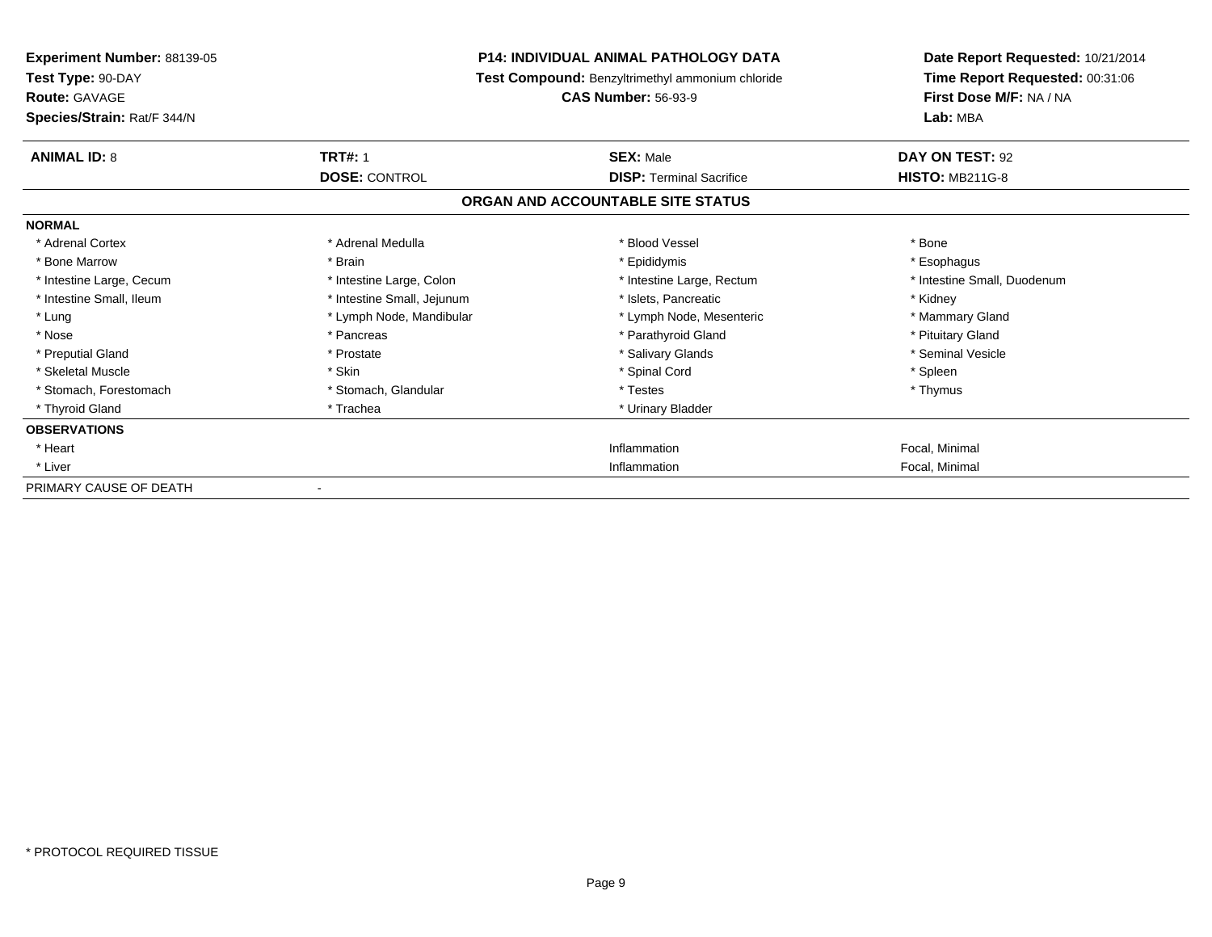**Experiment Number:** 88139-05
**Test Type:** 90-DAY
**Route:** GAVAGE
**Species/Strain:** Rat/F 344/N

**P14: INDIVIDUAL ANIMAL PATHOLOGY DATA**
**Test Compound:** Benzyltrimethyl ammonium chloride
**CAS Number:** 56-93-9

**Date Report Requested:** 10/21/2014
**Time Report Requested:** 00:31:06
**First Dose M/F:** NA / NA
**Lab:** MBA

| **ANIMAL ID:** 8 | **TRT#:** 1 | **SEX:** Male | **DAY ON TEST:** 92 |
|---|---|---|---|
| | **DOSE:** CONTROL | **DISP:** Terminal Sacrifice | **HISTO:** MB211G-8 |

## ORGAN AND ACCOUNTABLE SITE STATUS

**NORMAL**

| | | | |
|---|---|---|---|
| * Adrenal Cortex | * Adrenal Medulla | * Blood Vessel | * Bone |
| * Bone Marrow | * Brain | * Epididymis | * Esophagus |
| * Intestine Large, Cecum | * Intestine Large, Colon | * Intestine Large, Rectum | * Intestine Small, Duodenum |
| * Intestine Small, Ileum | * Intestine Small, Jejunum | * Islets, Pancreatic | * Kidney |
| * Lung | * Lymph Node, Mandibular | * Lymph Node, Mesenteric | * Mammary Gland |
| * Nose | * Pancreas | * Parathyroid Gland | * Pituitary Gland |
| * Preputial Gland | * Prostate | * Salivary Glands | * Seminal Vesicle |
| * Skeletal Muscle | * Skin | * Spinal Cord | * Spleen |
| * Stomach, Forestomach | * Stomach, Glandular | * Testes | * Thymus |
| * Thyroid Gland | * Trachea | * Urinary Bladder | |

**OBSERVATIONS**

| | | | |
|---|---|---|---|
| * Heart | | Inflammation | Focal, Minimal |
| * Liver | | Inflammation | Focal, Minimal |

PRIMARY CAUSE OF DEATH -

\* PROTOCOL REQUIRED TISSUE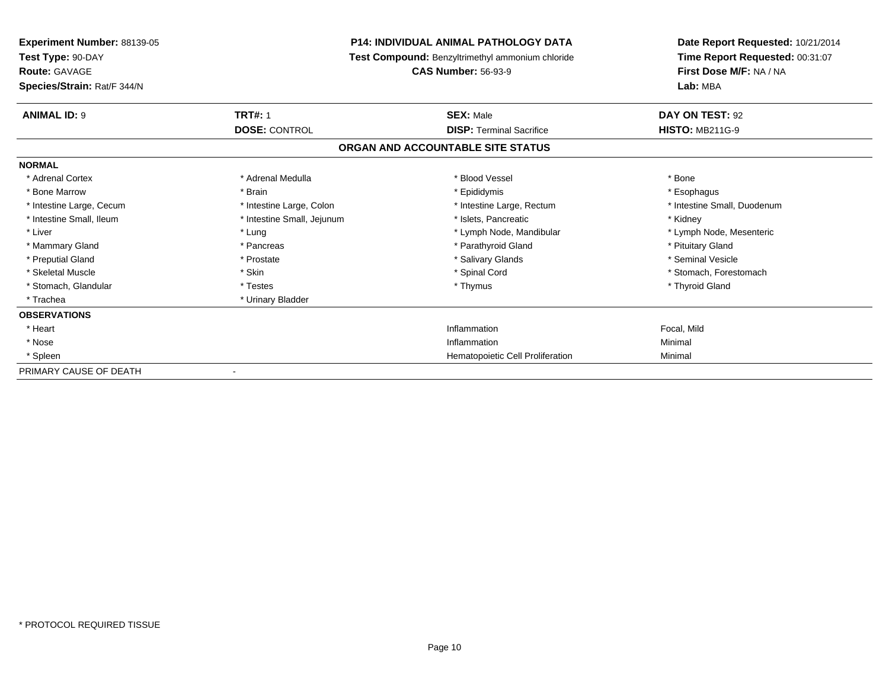**Experiment Number:** 88139-05
**Test Type:** 90-DAY
**Route:** GAVAGE
**Species/Strain:** Rat/F 344/N

**P14: INDIVIDUAL ANIMAL PATHOLOGY DATA**
**Test Compound:** Benzyltrimethyl ammonium chloride
**CAS Number:** 56-93-9

**Date Report Requested:** 10/21/2014
**Time Report Requested:** 00:31:07
**First Dose M/F:** NA / NA
**Lab:** MBA

| **ANIMAL ID:** 9 | **TRT#:** 1 | **SEX:** Male | **DAY ON TEST:** 92 |
|---|---|---|---|
| | **DOSE:** CONTROL | **DISP:** Terminal Sacrifice | **HISTO:** MB211G-9 |

## ORGAN AND ACCOUNTABLE SITE STATUS

**NORMAL**

| | | | |
|---|---|---|---|
| * Adrenal Cortex | * Adrenal Medulla | * Blood Vessel | * Bone |
| * Bone Marrow | * Brain | * Epididymis | * Esophagus |
| * Intestine Large, Cecum | * Intestine Large, Colon | * Intestine Large, Rectum | * Intestine Small, Duodenum |
| * Intestine Small, Ileum | * Intestine Small, Jejunum | * Islets, Pancreatic | * Kidney |
| * Liver | * Lung | * Lymph Node, Mandibular | * Lymph Node, Mesenteric |
| * Mammary Gland | * Pancreas | * Parathyroid Gland | * Pituitary Gland |
| * Preputial Gland | * Prostate | * Salivary Glands | * Seminal Vesicle |
| * Skeletal Muscle | * Skin | * Spinal Cord | * Stomach, Forestomach |
| * Stomach, Glandular | * Testes | * Thymus | * Thyroid Gland |
| * Trachea | * Urinary Bladder | | |

**OBSERVATIONS**

| | | |
|---|---|---|
| * Heart | Inflammation | Focal, Mild |
| * Nose | Inflammation | Minimal |
| * Spleen | Hematopoietic Cell Proliferation | Minimal |

PRIMARY CAUSE OF DEATH -

* PROTOCOL REQUIRED TISSUE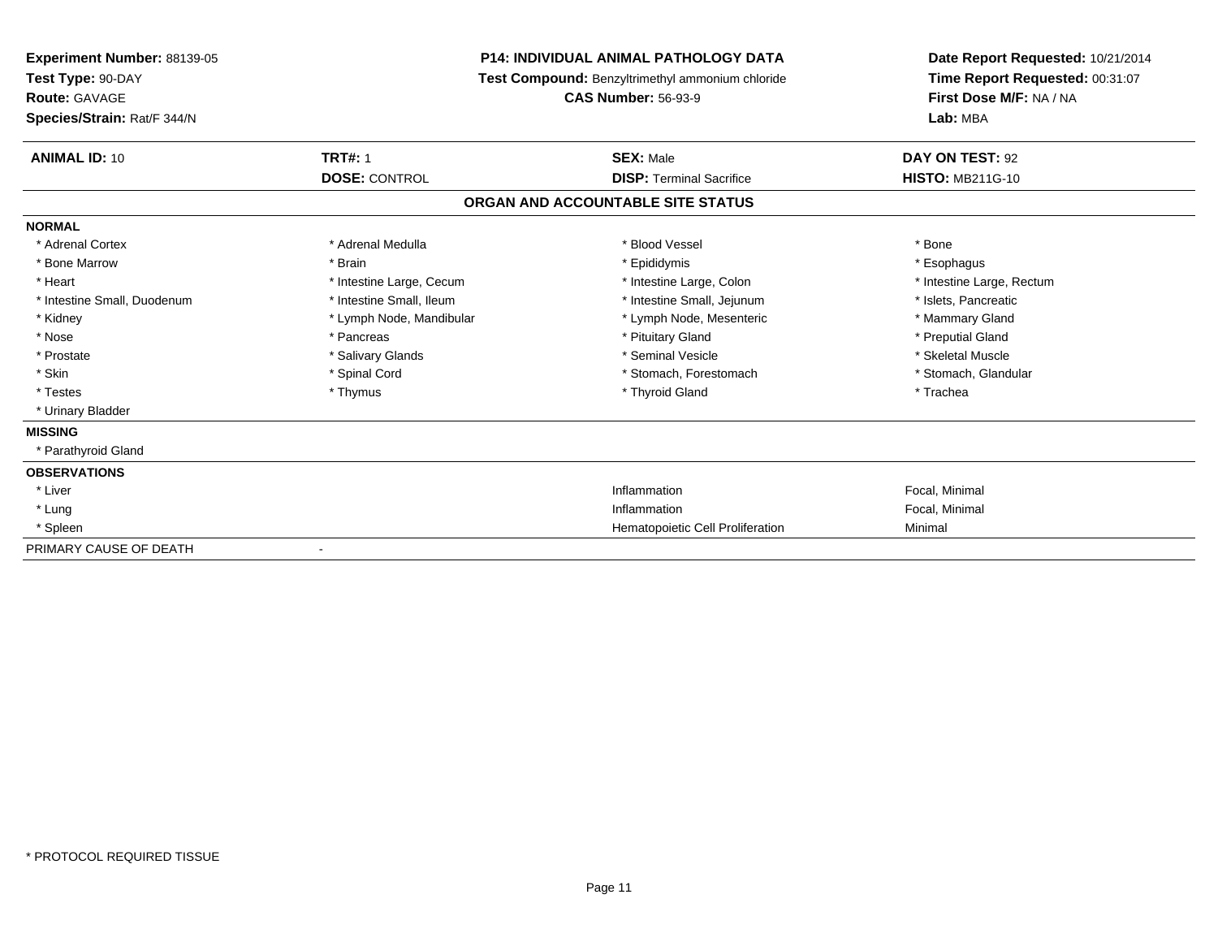**Experiment Number:** 88139-05
**Test Type:** 90-DAY
**Route:** GAVAGE
**Species/Strain:** Rat/F 344/N

**P14: INDIVIDUAL ANIMAL PATHOLOGY DATA**
**Test Compound:** Benzyltrimethyl ammonium chloride
**CAS Number:** 56-93-9

**Date Report Requested:** 10/21/2014
**Time Report Requested:** 00:31:07
**First Dose M/F:** NA / NA
**Lab:** MBA

| **ANIMAL ID:** 10 | **TRT#:** 1 | **SEX:** Male | **DAY ON TEST:** 92 |
|---|---|---|---|
| | **DOSE:** CONTROL | **DISP:** Terminal Sacrifice | **HISTO:** MB211G-10 |

## ORGAN AND ACCOUNTABLE SITE STATUS

**NORMAL**

| | | | |
|---|---|---|---|
| * Adrenal Cortex | * Adrenal Medulla | * Blood Vessel | * Bone |
| * Bone Marrow | * Brain | * Epididymis | * Esophagus |
| * Heart | * Intestine Large, Cecum | * Intestine Large, Colon | * Intestine Large, Rectum |
| * Intestine Small, Duodenum | * Intestine Small, Ileum | * Intestine Small, Jejunum | * Islets, Pancreatic |
| * Kidney | * Lymph Node, Mandibular | * Lymph Node, Mesenteric | * Mammary Gland |
| * Nose | * Pancreas | * Pituitary Gland | * Preputial Gland |
| * Prostate | * Salivary Glands | * Seminal Vesicle | * Skeletal Muscle |
| * Skin | * Spinal Cord | * Stomach, Forestomach | * Stomach, Glandular |
| * Testes | * Thymus | * Thyroid Gland | * Trachea |
| * Urinary Bladder | | | |

**MISSING**

* Parathyroid Gland

**OBSERVATIONS**

| | | |
|---|---|---|
| * Liver | Inflammation | Focal, Minimal |
| * Lung | Inflammation | Focal, Minimal |
| * Spleen | Hematopoietic Cell Proliferation | Minimal |

PRIMARY CAUSE OF DEATH -

* PROTOCOL REQUIRED TISSUE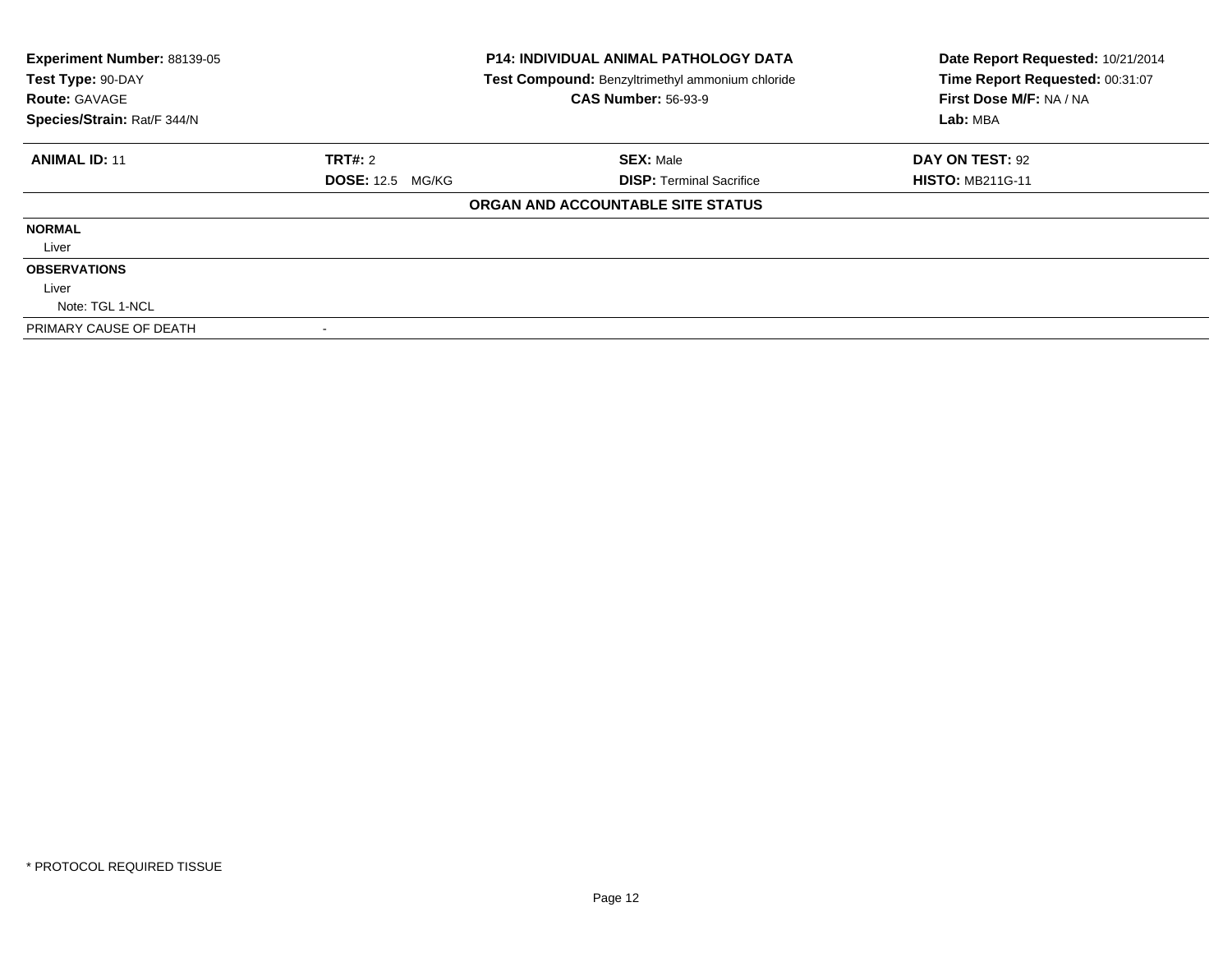| **Experiment Number:** 88139-05 | **P14: INDIVIDUAL ANIMAL PATHOLOGY DATA** | **Date Report Requested:** 10/21/2014 |
|---|---|---|
| **Test Type:** 90-DAY | **Test Compound:** Benzyltrimethyl ammonium chloride | **Time Report Requested:** 00:31:07 |
| **Route:** GAVAGE | **CAS Number:** 56-93-9 | **First Dose M/F:** NA / NA |
| **Species/Strain:** Rat/F 344/N | | **Lab:** MBA |

| **ANIMAL ID:** 11 | **TRT#:** 2 | **SEX:** Male | **DAY ON TEST:** 92 |
|---|---|---|---|
| | **DOSE:** 12.5 MG/KG | **DISP:** Terminal Sacrifice | **HISTO:** MB211G-11 |

**ORGAN AND ACCOUNTABLE SITE STATUS**

**NORMAL**

Liver

**OBSERVATIONS**

Liver

Note: TGL 1-NCL

PRIMARY CAUSE OF DEATH -

* PROTOCOL REQUIRED TISSUE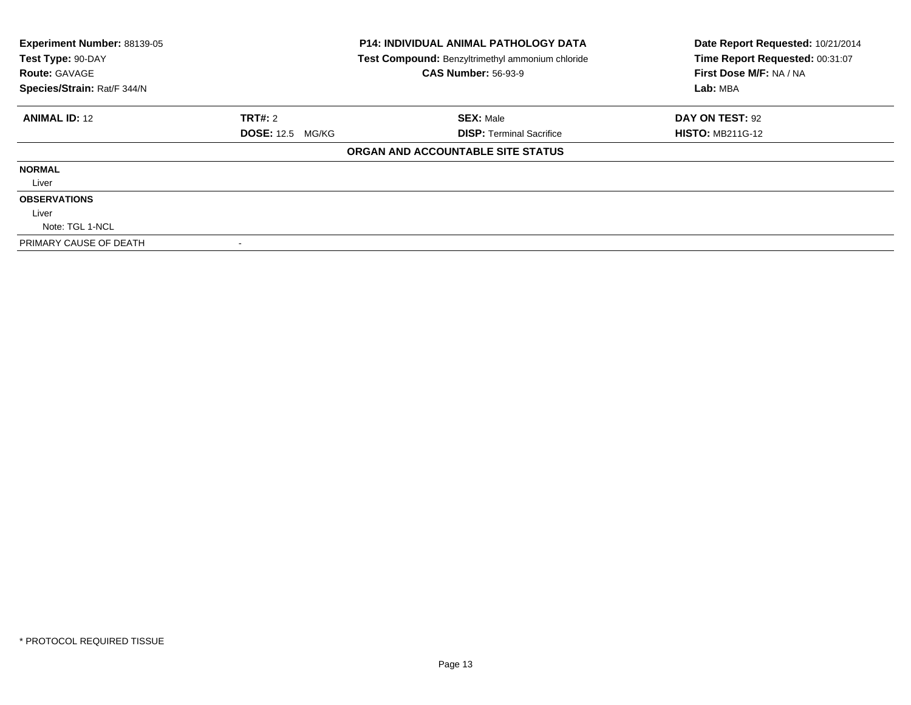**Experiment Number:** 88139-05
**Test Type:** 90-DAY
**Route:** GAVAGE
**Species/Strain:** Rat/F 344/N

**P14: INDIVIDUAL ANIMAL PATHOLOGY DATA**
**Test Compound:** Benzyltrimethyl ammonium chloride
**CAS Number:** 56-93-9

**Date Report Requested:** 10/21/2014
**Time Report Requested:** 00:31:07
**First Dose M/F:** NA / NA
**Lab:** MBA

| **ANIMAL ID:** 12 | **TRT#:** 2 | **SEX:** Male | **DAY ON TEST:** 92 |
|---|---|---|---|
| | **DOSE:** 12.5 MG/KG | **DISP:** Terminal Sacrifice | **HISTO:** MB211G-12 |

**ORGAN AND ACCOUNTABLE SITE STATUS**

**NORMAL**

Liver

**OBSERVATIONS**

Liver

Note: TGL 1-NCL

PRIMARY CAUSE OF DEATH -

\* PROTOCOL REQUIRED TISSUE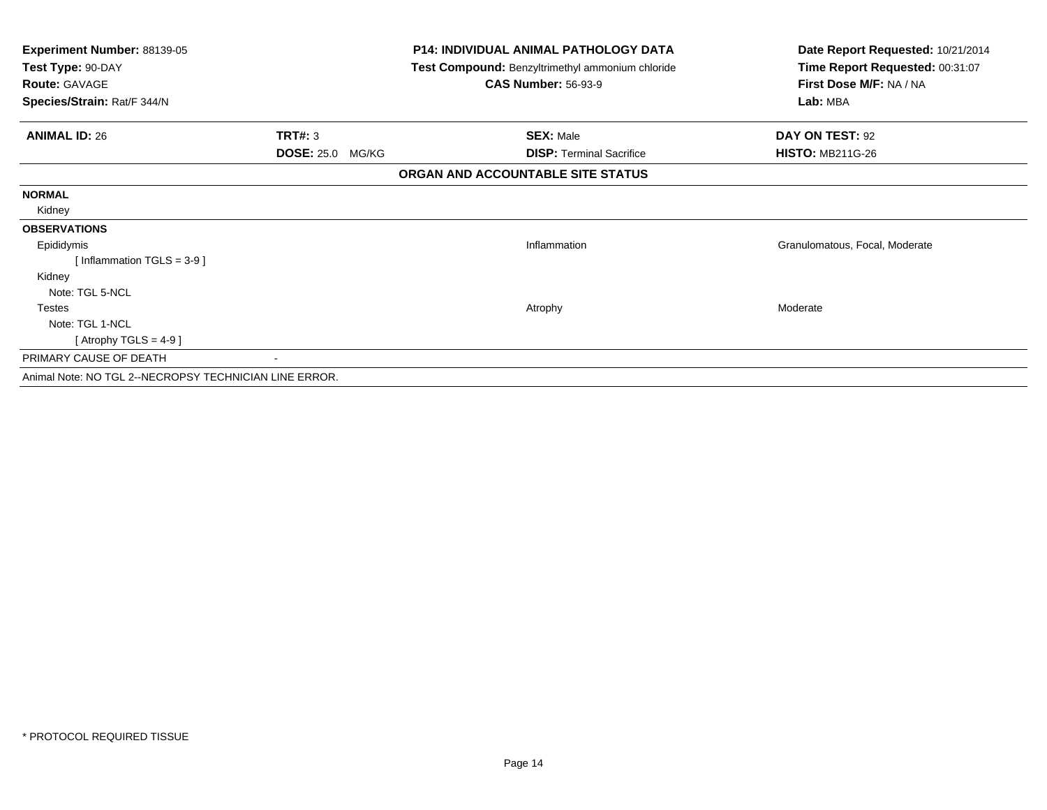**Experiment Number:** 88139-05
**Test Type:** 90-DAY
**Route:** GAVAGE
**Species/Strain:** Rat/F 344/N

**P14: INDIVIDUAL ANIMAL PATHOLOGY DATA**
**Test Compound:** Benzyltrimethyl ammonium chloride
**CAS Number:** 56-93-9

**Date Report Requested:** 10/21/2014
**Time Report Requested:** 00:31:07
**First Dose M/F:** NA / NA
**Lab:** MBA

| **ANIMAL ID:** 26 | **TRT#:** 3 | **SEX:** Male | **DAY ON TEST:** 92 |
|---|---|---|---|
| | **DOSE:** 25.0 MG/KG | **DISP:** Terminal Sacrifice | **HISTO:** MB211G-26 |

**ORGAN AND ACCOUNTABLE SITE STATUS**

| | | |
|---|---|---|
| **NORMAL** | | |
| Kidney | | |
| **OBSERVATIONS** | | |
| Epididymis | Inflammation | Granulomatous, Focal, Moderate |
| [ Inflammation TGLS = 3-9 ] | | |
| Kidney | | |
| Note: TGL 5-NCL | | |
| Testes | Atrophy | Moderate |
| Note: TGL 1-NCL | | |
| [ Atrophy TGLS = 4-9 ] | | |
| PRIMARY CAUSE OF DEATH | - | |

Animal Note: NO TGL 2--NECROPSY TECHNICIAN LINE ERROR.

* PROTOCOL REQUIRED TISSUE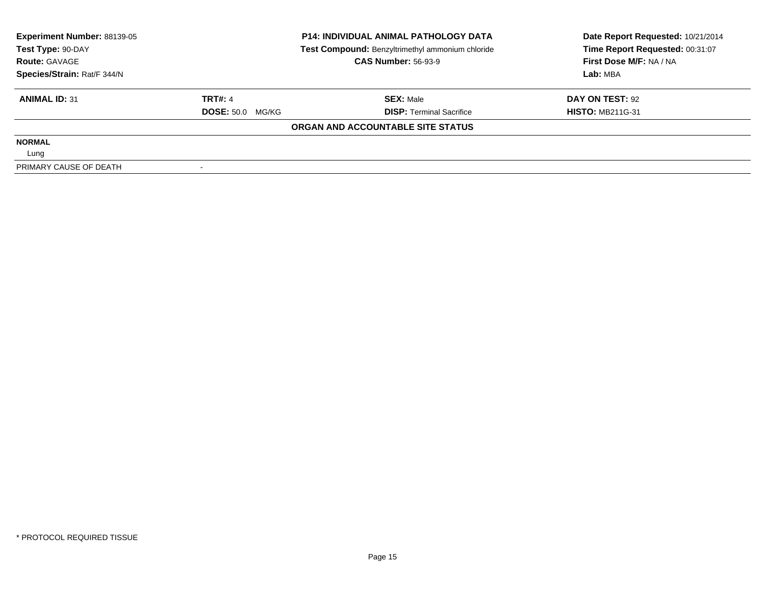| **Experiment Number:** 88139-05 | **P14: INDIVIDUAL ANIMAL PATHOLOGY DATA** | **Date Report Requested:** 10/21/2014 |
|---|---|---|
| **Test Type:** 90-DAY | **Test Compound:** Benzyltrimethyl ammonium chloride | **Time Report Requested:** 00:31:07 |
| **Route:** GAVAGE | **CAS Number:** 56-93-9 | **First Dose M/F:** NA / NA |
| **Species/Strain:** Rat/F 344/N | | **Lab:** MBA |

| **ANIMAL ID:** 31 | **TRT#:** 4 | **SEX:** Male | **DAY ON TEST:** 92 |
|---|---|---|---|
| | **DOSE:** 50.0 MG/KG | **DISP:** Terminal Sacrifice | **HISTO:** MB211G-31 |

**ORGAN AND ACCOUNTABLE SITE STATUS**

| | |
|---|---|
| **NORMAL** | |
| Lung | |
| PRIMARY CAUSE OF DEATH | - |

* PROTOCOL REQUIRED TISSUE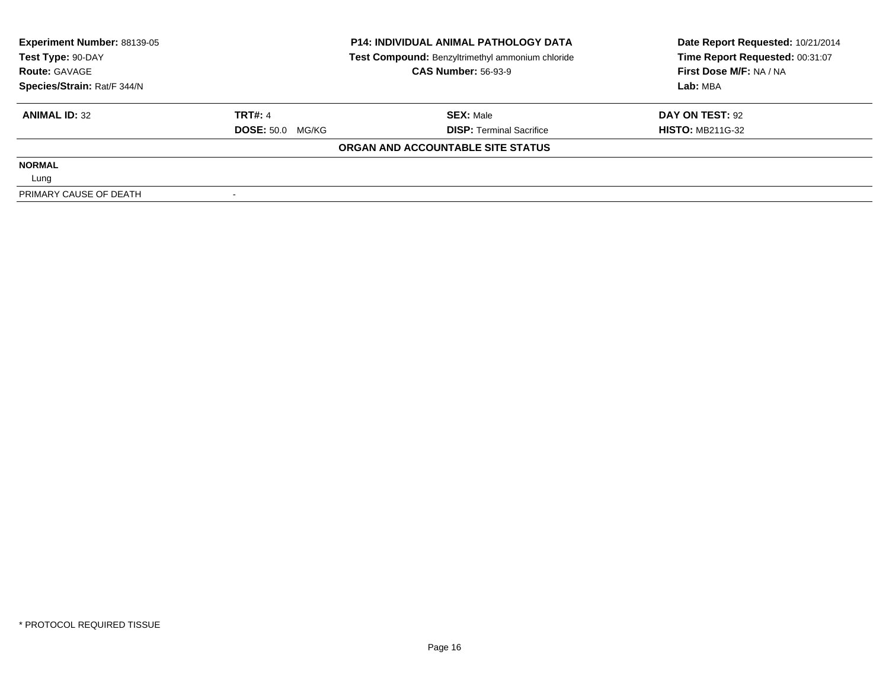| **Experiment Number:** 88139-05 | **P14: INDIVIDUAL ANIMAL PATHOLOGY DATA** | **Date Report Requested:** 10/21/2014 |
|---|---|---|
| **Test Type:** 90-DAY | **Test Compound:** Benzyltrimethyl ammonium chloride | **Time Report Requested:** 00:31:07 |
| **Route:** GAVAGE | **CAS Number:** 56-93-9 | **First Dose M/F:** NA / NA |
| **Species/Strain:** Rat/F 344/N | | **Lab:** MBA |

| **ANIMAL ID:** 32 | **TRT#:** 4 | **SEX:** Male | **DAY ON TEST:** 92 |
|---|---|---|---|
| | **DOSE:** 50.0 MG/KG | **DISP:** Terminal Sacrifice | **HISTO:** MB211G-32 |

**ORGAN AND ACCOUNTABLE SITE STATUS**

| | |
|---|---|
| **NORMAL** | |
| Lung | |
| PRIMARY CAUSE OF DEATH | - |

* PROTOCOL REQUIRED TISSUE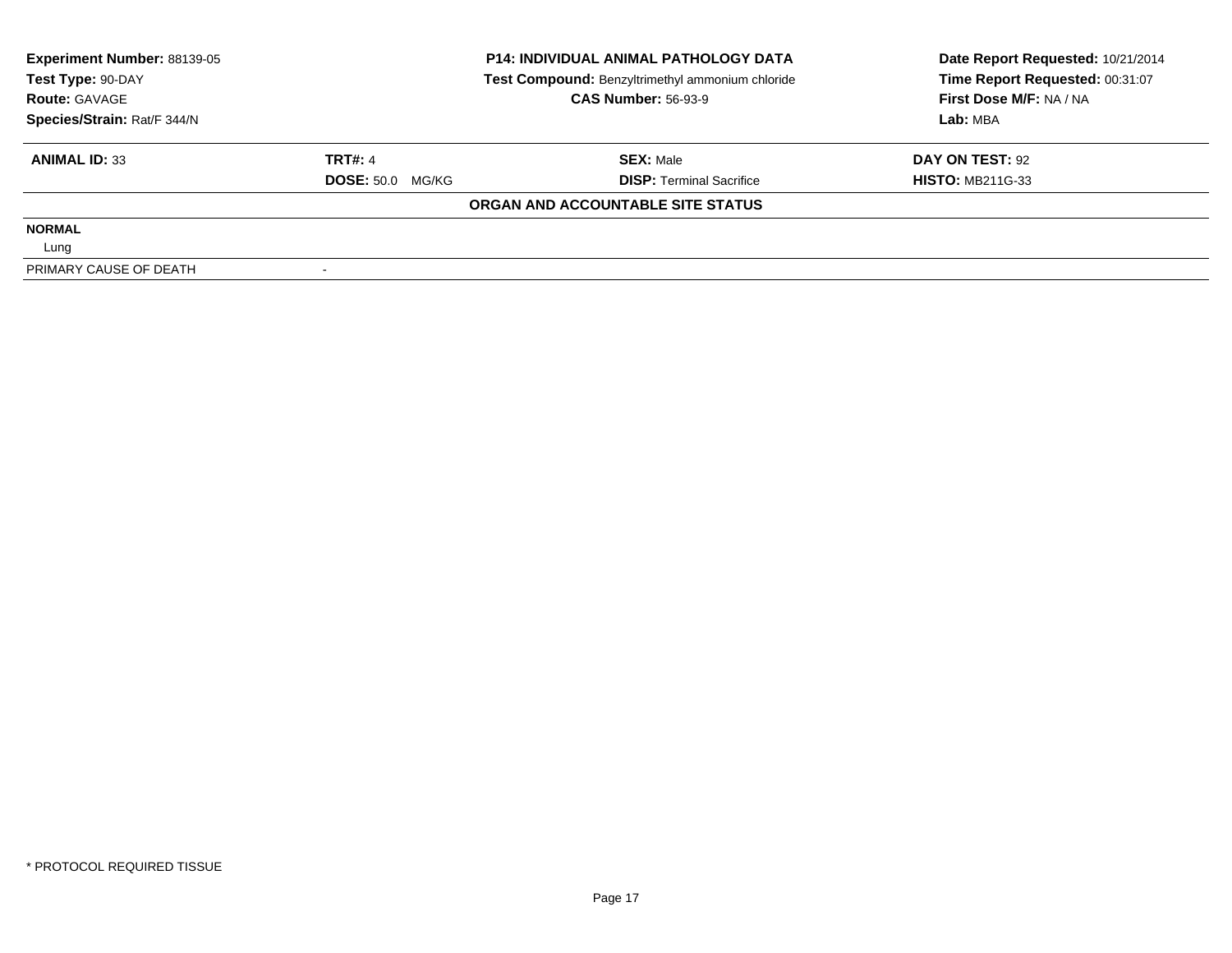| **Experiment Number:** 88139-05 | **P14: INDIVIDUAL ANIMAL PATHOLOGY DATA** | **Date Report Requested:** 10/21/2014 |
|---|---|---|
| **Test Type:** 90-DAY | **Test Compound:** Benzyltrimethyl ammonium chloride | **Time Report Requested:** 00:31:07 |
| **Route:** GAVAGE | **CAS Number:** 56-93-9 | **First Dose M/F:** NA / NA |
| **Species/Strain:** Rat/F 344/N | | **Lab:** MBA |

| **ANIMAL ID:** 33 | **TRT#:** 4 | **SEX:** Male | **DAY ON TEST:** 92 |
|---|---|---|---|
| | **DOSE:** 50.0 MG/KG | **DISP:** Terminal Sacrifice | **HISTO:** MB211G-33 |

**ORGAN AND ACCOUNTABLE SITE STATUS**

**NORMAL**

Lung

| PRIMARY CAUSE OF DEATH | - |
|---|---|

* PROTOCOL REQUIRED TISSUE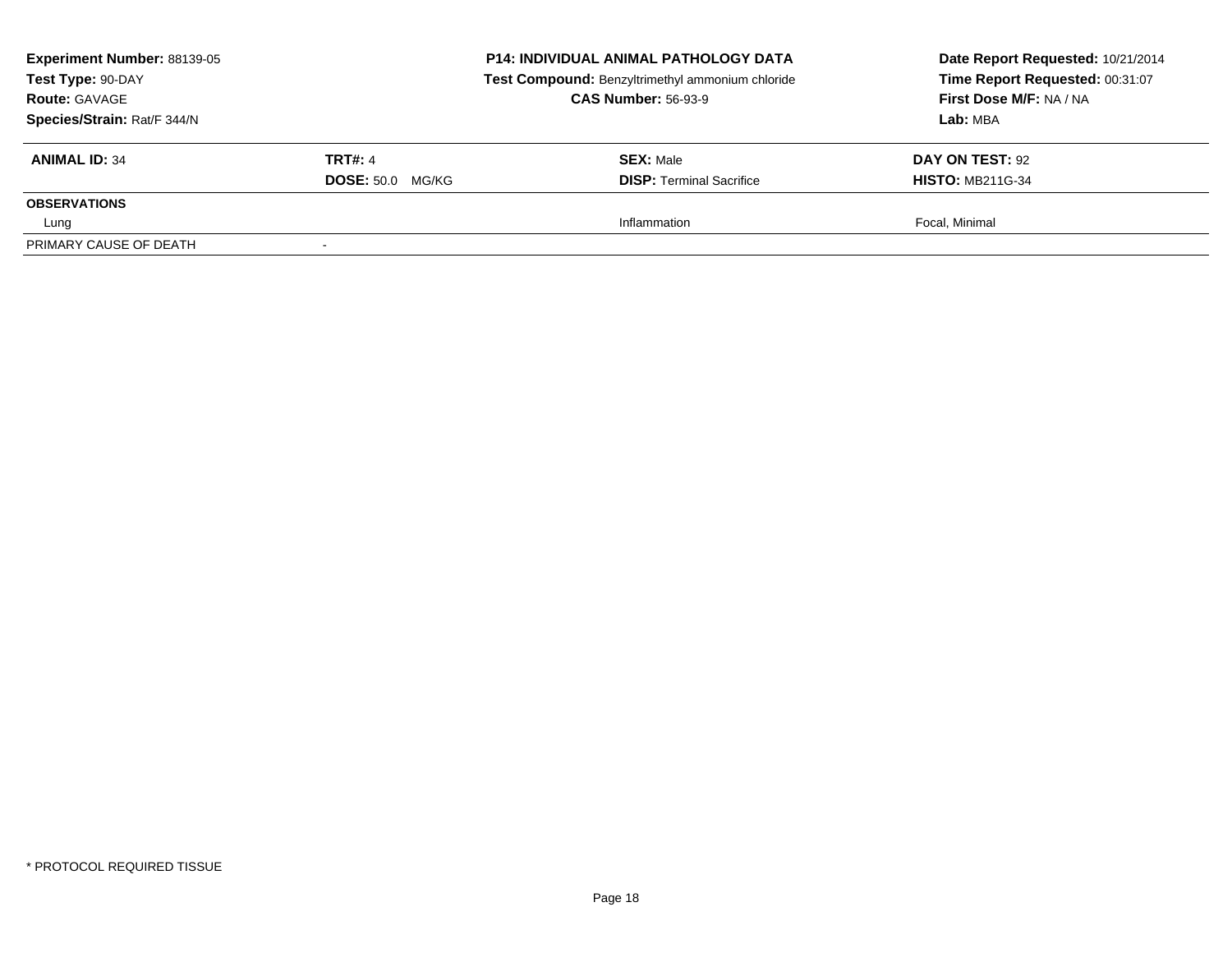| **Experiment Number:** 88139-05 | **P14: INDIVIDUAL ANIMAL PATHOLOGY DATA** | **Date Report Requested:** 10/21/2014 |
|---|---|---|
| **Test Type:** 90-DAY | **Test Compound:** Benzyltrimethyl ammonium chloride | **Time Report Requested:** 00:31:07 |
| **Route:** GAVAGE | **CAS Number:** 56-93-9 | **First Dose M/F:** NA / NA |
| **Species/Strain:** Rat/F 344/N | | **Lab:** MBA |

| **ANIMAL ID:** 34 | **TRT#:** 4 | **SEX:** Male | **DAY ON TEST:** 92 |
|---|---|---|---|
| | **DOSE:** 50.0 MG/KG | **DISP:** Terminal Sacrifice | **HISTO:** MB211G-34 |
| **OBSERVATIONS** | | | |
| Lung | | Inflammation | Focal, Minimal |
| PRIMARY CAUSE OF DEATH | - | | |

* PROTOCOL REQUIRED TISSUE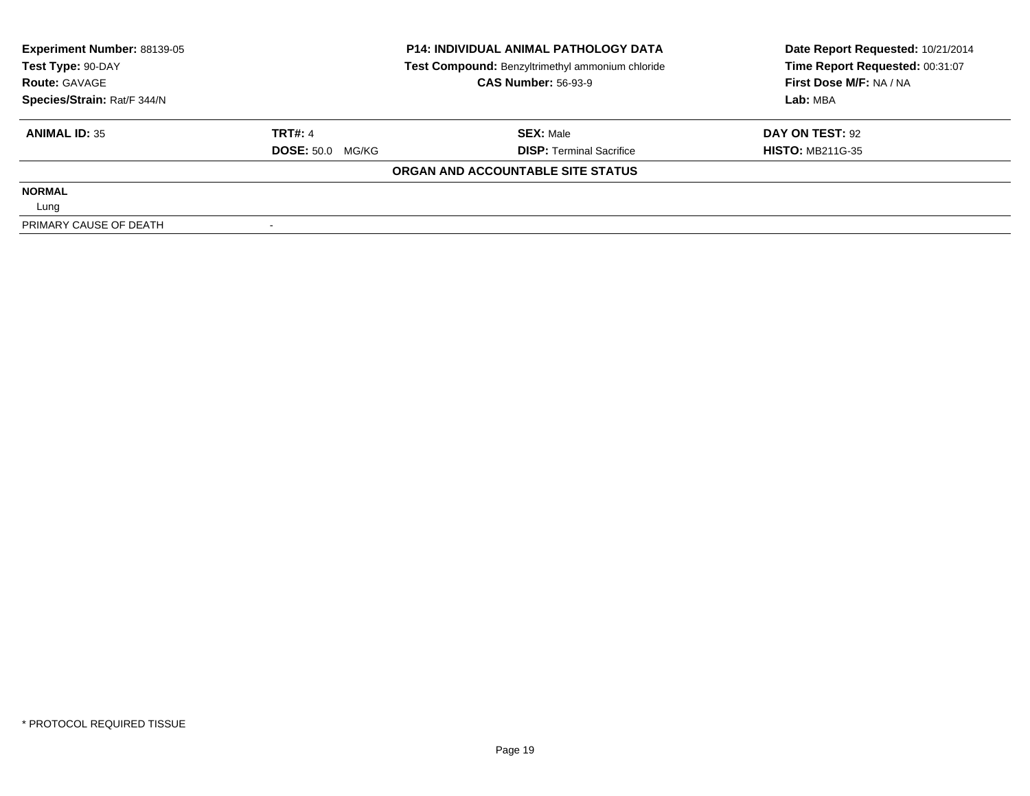**Experiment Number:** 88139-05
**Test Type:** 90-DAY
**Route:** GAVAGE
**Species/Strain:** Rat/F 344/N

**P14: INDIVIDUAL ANIMAL PATHOLOGY DATA**
**Test Compound:** Benzyltrimethyl ammonium chloride
**CAS Number:** 56-93-9

**Date Report Requested:** 10/21/2014
**Time Report Requested:** 00:31:07
**First Dose M/F:** NA / NA
**Lab:** MBA

| **ANIMAL ID:** 35 | **TRT#:** 4 | **SEX:** Male | **DAY ON TEST:** 92 |
|---|---|---|---|
| | **DOSE:** 50.0 MG/KG | **DISP:** Terminal Sacrifice | **HISTO:** MB211G-35 |

**ORGAN AND ACCOUNTABLE SITE STATUS**

| | |
|---|---|
| **NORMAL** | |
| Lung | |
| PRIMARY CAUSE OF DEATH | - |

* PROTOCOL REQUIRED TISSUE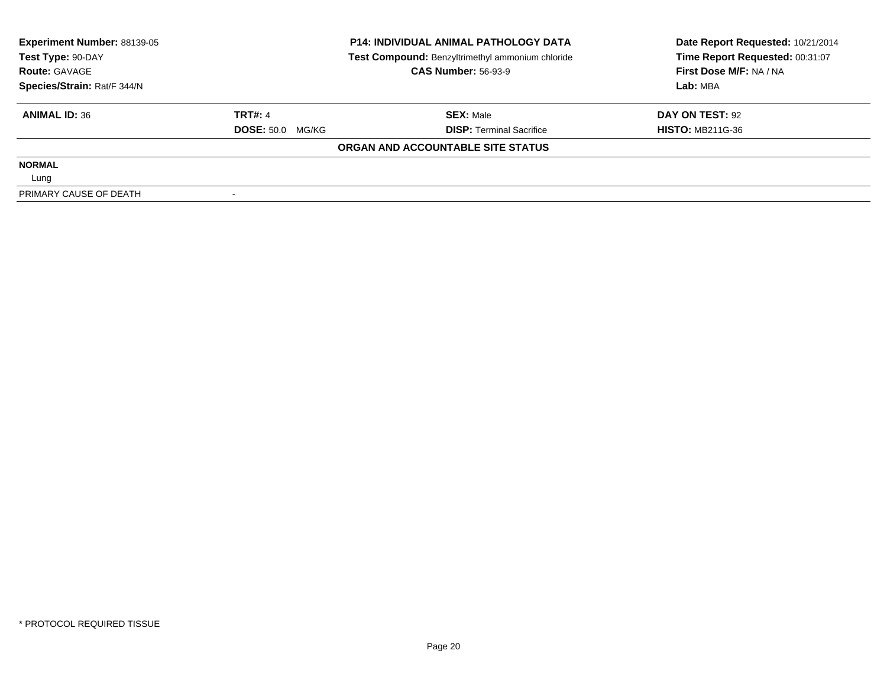**Experiment Number:** 88139-05
**Test Type:** 90-DAY
**Route:** GAVAGE
**Species/Strain:** Rat/F 344/N

**P14: INDIVIDUAL ANIMAL PATHOLOGY DATA**
**Test Compound:** Benzyltrimethyl ammonium chloride
**CAS Number:** 56-93-9

**Date Report Requested:** 10/21/2014
**Time Report Requested:** 00:31:07
**First Dose M/F:** NA / NA
**Lab:** MBA

| **ANIMAL ID:** 36 | **TRT#:** 4 | **SEX:** Male | **DAY ON TEST:** 92 |
|---|---|---|---|
| | **DOSE:** 50.0 MG/KG | **DISP:** Terminal Sacrifice | **HISTO:** MB211G-36 |

**ORGAN AND ACCOUNTABLE SITE STATUS**

| | |
|---|---|
| **NORMAL** | |
| Lung | |
| PRIMARY CAUSE OF DEATH | - |

* PROTOCOL REQUIRED TISSUE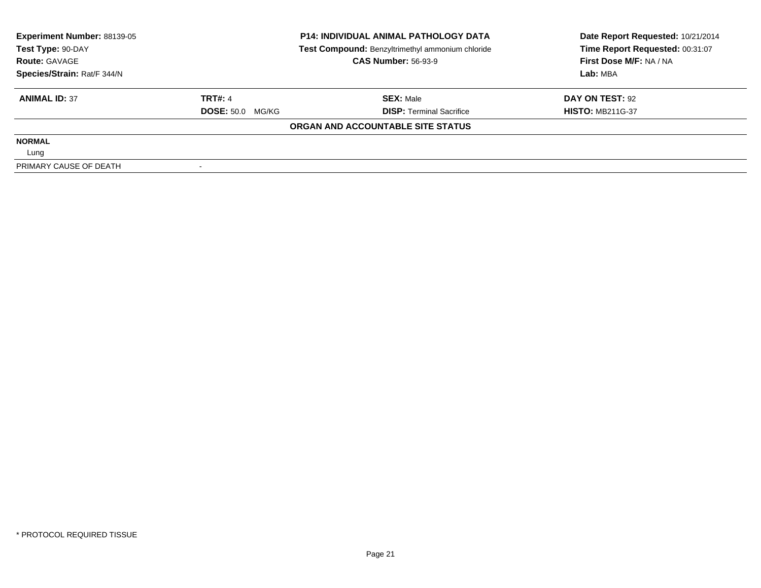**Experiment Number:** 88139-05
**Test Type:** 90-DAY
**Route:** GAVAGE
**Species/Strain:** Rat/F 344/N

**P14: INDIVIDUAL ANIMAL PATHOLOGY DATA**
**Test Compound:** Benzyltrimethyl ammonium chloride
**CAS Number:** 56-93-9

**Date Report Requested:** 10/21/2014
**Time Report Requested:** 00:31:07
**First Dose M/F:** NA / NA
**Lab:** MBA

| **ANIMAL ID:** 37 | **TRT#:** 4 | **SEX:** Male | **DAY ON TEST:** 92 |
|---|---|---|---|
| | **DOSE:** 50.0 MG/KG | **DISP:** Terminal Sacrifice | **HISTO:** MB211G-37 |

**ORGAN AND ACCOUNTABLE SITE STATUS**

| | |
|---|---|
| **NORMAL** | |
| Lung | |
| PRIMARY CAUSE OF DEATH | - |

* PROTOCOL REQUIRED TISSUE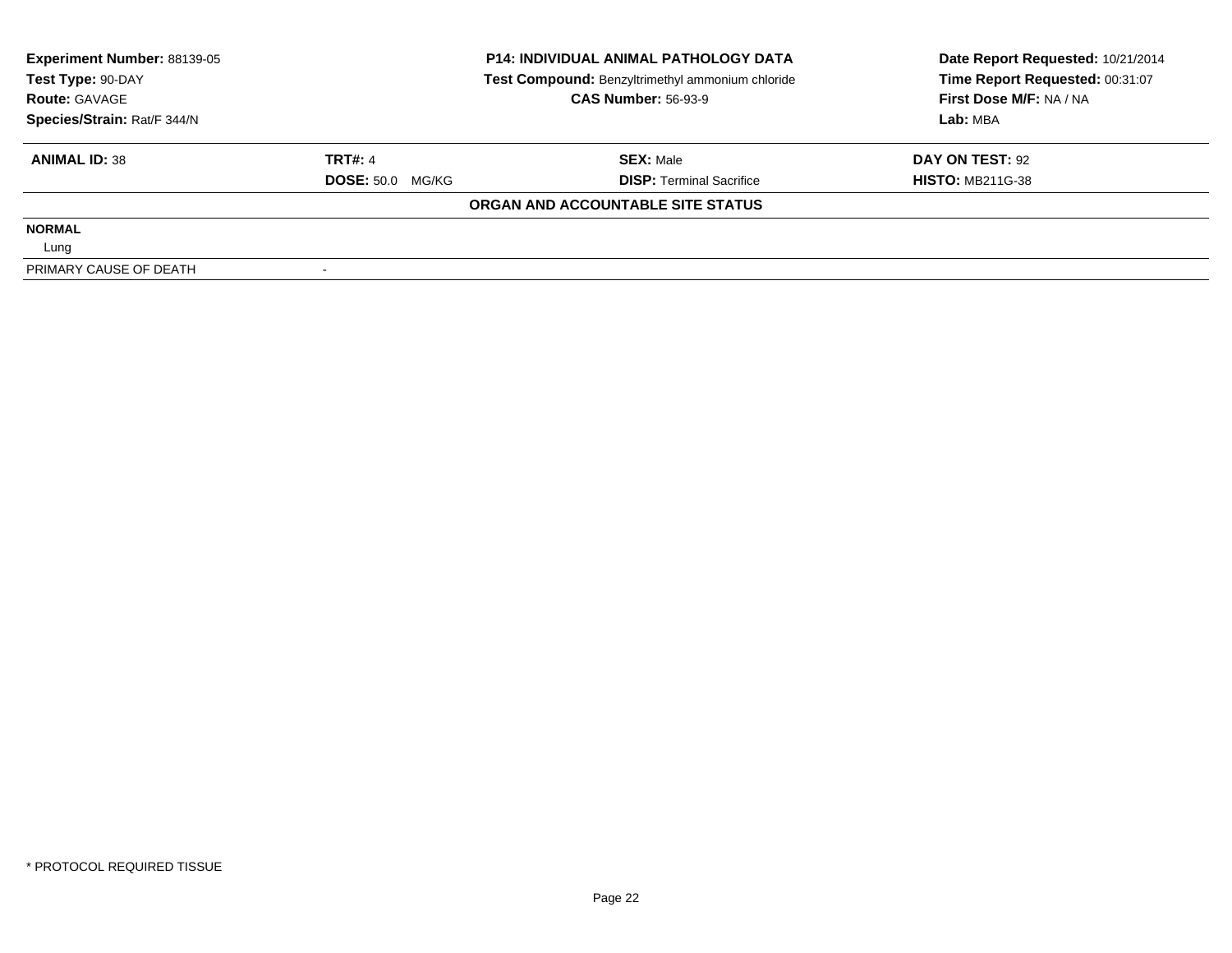| Experiment Number: 88139-05 | P14: INDIVIDUAL ANIMAL PATHOLOGY DATA | Date Report Requested: 10/21/2014 |
|---|---|---|
| Test Type: 90-DAY | Test Compound: Benzyltrimethyl ammonium chloride | Time Report Requested: 00:31:07 |
| Route: GAVAGE | CAS Number: 56-93-9 | First Dose M/F: NA / NA |
| Species/Strain: Rat/F 344/N | | Lab: MBA |

| ANIMAL ID: 38 | TRT#: 4 | SEX: Male | DAY ON TEST: 92 |
|---|---|---|---|
| | DOSE: 50.0 MG/KG | DISP: Terminal Sacrifice | HISTO: MB211G-38 |

**ORGAN AND ACCOUNTABLE SITE STATUS**

| | |
|---|---|
| **NORMAL** | |
| Lung | |
| PRIMARY CAUSE OF DEATH | - |

\* PROTOCOL REQUIRED TISSUE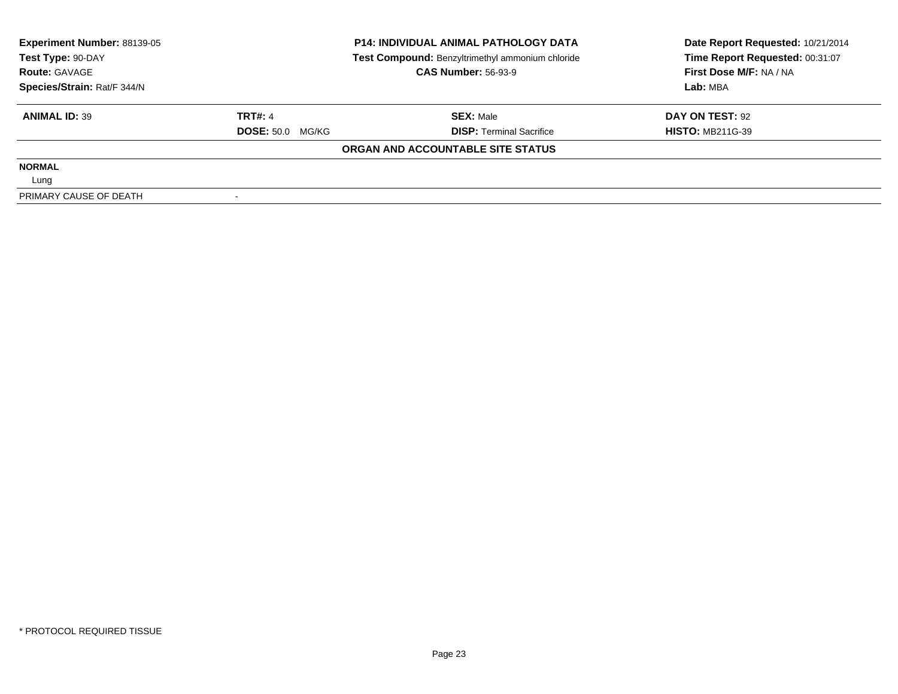**Experiment Number:** 88139-05
**Test Type:** 90-DAY
**Route:** GAVAGE
**Species/Strain:** Rat/F 344/N

**P14: INDIVIDUAL ANIMAL PATHOLOGY DATA**
**Test Compound:** Benzyltrimethyl ammonium chloride
**CAS Number:** 56-93-9

**Date Report Requested:** 10/21/2014
**Time Report Requested:** 00:31:07
**First Dose M/F:** NA / NA
**Lab:** MBA

| **ANIMAL ID:** 39 | **TRT#:** 4 | **SEX:** Male | **DAY ON TEST:** 92 |
|---|---|---|---|
| | **DOSE:** 50.0 MG/KG | **DISP:** Terminal Sacrifice | **HISTO:** MB211G-39 |

**ORGAN AND ACCOUNTABLE SITE STATUS**

| | |
|---|---|
| **NORMAL** | |
| Lung | |
| PRIMARY CAUSE OF DEATH | - |

\* PROTOCOL REQUIRED TISSUE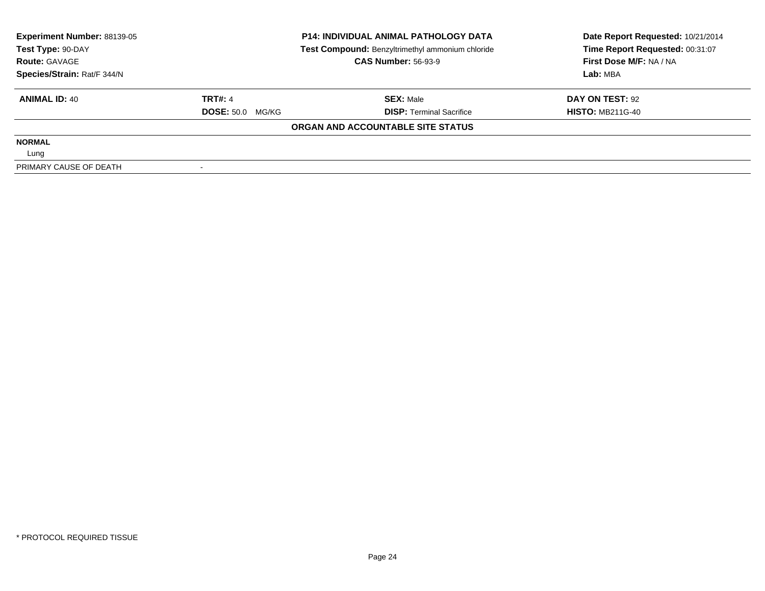| **Experiment Number:** 88139-05 | **P14: INDIVIDUAL ANIMAL PATHOLOGY DATA** | **Date Report Requested:** 10/21/2014 |
|---|---|---|
| **Test Type:** 90-DAY | **Test Compound:** Benzyltrimethyl ammonium chloride | **Time Report Requested:** 00:31:07 |
| **Route:** GAVAGE | **CAS Number:** 56-93-9 | **First Dose M/F:** NA / NA |
| **Species/Strain:** Rat/F 344/N | | **Lab:** MBA |

| **ANIMAL ID:** 40 | **TRT#:** 4 | **SEX:** Male | **DAY ON TEST:** 92 |
|---|---|---|---|
| | **DOSE:** 50.0 MG/KG | **DISP:** Terminal Sacrifice | **HISTO:** MB211G-40 |

**ORGAN AND ACCOUNTABLE SITE STATUS**

| | |
|---|---|
| **NORMAL** | |
| Lung | |
| PRIMARY CAUSE OF DEATH | - |

\* PROTOCOL REQUIRED TISSUE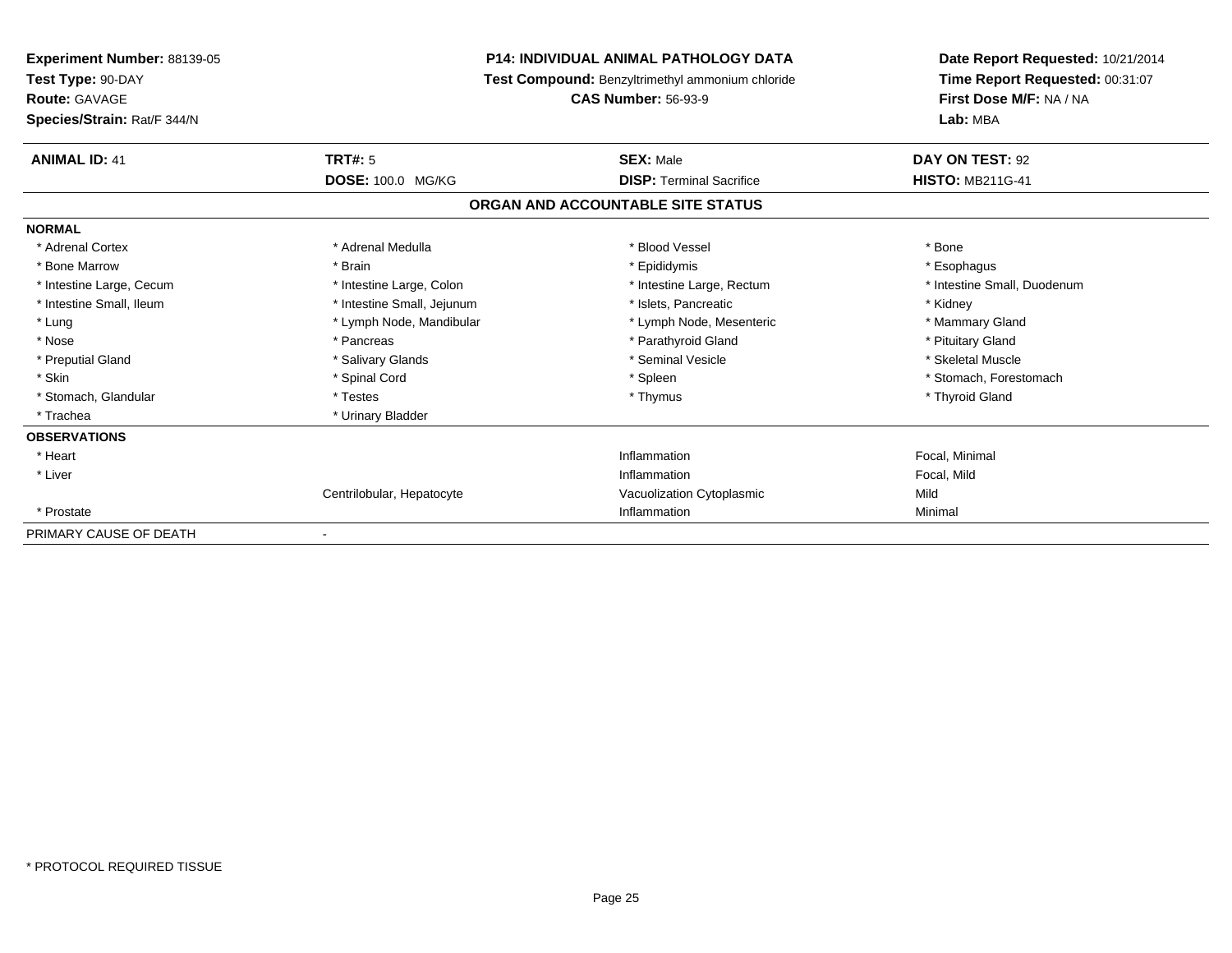**Experiment Number:** 88139-05
**Test Type:** 90-DAY
**Route:** GAVAGE
**Species/Strain:** Rat/F 344/N

**P14: INDIVIDUAL ANIMAL PATHOLOGY DATA**
**Test Compound:** Benzyltrimethyl ammonium chloride
**CAS Number:** 56-93-9

**Date Report Requested:** 10/21/2014
**Time Report Requested:** 00:31:07
**First Dose M/F:** NA / NA
**Lab:** MBA

| **ANIMAL ID:** 41 | **TRT#:** 5 | **SEX:** Male | **DAY ON TEST:** 92 |
|---|---|---|---|
| | **DOSE:** 100.0 MG/KG | **DISP:** Terminal Sacrifice | **HISTO:** MB211G-41 |

## ORGAN AND ACCOUNTABLE SITE STATUS

| | | | |
|---|---|---|---|
| **NORMAL** | | | |
| * Adrenal Cortex | * Adrenal Medulla | * Blood Vessel | * Bone |
| * Bone Marrow | * Brain | * Epididymis | * Esophagus |
| * Intestine Large, Cecum | * Intestine Large, Colon | * Intestine Large, Rectum | * Intestine Small, Duodenum |
| * Intestine Small, Ileum | * Intestine Small, Jejunum | * Islets, Pancreatic | * Kidney |
| * Lung | * Lymph Node, Mandibular | * Lymph Node, Mesenteric | * Mammary Gland |
| * Nose | * Pancreas | * Parathyroid Gland | * Pituitary Gland |
| * Preputial Gland | * Salivary Glands | * Seminal Vesicle | * Skeletal Muscle |
| * Skin | * Spinal Cord | * Spleen | * Stomach, Forestomach |
| * Stomach, Glandular | * Testes | * Thymus | * Thyroid Gland |
| * Trachea | * Urinary Bladder | | |
| **OBSERVATIONS** | | | |
| * Heart | | Inflammation | Focal, Minimal |
| * Liver | | Inflammation | Focal, Mild |
| | Centrilobular, Hepatocyte | Vacuolization Cytoplasmic | Mild |
| * Prostate | | Inflammation | Minimal |
| PRIMARY CAUSE OF DEATH | - | | |

* PROTOCOL REQUIRED TISSUE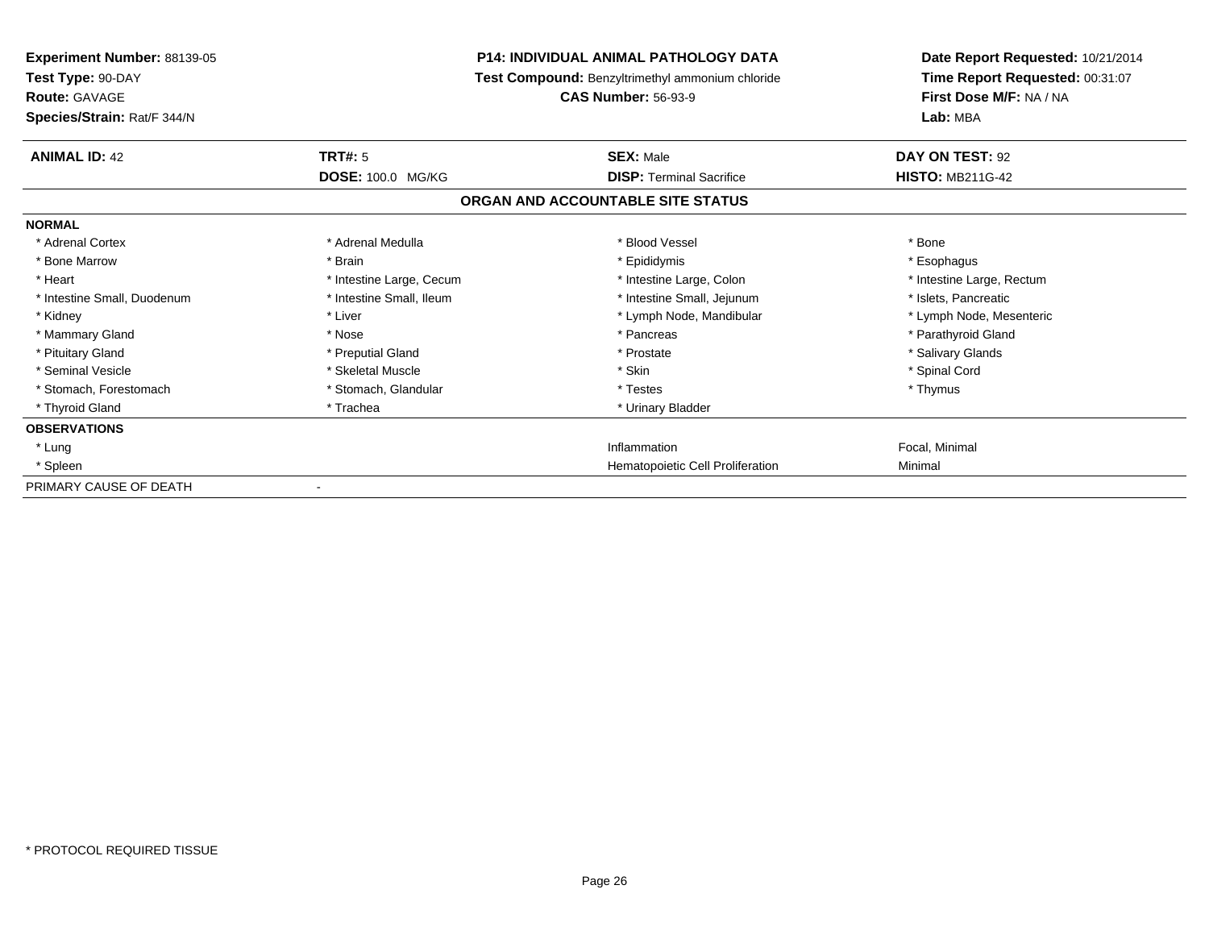**Experiment Number:** 88139-05
**Test Type:** 90-DAY
**Route:** GAVAGE
**Species/Strain:** Rat/F 344/N

**P14: INDIVIDUAL ANIMAL PATHOLOGY DATA**
**Test Compound:** Benzyltrimethyl ammonium chloride
**CAS Number:** 56-93-9

**Date Report Requested:** 10/21/2014
**Time Report Requested:** 00:31:07
**First Dose M/F:** NA / NA
**Lab:** MBA

| **ANIMAL ID:** 42 | **TRT#:** 5 | **SEX:** Male | **DAY ON TEST:** 92 |
|---|---|---|---|
| | **DOSE:** 100.0 MG/KG | **DISP:** Terminal Sacrifice | **HISTO:** MB211G-42 |

**ORGAN AND ACCOUNTABLE SITE STATUS**

| | | | |
|---|---|---|---|
| **NORMAL** | | | |
| * Adrenal Cortex | * Adrenal Medulla | * Blood Vessel | * Bone |
| * Bone Marrow | * Brain | * Epididymis | * Esophagus |
| * Heart | * Intestine Large, Cecum | * Intestine Large, Colon | * Intestine Large, Rectum |
| * Intestine Small, Duodenum | * Intestine Small, Ileum | * Intestine Small, Jejunum | * Islets, Pancreatic |
| * Kidney | * Liver | * Lymph Node, Mandibular | * Lymph Node, Mesenteric |
| * Mammary Gland | * Nose | * Pancreas | * Parathyroid Gland |
| * Pituitary Gland | * Preputial Gland | * Prostate | * Salivary Glands |
| * Seminal Vesicle | * Skeletal Muscle | * Skin | * Spinal Cord |
| * Stomach, Forestomach | * Stomach, Glandular | * Testes | * Thymus |
| * Thyroid Gland | * Trachea | * Urinary Bladder | |
| **OBSERVATIONS** | | | |
| * Lung | | Inflammation | Focal, Minimal |
| * Spleen | | Hematopoietic Cell Proliferation | Minimal |
| PRIMARY CAUSE OF DEATH | - | | |

* PROTOCOL REQUIRED TISSUE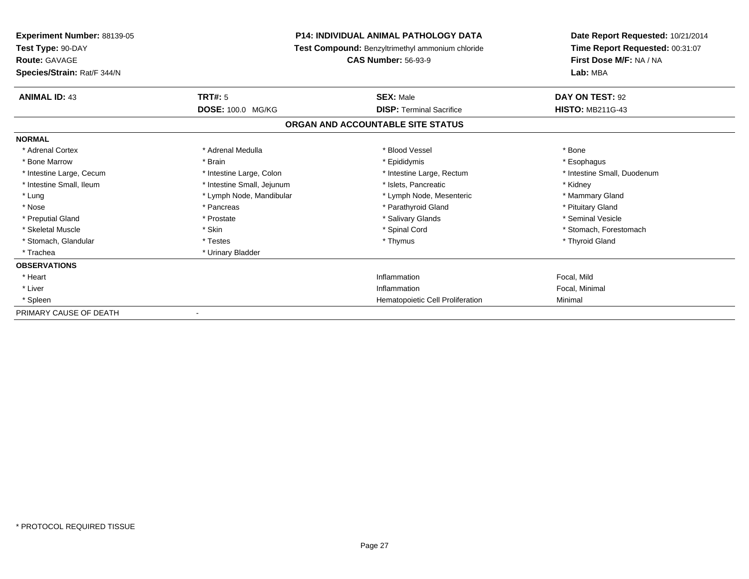**Experiment Number:** 88139-05
**Test Type:** 90-DAY
**Route:** GAVAGE
**Species/Strain:** Rat/F 344/N

**P14: INDIVIDUAL ANIMAL PATHOLOGY DATA**
**Test Compound:** Benzyltrimethyl ammonium chloride
**CAS Number:** 56-93-9

**Date Report Requested:** 10/21/2014
**Time Report Requested:** 00:31:07
**First Dose M/F:** NA / NA
**Lab:** MBA

| **ANIMAL ID:** 43 | **TRT#:** 5 | **SEX:** Male | **DAY ON TEST:** 92 |
|---|---|---|---|
| | **DOSE:** 100.0 MG/KG | **DISP:** Terminal Sacrifice | **HISTO:** MB211G-43 |

## ORGAN AND ACCOUNTABLE SITE STATUS

**NORMAL**

| | | | |
|---|---|---|---|
| * Adrenal Cortex | * Adrenal Medulla | * Blood Vessel | * Bone |
| * Bone Marrow | * Brain | * Epididymis | * Esophagus |
| * Intestine Large, Cecum | * Intestine Large, Colon | * Intestine Large, Rectum | * Intestine Small, Duodenum |
| * Intestine Small, Ileum | * Intestine Small, Jejunum | * Islets, Pancreatic | * Kidney |
| * Lung | * Lymph Node, Mandibular | * Lymph Node, Mesenteric | * Mammary Gland |
| * Nose | * Pancreas | * Parathyroid Gland | * Pituitary Gland |
| * Preputial Gland | * Prostate | * Salivary Glands | * Seminal Vesicle |
| * Skeletal Muscle | * Skin | * Spinal Cord | * Stomach, Forestomach |
| * Stomach, Glandular | * Testes | * Thymus | * Thyroid Gland |
| * Trachea | * Urinary Bladder | | |

**OBSERVATIONS**

| | | |
|---|---|---|
| * Heart | Inflammation | Focal, Mild |
| * Liver | Inflammation | Focal, Minimal |
| * Spleen | Hematopoietic Cell Proliferation | Minimal |

PRIMARY CAUSE OF DEATH -

* PROTOCOL REQUIRED TISSUE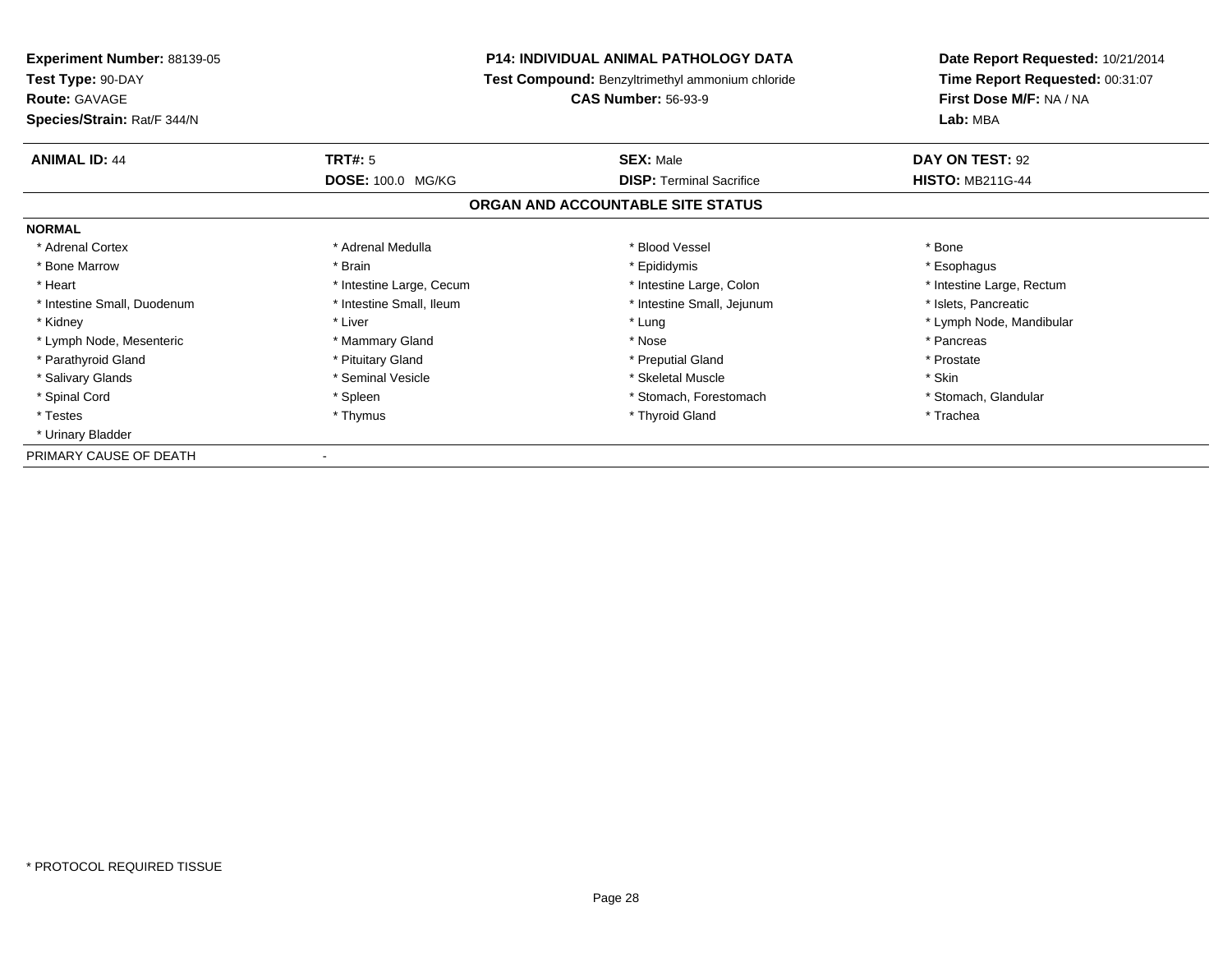**Experiment Number:** 88139-05
**Test Type:** 90-DAY
**Route:** GAVAGE
**Species/Strain:** Rat/F 344/N

**P14: INDIVIDUAL ANIMAL PATHOLOGY DATA**
**Test Compound:** Benzyltrimethyl ammonium chloride
**CAS Number:** 56-93-9

**Date Report Requested:** 10/21/2014
**Time Report Requested:** 00:31:07
**First Dose M/F:** NA / NA
**Lab:** MBA

| **ANIMAL ID:** 44 | **TRT#:** 5 | **SEX:** Male | **DAY ON TEST:** 92 |
|---|---|---|---|
| | **DOSE:** 100.0 MG/KG | **DISP:** Terminal Sacrifice | **HISTO:** MB211G-44 |

## ORGAN AND ACCOUNTABLE SITE STATUS

**NORMAL**

| | | | |
|---|---|---|---|
| * Adrenal Cortex | * Adrenal Medulla | * Blood Vessel | * Bone |
| * Bone Marrow | * Brain | * Epididymis | * Esophagus |
| * Heart | * Intestine Large, Cecum | * Intestine Large, Colon | * Intestine Large, Rectum |
| * Intestine Small, Duodenum | * Intestine Small, Ileum | * Intestine Small, Jejunum | * Islets, Pancreatic |
| * Kidney | * Liver | * Lung | * Lymph Node, Mandibular |
| * Lymph Node, Mesenteric | * Mammary Gland | * Nose | * Pancreas |
| * Parathyroid Gland | * Pituitary Gland | * Preputial Gland | * Prostate |
| * Salivary Glands | * Seminal Vesicle | * Skeletal Muscle | * Skin |
| * Spinal Cord | * Spleen | * Stomach, Forestomach | * Stomach, Glandular |
| * Testes | * Thymus | * Thyroid Gland | * Trachea |
| * Urinary Bladder | | | |

PRIMARY CAUSE OF DEATH -

* PROTOCOL REQUIRED TISSUE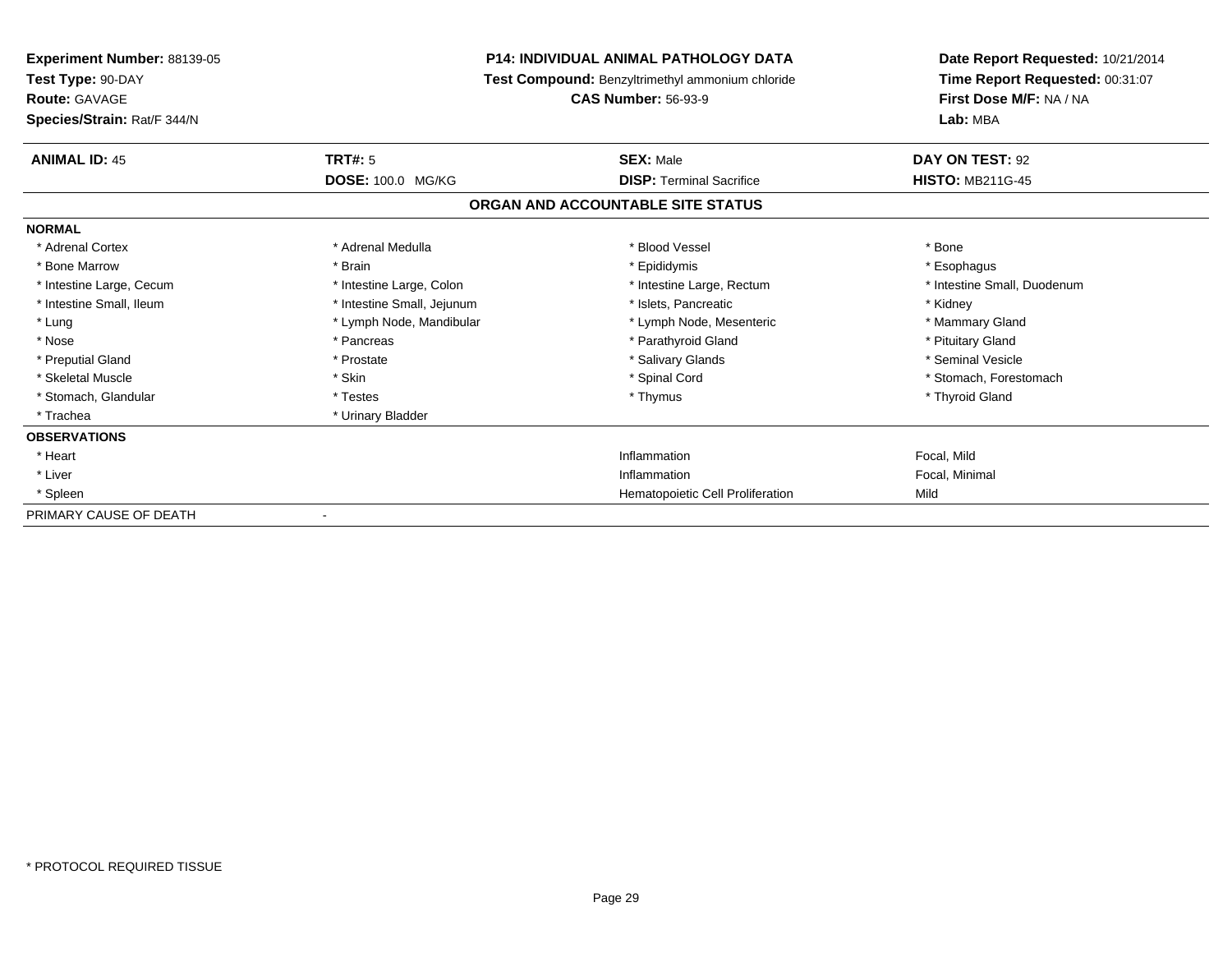**Experiment Number:** 88139-05
**Test Type:** 90-DAY
**Route:** GAVAGE
**Species/Strain:** Rat/F 344/N

**P14: INDIVIDUAL ANIMAL PATHOLOGY DATA**
**Test Compound:** Benzyltrimethyl ammonium chloride
**CAS Number:** 56-93-9

**Date Report Requested:** 10/21/2014
**Time Report Requested:** 00:31:07
**First Dose M/F:** NA / NA
**Lab:** MBA

| **ANIMAL ID:** 45 | **TRT#:** 5 | **SEX:** Male | **DAY ON TEST:** 92 |
|---|---|---|---|
| | **DOSE:** 100.0 MG/KG | **DISP:** Terminal Sacrifice | **HISTO:** MB211G-45 |

**ORGAN AND ACCOUNTABLE SITE STATUS**

**NORMAL**

| | | | |
|---|---|---|---|
| * Adrenal Cortex | * Adrenal Medulla | * Blood Vessel | * Bone |
| * Bone Marrow | * Brain | * Epididymis | * Esophagus |
| * Intestine Large, Cecum | * Intestine Large, Colon | * Intestine Large, Rectum | * Intestine Small, Duodenum |
| * Intestine Small, Ileum | * Intestine Small, Jejunum | * Islets, Pancreatic | * Kidney |
| * Lung | * Lymph Node, Mandibular | * Lymph Node, Mesenteric | * Mammary Gland |
| * Nose | * Pancreas | * Parathyroid Gland | * Pituitary Gland |
| * Preputial Gland | * Prostate | * Salivary Glands | * Seminal Vesicle |
| * Skeletal Muscle | * Skin | * Spinal Cord | * Stomach, Forestomach |
| * Stomach, Glandular | * Testes | * Thymus | * Thyroid Gland |
| * Trachea | * Urinary Bladder | | |

**OBSERVATIONS**

| | | |
|---|---|---|
| * Heart | Inflammation | Focal, Mild |
| * Liver | Inflammation | Focal, Minimal |
| * Spleen | Hematopoietic Cell Proliferation | Mild |

PRIMARY CAUSE OF DEATH -

\* PROTOCOL REQUIRED TISSUE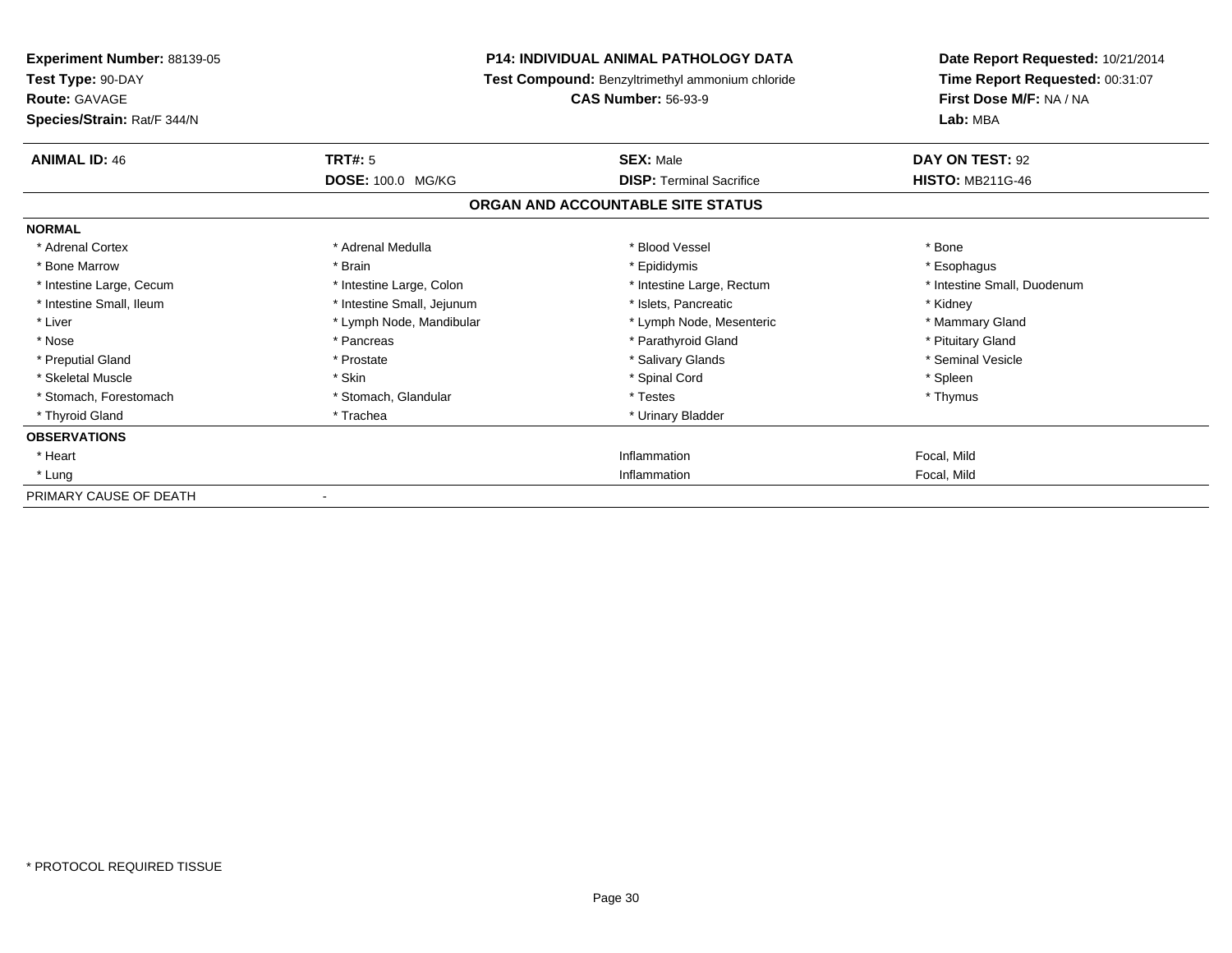**Experiment Number:** 88139-05
**Test Type:** 90-DAY
**Route:** GAVAGE
**Species/Strain:** Rat/F 344/N

**P14: INDIVIDUAL ANIMAL PATHOLOGY DATA**
**Test Compound:** Benzyltrimethyl ammonium chloride
**CAS Number:** 56-93-9

**Date Report Requested:** 10/21/2014
**Time Report Requested:** 00:31:07
**First Dose M/F:** NA / NA
**Lab:** MBA

| **ANIMAL ID:** 46 | **TRT#:** 5 | **SEX:** Male | **DAY ON TEST:** 92 |
|---|---|---|---|
| | **DOSE:** 100.0 MG/KG | **DISP:** Terminal Sacrifice | **HISTO:** MB211G-46 |

## ORGAN AND ACCOUNTABLE SITE STATUS

| | | | |
|---|---|---|---|
| **NORMAL** | | | |
| * Adrenal Cortex | * Adrenal Medulla | * Blood Vessel | * Bone |
| * Bone Marrow | * Brain | * Epididymis | * Esophagus |
| * Intestine Large, Cecum | * Intestine Large, Colon | * Intestine Large, Rectum | * Intestine Small, Duodenum |
| * Intestine Small, Ileum | * Intestine Small, Jejunum | * Islets, Pancreatic | * Kidney |
| * Liver | * Lymph Node, Mandibular | * Lymph Node, Mesenteric | * Mammary Gland |
| * Nose | * Pancreas | * Parathyroid Gland | * Pituitary Gland |
| * Preputial Gland | * Prostate | * Salivary Glands | * Seminal Vesicle |
| * Skeletal Muscle | * Skin | * Spinal Cord | * Spleen |
| * Stomach, Forestomach | * Stomach, Glandular | * Testes | * Thymus |
| * Thyroid Gland | * Trachea | * Urinary Bladder | |
| **OBSERVATIONS** | | | |
| * Heart | | Inflammation | Focal, Mild |
| * Lung | | Inflammation | Focal, Mild |
| PRIMARY CAUSE OF DEATH | - | | |

* PROTOCOL REQUIRED TISSUE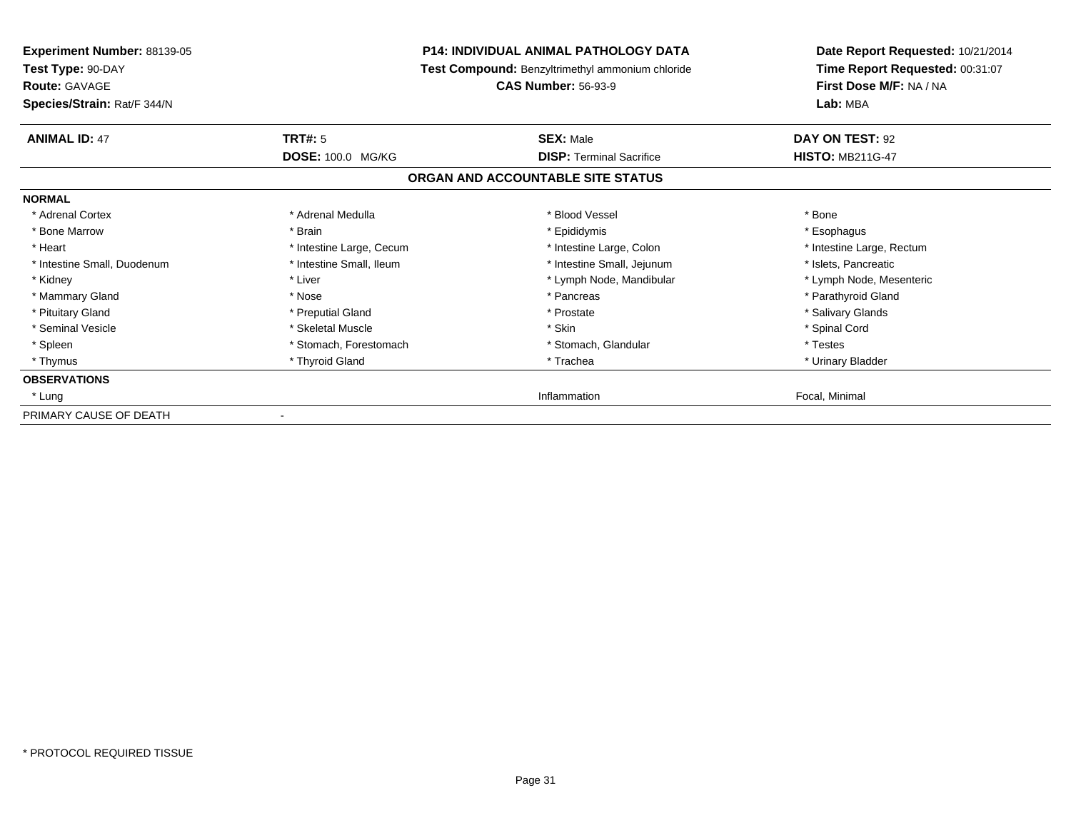**Experiment Number:** 88139-05
**Test Type:** 90-DAY
**Route:** GAVAGE
**Species/Strain:** Rat/F 344/N

**P14: INDIVIDUAL ANIMAL PATHOLOGY DATA**
**Test Compound:** Benzyltrimethyl ammonium chloride
**CAS Number:** 56-93-9

**Date Report Requested:** 10/21/2014
**Time Report Requested:** 00:31:07
**First Dose M/F:** NA / NA
**Lab:** MBA

| **ANIMAL ID:** 47 | **TRT#:** 5 | **SEX:** Male | **DAY ON TEST:** 92 |
|---|---|---|---|
| | **DOSE:** 100.0 MG/KG | **DISP:** Terminal Sacrifice | **HISTO:** MB211G-47 |

## ORGAN AND ACCOUNTABLE SITE STATUS

| | | | |
|---|---|---|---|
| **NORMAL** | | | |
| * Adrenal Cortex | * Adrenal Medulla | * Blood Vessel | * Bone |
| * Bone Marrow | * Brain | * Epididymis | * Esophagus |
| * Heart | * Intestine Large, Cecum | * Intestine Large, Colon | * Intestine Large, Rectum |
| * Intestine Small, Duodenum | * Intestine Small, Ileum | * Intestine Small, Jejunum | * Islets, Pancreatic |
| * Kidney | * Liver | * Lymph Node, Mandibular | * Lymph Node, Mesenteric |
| * Mammary Gland | * Nose | * Pancreas | * Parathyroid Gland |
| * Pituitary Gland | * Preputial Gland | * Prostate | * Salivary Glands |
| * Seminal Vesicle | * Skeletal Muscle | * Skin | * Spinal Cord |
| * Spleen | * Stomach, Forestomach | * Stomach, Glandular | * Testes |
| * Thymus | * Thyroid Gland | * Trachea | * Urinary Bladder |
| **OBSERVATIONS** | | | |
| * Lung | | Inflammation | Focal, Minimal |
| PRIMARY CAUSE OF DEATH | - | | |

* PROTOCOL REQUIRED TISSUE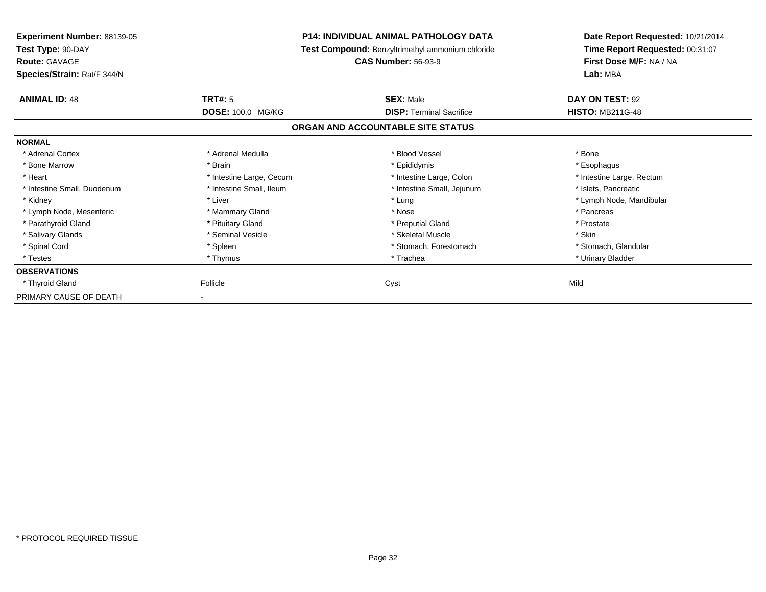**Experiment Number:** 88139-05
**Test Type:** 90-DAY
**Route:** GAVAGE
**Species/Strain:** Rat/F 344/N

**P14: INDIVIDUAL ANIMAL PATHOLOGY DATA**
**Test Compound:** Benzyltrimethyl ammonium chloride
**CAS Number:** 56-93-9

**Date Report Requested:** 10/21/2014
**Time Report Requested:** 00:31:07
**First Dose M/F:** NA / NA
**Lab:** MBA

| **ANIMAL ID:** 48 | **TRT#:** 5 | **SEX:** Male | **DAY ON TEST:** 92 |
|---|---|---|---|
| | **DOSE:** 100.0 MG/KG | **DISP:** Terminal Sacrifice | **HISTO:** MB211G-48 |

**ORGAN AND ACCOUNTABLE SITE STATUS**

| | | | |
|---|---|---|---|
| **NORMAL** | | | |
| * Adrenal Cortex | * Adrenal Medulla | * Blood Vessel | * Bone |
| * Bone Marrow | * Brain | * Epididymis | * Esophagus |
| * Heart | * Intestine Large, Cecum | * Intestine Large, Colon | * Intestine Large, Rectum |
| * Intestine Small, Duodenum | * Intestine Small, Ileum | * Intestine Small, Jejunum | * Islets, Pancreatic |
| * Kidney | * Liver | * Lung | * Lymph Node, Mandibular |
| * Lymph Node, Mesenteric | * Mammary Gland | * Nose | * Pancreas |
| * Parathyroid Gland | * Pituitary Gland | * Preputial Gland | * Prostate |
| * Salivary Glands | * Seminal Vesicle | * Skeletal Muscle | * Skin |
| * Spinal Cord | * Spleen | * Stomach, Forestomach | * Stomach, Glandular |
| * Testes | * Thymus | * Trachea | * Urinary Bladder |
| **OBSERVATIONS** | | | |
| * Thyroid Gland | Follicle | Cyst | Mild |
| PRIMARY CAUSE OF DEATH | - | | |

* PROTOCOL REQUIRED TISSUE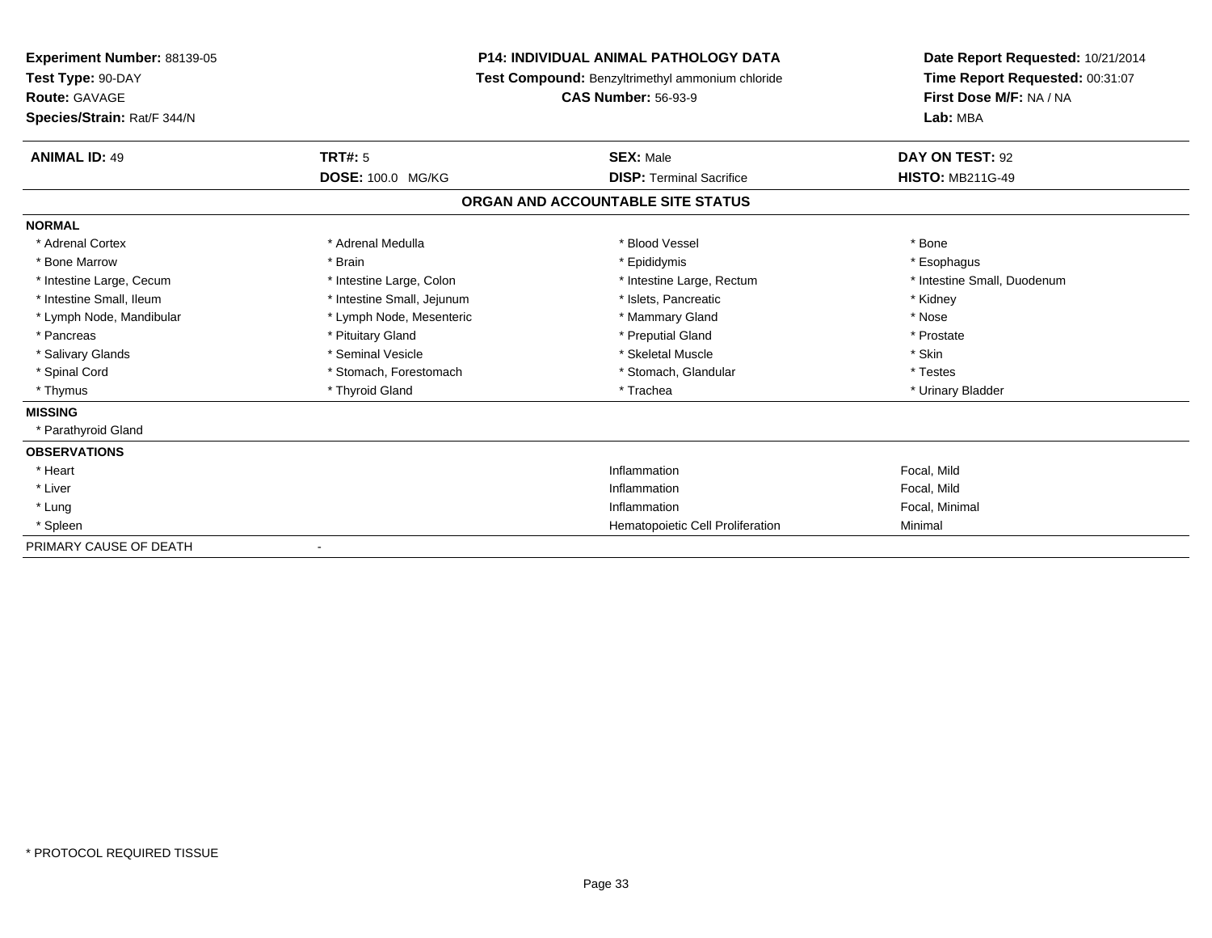**Experiment Number:** 88139-05
**Test Type:** 90-DAY
**Route:** GAVAGE
**Species/Strain:** Rat/F 344/N

**P14: INDIVIDUAL ANIMAL PATHOLOGY DATA**
**Test Compound:** Benzyltrimethyl ammonium chloride
**CAS Number:** 56-93-9

**Date Report Requested:** 10/21/2014
**Time Report Requested:** 00:31:07
**First Dose M/F:** NA / NA
**Lab:** MBA

| **ANIMAL ID:** 49 | **TRT#:** 5 | **SEX:** Male | **DAY ON TEST:** 92 |
|---|---|---|---|
| | **DOSE:** 100.0 MG/KG | **DISP:** Terminal Sacrifice | **HISTO:** MB211G-49 |

## ORGAN AND ACCOUNTABLE SITE STATUS

**NORMAL**

| | | | |
|---|---|---|---|
| * Adrenal Cortex | * Adrenal Medulla | * Blood Vessel | * Bone |
| * Bone Marrow | * Brain | * Epididymis | * Esophagus |
| * Intestine Large, Cecum | * Intestine Large, Colon | * Intestine Large, Rectum | * Intestine Small, Duodenum |
| * Intestine Small, Ileum | * Intestine Small, Jejunum | * Islets, Pancreatic | * Kidney |
| * Lymph Node, Mandibular | * Lymph Node, Mesenteric | * Mammary Gland | * Nose |
| * Pancreas | * Pituitary Gland | * Preputial Gland | * Prostate |
| * Salivary Glands | * Seminal Vesicle | * Skeletal Muscle | * Skin |
| * Spinal Cord | * Stomach, Forestomach | * Stomach, Glandular | * Testes |
| * Thymus | * Thyroid Gland | * Trachea | * Urinary Bladder |

**MISSING**

* Parathyroid Gland

**OBSERVATIONS**

| | | |
|---|---|---|
| * Heart | Inflammation | Focal, Mild |
| * Liver | Inflammation | Focal, Mild |
| * Lung | Inflammation | Focal, Minimal |
| * Spleen | Hematopoietic Cell Proliferation | Minimal |

PRIMARY CAUSE OF DEATH -

* PROTOCOL REQUIRED TISSUE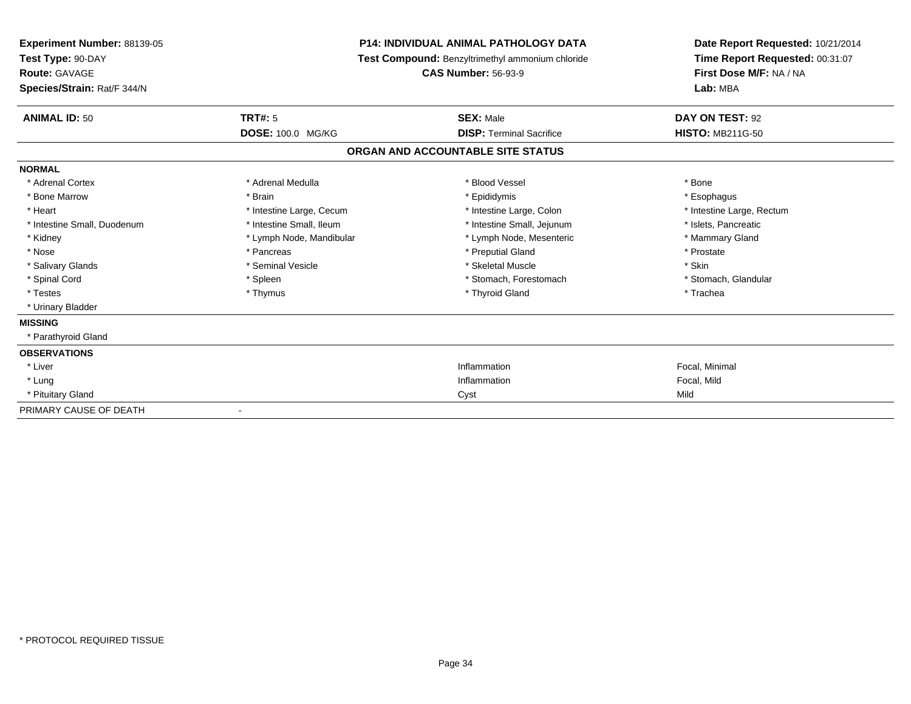**Experiment Number:** 88139-05
**Test Type:** 90-DAY
**Route:** GAVAGE
**Species/Strain:** Rat/F 344/N

**P14: INDIVIDUAL ANIMAL PATHOLOGY DATA**
**Test Compound:** Benzyltrimethyl ammonium chloride
**CAS Number:** 56-93-9

**Date Report Requested:** 10/21/2014
**Time Report Requested:** 00:31:07
**First Dose M/F:** NA / NA
**Lab:** MBA

| **ANIMAL ID:** 50 | **TRT#:** 5 | **SEX:** Male | **DAY ON TEST:** 92 |
|---|---|---|---|
| | **DOSE:** 100.0 MG/KG | **DISP:** Terminal Sacrifice | **HISTO:** MB211G-50 |

## ORGAN AND ACCOUNTABLE SITE STATUS

| | | | |
|---|---|---|---|
| **NORMAL** | | | |
| * Adrenal Cortex | * Adrenal Medulla | * Blood Vessel | * Bone |
| * Bone Marrow | * Brain | * Epididymis | * Esophagus |
| * Heart | * Intestine Large, Cecum | * Intestine Large, Colon | * Intestine Large, Rectum |
| * Intestine Small, Duodenum | * Intestine Small, Ileum | * Intestine Small, Jejunum | * Islets, Pancreatic |
| * Kidney | * Lymph Node, Mandibular | * Lymph Node, Mesenteric | * Mammary Gland |
| * Nose | * Pancreas | * Preputial Gland | * Prostate |
| * Salivary Glands | * Seminal Vesicle | * Skeletal Muscle | * Skin |
| * Spinal Cord | * Spleen | * Stomach, Forestomach | * Stomach, Glandular |
| * Testes | * Thymus | * Thyroid Gland | * Trachea |
| * Urinary Bladder | | | |
| **MISSING** | | | |
| * Parathyroid Gland | | | |
| **OBSERVATIONS** | | | |
| * Liver | | Inflammation | Focal, Minimal |
| * Lung | | Inflammation | Focal, Mild |
| * Pituitary Gland | | Cyst | Mild |
| PRIMARY CAUSE OF DEATH | - | | |

\* PROTOCOL REQUIRED TISSUE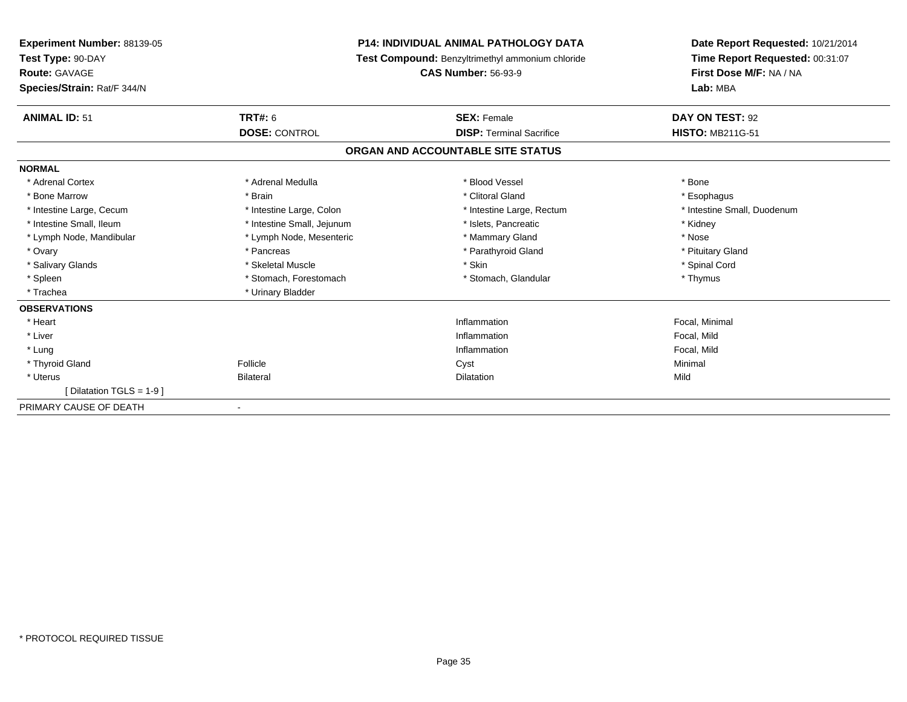**Experiment Number:** 88139-05
**Test Type:** 90-DAY
**Route:** GAVAGE
**Species/Strain:** Rat/F 344/N

**P14: INDIVIDUAL ANIMAL PATHOLOGY DATA**
**Test Compound:** Benzyltrimethyl ammonium chloride
**CAS Number:** 56-93-9

**Date Report Requested:** 10/21/2014
**Time Report Requested:** 00:31:07
**First Dose M/F:** NA / NA
**Lab:** MBA

| **ANIMAL ID:** 51 | **TRT#:** 6 | **SEX:** Female | **DAY ON TEST:** 92 |
|---|---|---|---|
| | **DOSE:** CONTROL | **DISP:** Terminal Sacrifice | **HISTO:** MB211G-51 |

## ORGAN AND ACCOUNTABLE SITE STATUS

| | | | |
|---|---|---|---|
| **NORMAL** | | | |
| * Adrenal Cortex | * Adrenal Medulla | * Blood Vessel | * Bone |
| * Bone Marrow | * Brain | * Clitoral Gland | * Esophagus |
| * Intestine Large, Cecum | * Intestine Large, Colon | * Intestine Large, Rectum | * Intestine Small, Duodenum |
| * Intestine Small, Ileum | * Intestine Small, Jejunum | * Islets, Pancreatic | * Kidney |
| * Lymph Node, Mandibular | * Lymph Node, Mesenteric | * Mammary Gland | * Nose |
| * Ovary | * Pancreas | * Parathyroid Gland | * Pituitary Gland |
| * Salivary Glands | * Skeletal Muscle | * Skin | * Spinal Cord |
| * Spleen | * Stomach, Forestomach | * Stomach, Glandular | * Thymus |
| * Trachea | * Urinary Bladder | | |
| **OBSERVATIONS** | | | |
| * Heart | | Inflammation | Focal, Minimal |
| * Liver | | Inflammation | Focal, Mild |
| * Lung | | Inflammation | Focal, Mild |
| * Thyroid Gland | Follicle | Cyst | Minimal |
| * Uterus | Bilateral | Dilatation | Mild |
| [ Dilatation TGLS = 1-9 ] | | | |
| PRIMARY CAUSE OF DEATH | - | | |

\* PROTOCOL REQUIRED TISSUE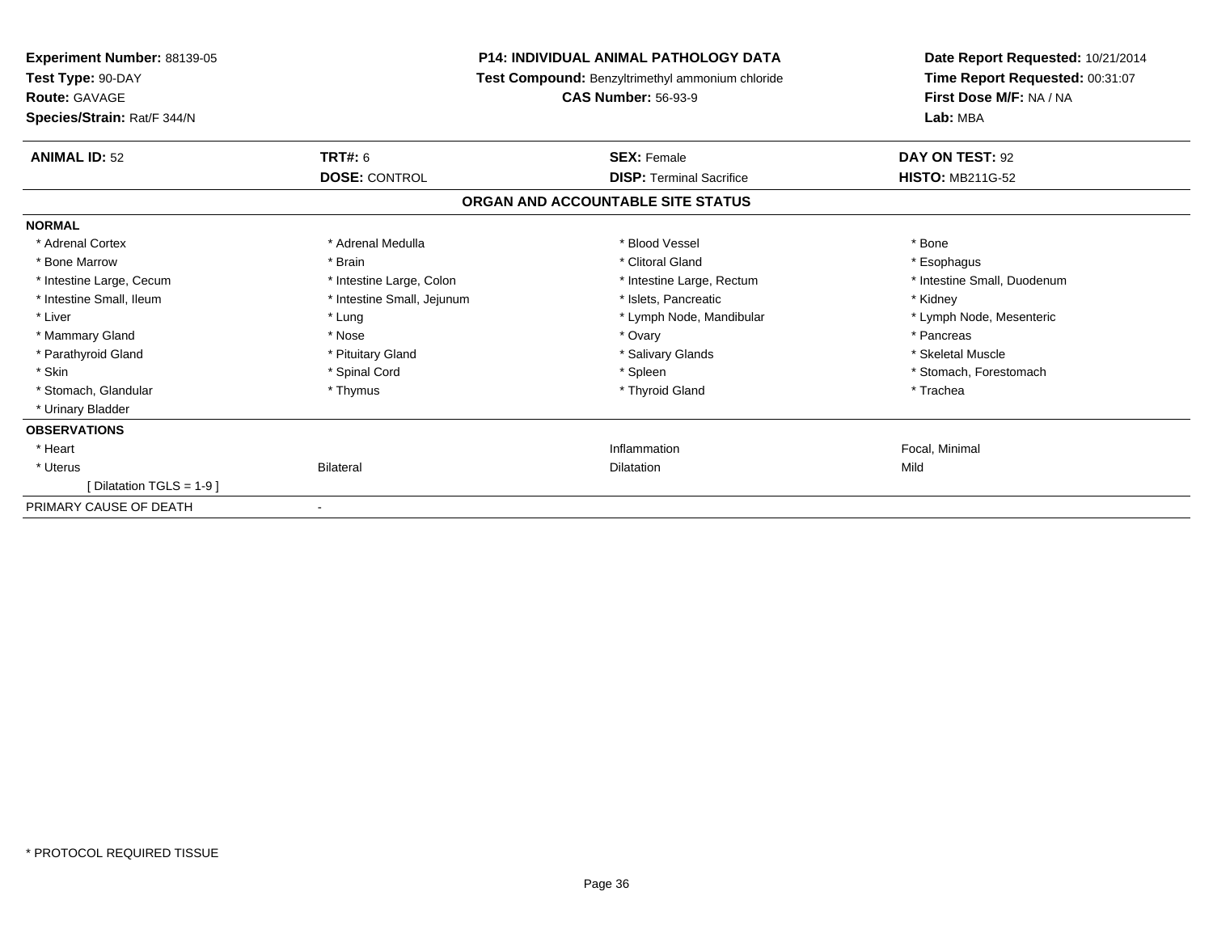**Experiment Number:** 88139-05
**Test Type:** 90-DAY
**Route:** GAVAGE
**Species/Strain:** Rat/F 344/N

**P14: INDIVIDUAL ANIMAL PATHOLOGY DATA**
**Test Compound:** Benzyltrimethyl ammonium chloride
**CAS Number:** 56-93-9

**Date Report Requested:** 10/21/2014
**Time Report Requested:** 00:31:07
**First Dose M/F:** NA / NA
**Lab:** MBA

| **ANIMAL ID:** 52 | **TRT#:** 6 | **SEX:** Female | **DAY ON TEST:** 92 |
|---|---|---|---|
| | **DOSE:** CONTROL | **DISP:** Terminal Sacrifice | **HISTO:** MB211G-52 |

**ORGAN AND ACCOUNTABLE SITE STATUS**

**NORMAL**

| | | | |
|---|---|---|---|
| * Adrenal Cortex | * Adrenal Medulla | * Blood Vessel | * Bone |
| * Bone Marrow | * Brain | * Clitoral Gland | * Esophagus |
| * Intestine Large, Cecum | * Intestine Large, Colon | * Intestine Large, Rectum | * Intestine Small, Duodenum |
| * Intestine Small, Ileum | * Intestine Small, Jejunum | * Islets, Pancreatic | * Kidney |
| * Liver | * Lung | * Lymph Node, Mandibular | * Lymph Node, Mesenteric |
| * Mammary Gland | * Nose | * Ovary | * Pancreas |
| * Parathyroid Gland | * Pituitary Gland | * Salivary Glands | * Skeletal Muscle |
| * Skin | * Spinal Cord | * Spleen | * Stomach, Forestomach |
| * Stomach, Glandular | * Thymus | * Thyroid Gland | * Trachea |
| * Urinary Bladder | | | |

**OBSERVATIONS**

| | | | |
|---|---|---|---|
| * Heart | | Inflammation | Focal, Minimal |
| * Uterus | Bilateral | Dilatation | Mild |
| [ Dilatation TGLS = 1-9 ] | | | |

PRIMARY CAUSE OF DEATH -

* PROTOCOL REQUIRED TISSUE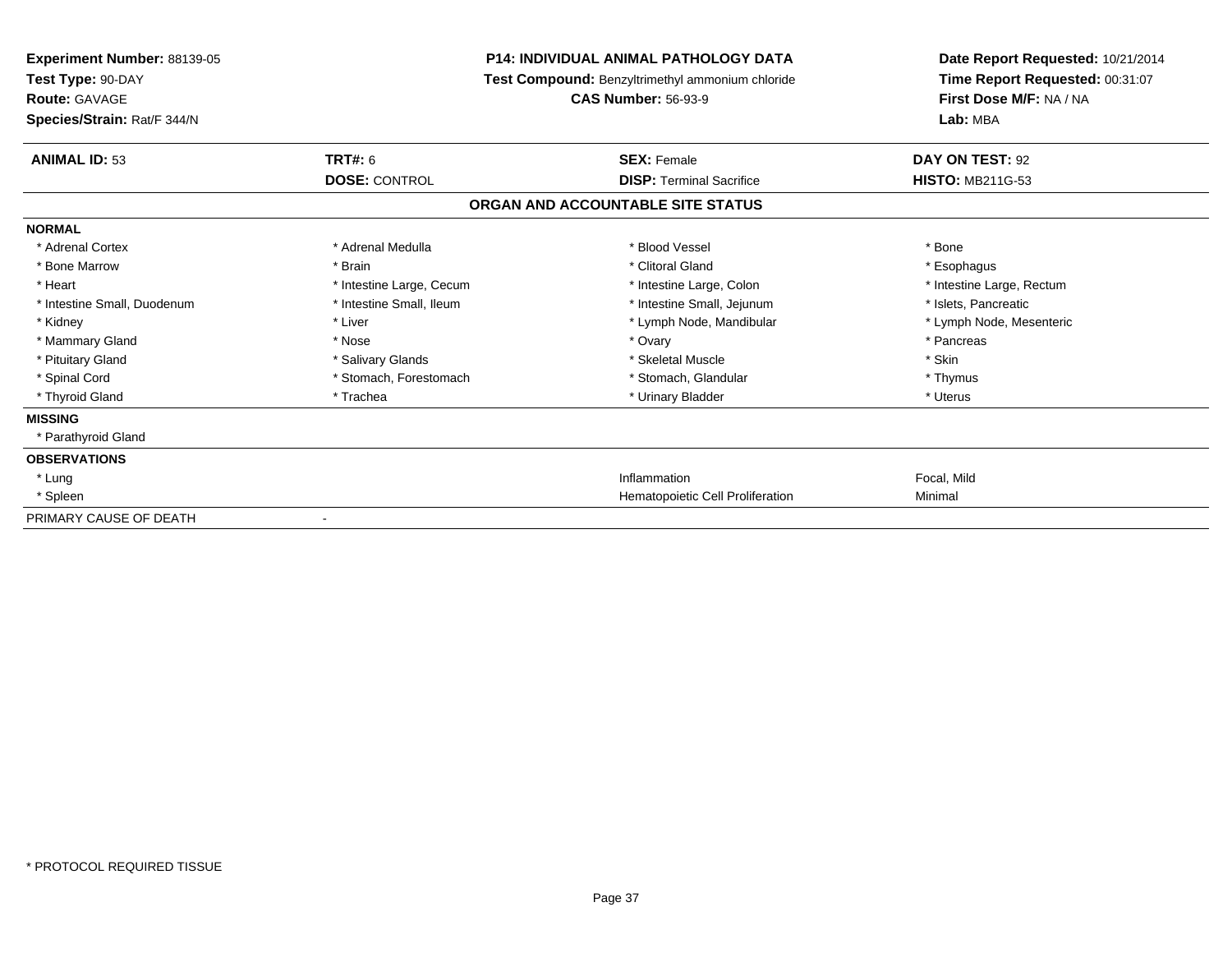**Experiment Number:** 88139-05
**Test Type:** 90-DAY
**Route:** GAVAGE
**Species/Strain:** Rat/F 344/N

**P14: INDIVIDUAL ANIMAL PATHOLOGY DATA**
**Test Compound:** Benzyltrimethyl ammonium chloride
**CAS Number:** 56-93-9

**Date Report Requested:** 10/21/2014
**Time Report Requested:** 00:31:07
**First Dose M/F:** NA / NA
**Lab:** MBA

| **ANIMAL ID:** 53 | **TRT#:** 6 | **SEX:** Female | **DAY ON TEST:** 92 |
|---|---|---|---|
| | **DOSE:** CONTROL | **DISP:** Terminal Sacrifice | **HISTO:** MB211G-53 |

## ORGAN AND ACCOUNTABLE SITE STATUS

**NORMAL**

| | | | |
|---|---|---|---|
| * Adrenal Cortex | * Adrenal Medulla | * Blood Vessel | * Bone |
| * Bone Marrow | * Brain | * Clitoral Gland | * Esophagus |
| * Heart | * Intestine Large, Cecum | * Intestine Large, Colon | * Intestine Large, Rectum |
| * Intestine Small, Duodenum | * Intestine Small, Ileum | * Intestine Small, Jejunum | * Islets, Pancreatic |
| * Kidney | * Liver | * Lymph Node, Mandibular | * Lymph Node, Mesenteric |
| * Mammary Gland | * Nose | * Ovary | * Pancreas |
| * Pituitary Gland | * Salivary Glands | * Skeletal Muscle | * Skin |
| * Spinal Cord | * Stomach, Forestomach | * Stomach, Glandular | * Thymus |
| * Thyroid Gland | * Trachea | * Urinary Bladder | * Uterus |

**MISSING**

* Parathyroid Gland

**OBSERVATIONS**

| | | |
|---|---|---|
| * Lung | Inflammation | Focal, Mild |
| * Spleen | Hematopoietic Cell Proliferation | Minimal |

PRIMARY CAUSE OF DEATH -

* PROTOCOL REQUIRED TISSUE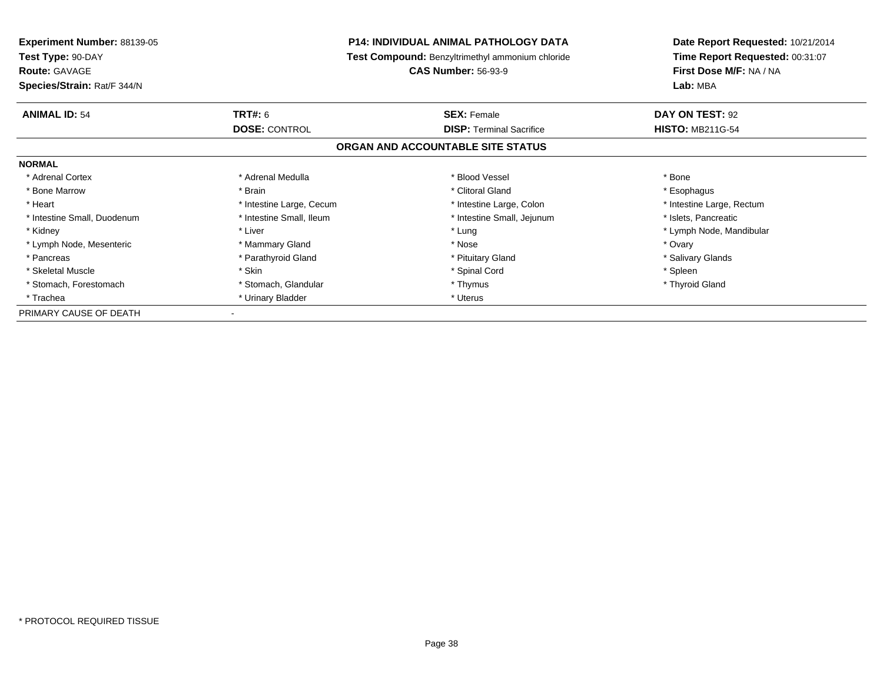**Experiment Number:** 88139-05
**Test Type:** 90-DAY
**Route:** GAVAGE
**Species/Strain:** Rat/F 344/N

**P14: INDIVIDUAL ANIMAL PATHOLOGY DATA**
**Test Compound:** Benzyltrimethyl ammonium chloride
**CAS Number:** 56-93-9

**Date Report Requested:** 10/21/2014
**Time Report Requested:** 00:31:07
**First Dose M/F:** NA / NA
**Lab:** MBA

| **ANIMAL ID:** 54 | **TRT#:** 6 | **SEX:** Female | **DAY ON TEST:** 92 |
|---|---|---|---|
| | **DOSE:** CONTROL | **DISP:** Terminal Sacrifice | **HISTO:** MB211G-54 |

## ORGAN AND ACCOUNTABLE SITE STATUS

**NORMAL**

| | | | |
|---|---|---|---|
| * Adrenal Cortex | * Adrenal Medulla | * Blood Vessel | * Bone |
| * Bone Marrow | * Brain | * Clitoral Gland | * Esophagus |
| * Heart | * Intestine Large, Cecum | * Intestine Large, Colon | * Intestine Large, Rectum |
| * Intestine Small, Duodenum | * Intestine Small, Ileum | * Intestine Small, Jejunum | * Islets, Pancreatic |
| * Kidney | * Liver | * Lung | * Lymph Node, Mandibular |
| * Lymph Node, Mesenteric | * Mammary Gland | * Nose | * Ovary |
| * Pancreas | * Parathyroid Gland | * Pituitary Gland | * Salivary Glands |
| * Skeletal Muscle | * Skin | * Spinal Cord | * Spleen |
| * Stomach, Forestomach | * Stomach, Glandular | * Thymus | * Thyroid Gland |
| * Trachea | * Urinary Bladder | * Uterus | |

PRIMARY CAUSE OF DEATH -

* PROTOCOL REQUIRED TISSUE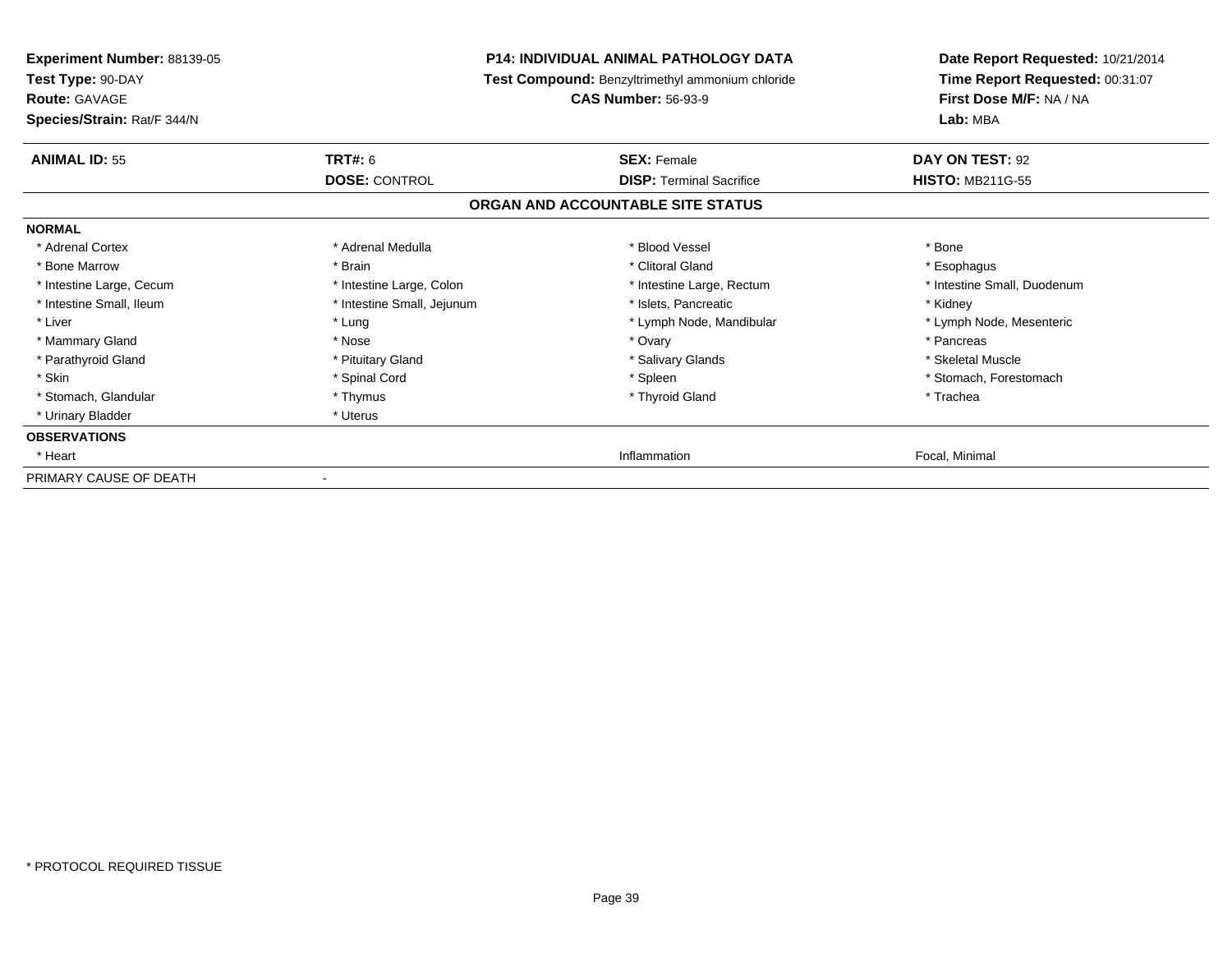**Experiment Number:** 88139-05
**Test Type:** 90-DAY
**Route:** GAVAGE
**Species/Strain:** Rat/F 344/N

**P14: INDIVIDUAL ANIMAL PATHOLOGY DATA**
**Test Compound:** Benzyltrimethyl ammonium chloride
**CAS Number:** 56-93-9

**Date Report Requested:** 10/21/2014
**Time Report Requested:** 00:31:07
**First Dose M/F:** NA / NA
**Lab:** MBA

| **ANIMAL ID:** 55 | **TRT#:** 6 | **SEX:** Female | **DAY ON TEST:** 92 |
|---|---|---|---|
| | **DOSE:** CONTROL | **DISP:** Terminal Sacrifice | **HISTO:** MB211G-55 |

## ORGAN AND ACCOUNTABLE SITE STATUS

| **NORMAL** | | | |
|---|---|---|---|
| * Adrenal Cortex | * Adrenal Medulla | * Blood Vessel | * Bone |
| * Bone Marrow | * Brain | * Clitoral Gland | * Esophagus |
| * Intestine Large, Cecum | * Intestine Large, Colon | * Intestine Large, Rectum | * Intestine Small, Duodenum |
| * Intestine Small, Ileum | * Intestine Small, Jejunum | * Islets, Pancreatic | * Kidney |
| * Liver | * Lung | * Lymph Node, Mandibular | * Lymph Node, Mesenteric |
| * Mammary Gland | * Nose | * Ovary | * Pancreas |
| * Parathyroid Gland | * Pituitary Gland | * Salivary Glands | * Skeletal Muscle |
| * Skin | * Spinal Cord | * Spleen | * Stomach, Forestomach |
| * Stomach, Glandular | * Thymus | * Thyroid Gland | * Trachea |
| * Urinary Bladder | * Uterus | | |
| **OBSERVATIONS** | | | |
| * Heart | | Inflammation | Focal, Minimal |
| PRIMARY CAUSE OF DEATH | - | | |

* PROTOCOL REQUIRED TISSUE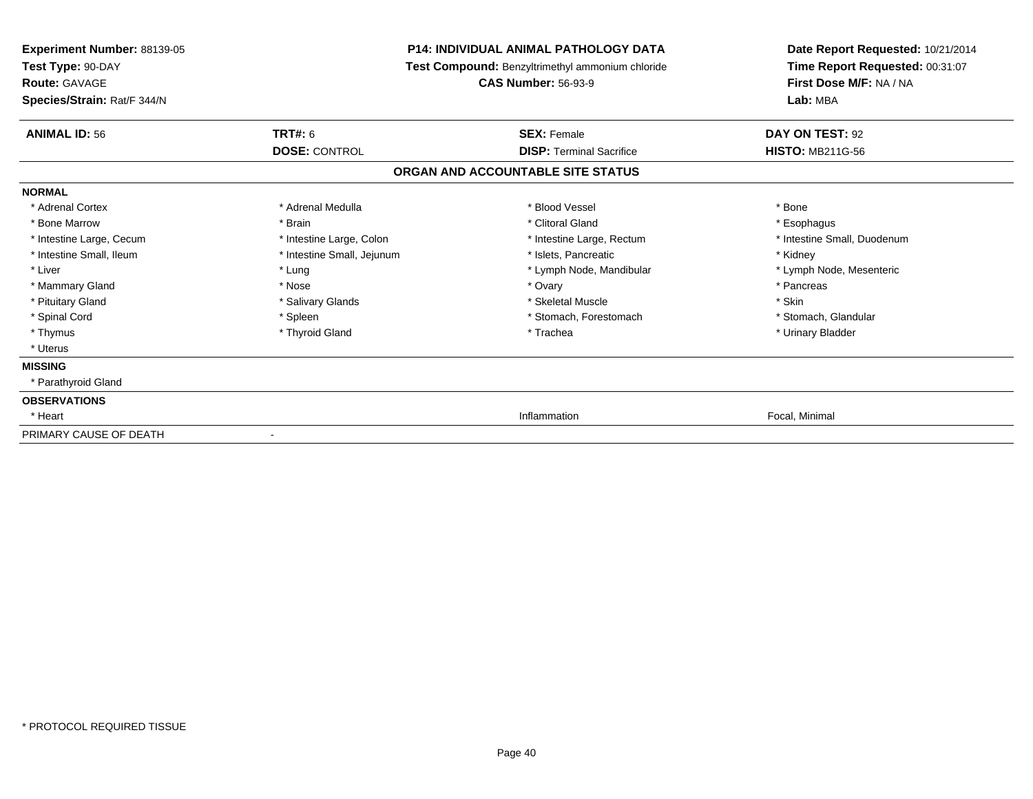**Experiment Number:** 88139-05
**Test Type:** 90-DAY
**Route:** GAVAGE
**Species/Strain:** Rat/F 344/N

**P14: INDIVIDUAL ANIMAL PATHOLOGY DATA**
**Test Compound:** Benzyltrimethyl ammonium chloride
**CAS Number:** 56-93-9

**Date Report Requested:** 10/21/2014
**Time Report Requested:** 00:31:07
**First Dose M/F:** NA / NA
**Lab:** MBA

| **ANIMAL ID:** 56 | **TRT#:** 6 | **SEX:** Female | **DAY ON TEST:** 92 |
|---|---|---|---|
| | **DOSE:** CONTROL | **DISP:** Terminal Sacrifice | **HISTO:** MB211G-56 |

## ORGAN AND ACCOUNTABLE SITE STATUS

**NORMAL**

| | | | |
|---|---|---|---|
| * Adrenal Cortex | * Adrenal Medulla | * Blood Vessel | * Bone |
| * Bone Marrow | * Brain | * Clitoral Gland | * Esophagus |
| * Intestine Large, Cecum | * Intestine Large, Colon | * Intestine Large, Rectum | * Intestine Small, Duodenum |
| * Intestine Small, Ileum | * Intestine Small, Jejunum | * Islets, Pancreatic | * Kidney |
| * Liver | * Lung | * Lymph Node, Mandibular | * Lymph Node, Mesenteric |
| * Mammary Gland | * Nose | * Ovary | * Pancreas |
| * Pituitary Gland | * Salivary Glands | * Skeletal Muscle | * Skin |
| * Spinal Cord | * Spleen | * Stomach, Forestomach | * Stomach, Glandular |
| * Thymus | * Thyroid Gland | * Trachea | * Urinary Bladder |
| * Uterus | | | |

**MISSING**

* Parathyroid Gland

**OBSERVATIONS**

| | | | |
|---|---|---|---|
| * Heart | | Inflammation | Focal, Minimal |

PRIMARY CAUSE OF DEATH -

* PROTOCOL REQUIRED TISSUE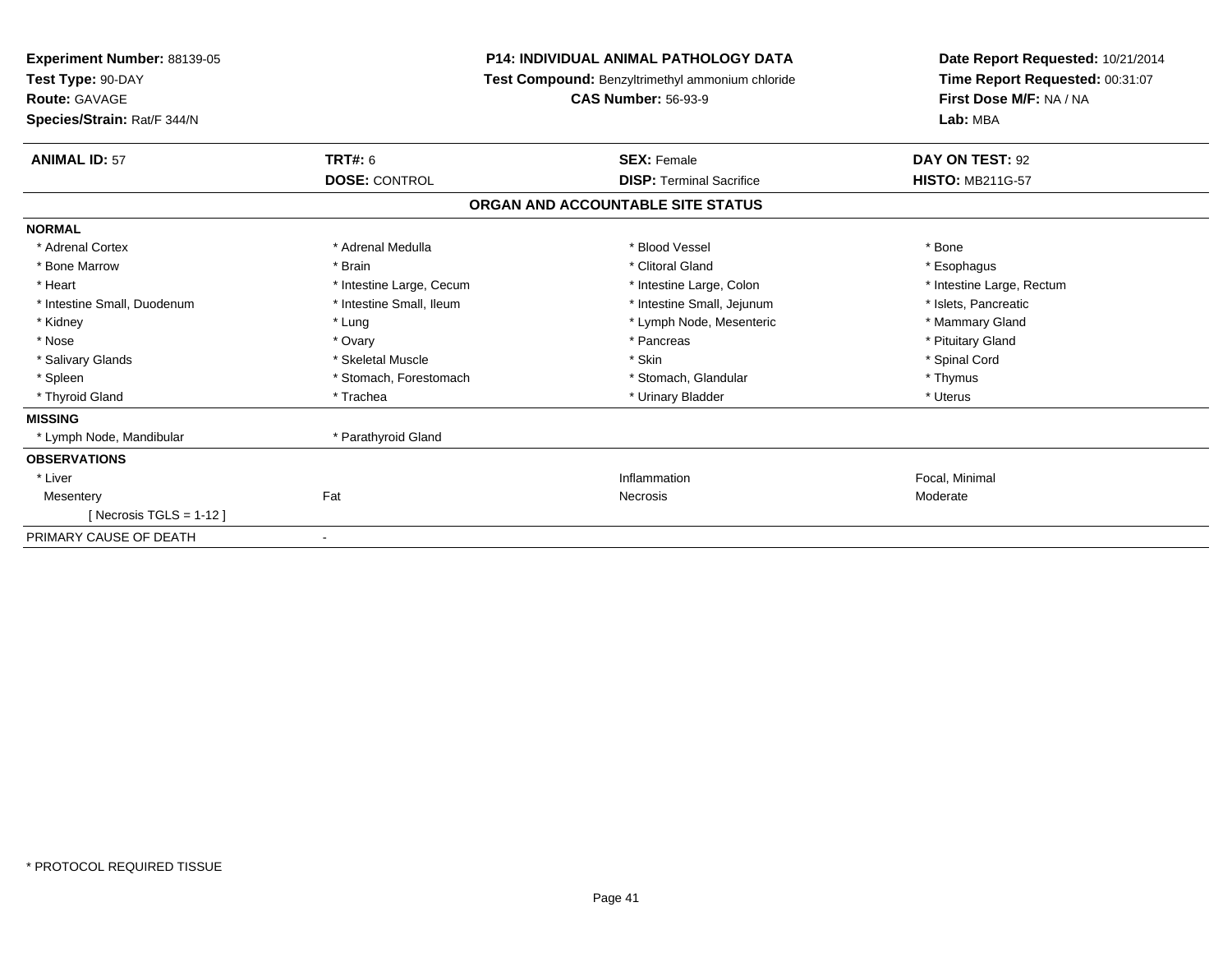**Experiment Number:** 88139-05
**Test Type:** 90-DAY
**Route:** GAVAGE
**Species/Strain:** Rat/F 344/N

**P14: INDIVIDUAL ANIMAL PATHOLOGY DATA**
**Test Compound:** Benzyltrimethyl ammonium chloride
**CAS Number:** 56-93-9

**Date Report Requested:** 10/21/2014
**Time Report Requested:** 00:31:07
**First Dose M/F:** NA / NA
**Lab:** MBA

| **ANIMAL ID:** 57 | **TRT#:** 6 | **SEX:** Female | **DAY ON TEST:** 92 |
|---|---|---|---|
| | **DOSE:** CONTROL | **DISP:** Terminal Sacrifice | **HISTO:** MB211G-57 |

**ORGAN AND ACCOUNTABLE SITE STATUS**

| | | | |
|---|---|---|---|
| **NORMAL** | | | |
| * Adrenal Cortex | * Adrenal Medulla | * Blood Vessel | * Bone |
| * Bone Marrow | * Brain | * Clitoral Gland | * Esophagus |
| * Heart | * Intestine Large, Cecum | * Intestine Large, Colon | * Intestine Large, Rectum |
| * Intestine Small, Duodenum | * Intestine Small, Ileum | * Intestine Small, Jejunum | * Islets, Pancreatic |
| * Kidney | * Lung | * Lymph Node, Mesenteric | * Mammary Gland |
| * Nose | * Ovary | * Pancreas | * Pituitary Gland |
| * Salivary Glands | * Skeletal Muscle | * Skin | * Spinal Cord |
| * Spleen | * Stomach, Forestomach | * Stomach, Glandular | * Thymus |
| * Thyroid Gland | * Trachea | * Urinary Bladder | * Uterus |
| **MISSING** | | | |
| * Lymph Node, Mandibular | * Parathyroid Gland | | |
| **OBSERVATIONS** | | | |
| * Liver | | Inflammation | Focal, Minimal |
| Mesentery | Fat | Necrosis | Moderate |
| [ Necrosis TGLS = 1-12 ] | | | |
| PRIMARY CAUSE OF DEATH | - | | |

* PROTOCOL REQUIRED TISSUE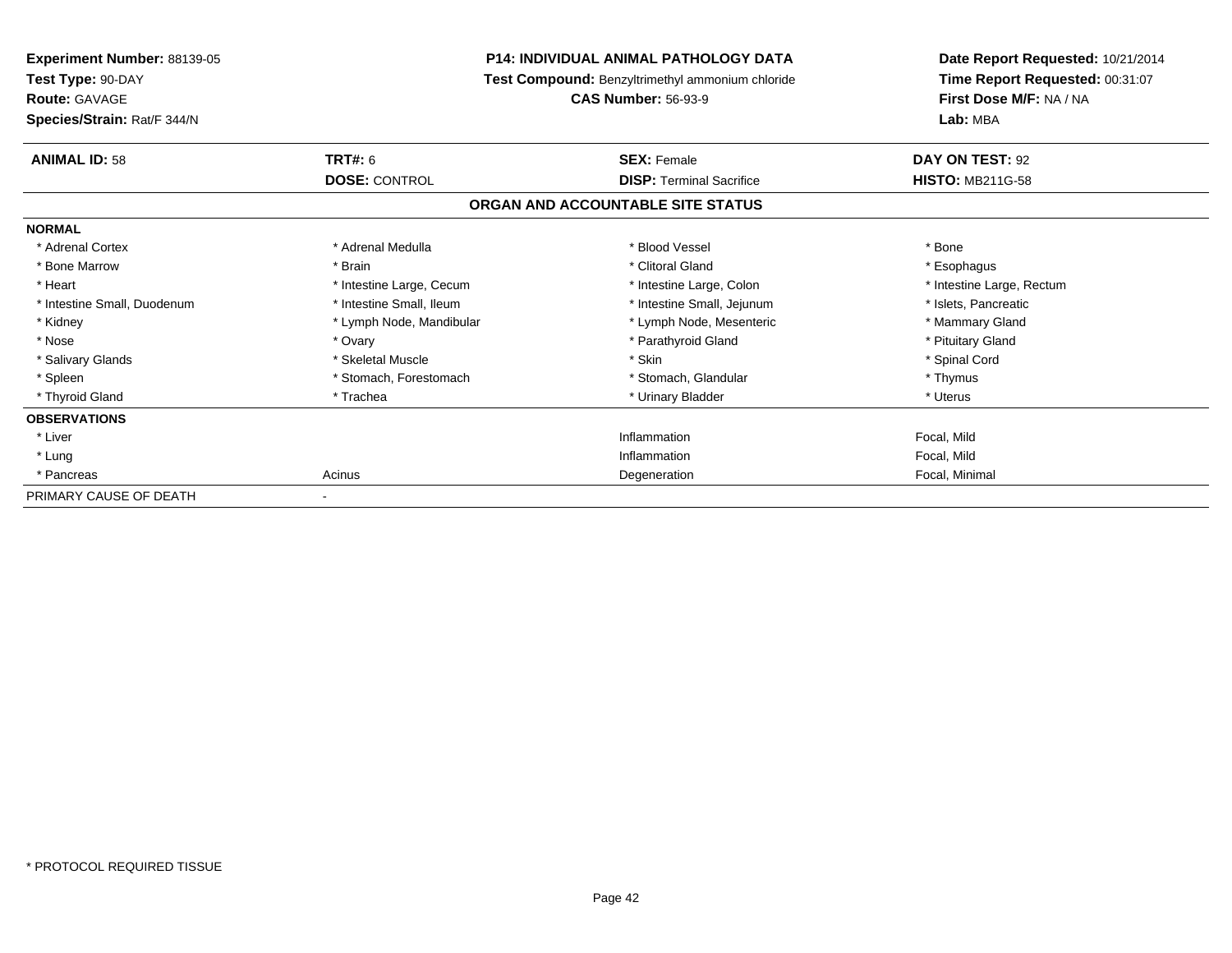**Experiment Number:** 88139-05
**Test Type:** 90-DAY
**Route:** GAVAGE
**Species/Strain:** Rat/F 344/N

**P14: INDIVIDUAL ANIMAL PATHOLOGY DATA**
**Test Compound:** Benzyltrimethyl ammonium chloride
**CAS Number:** 56-93-9

**Date Report Requested:** 10/21/2014
**Time Report Requested:** 00:31:07
**First Dose M/F:** NA / NA
**Lab:** MBA

| **ANIMAL ID:** 58 | **TRT#:** 6 | **SEX:** Female | **DAY ON TEST:** 92 |
|---|---|---|---|
| | **DOSE:** CONTROL | **DISP:** Terminal Sacrifice | **HISTO:** MB211G-58 |

## ORGAN AND ACCOUNTABLE SITE STATUS

| | | | |
|---|---|---|---|
| **NORMAL** | | | |
| * Adrenal Cortex | * Adrenal Medulla | * Blood Vessel | * Bone |
| * Bone Marrow | * Brain | * Clitoral Gland | * Esophagus |
| * Heart | * Intestine Large, Cecum | * Intestine Large, Colon | * Intestine Large, Rectum |
| * Intestine Small, Duodenum | * Intestine Small, Ileum | * Intestine Small, Jejunum | * Islets, Pancreatic |
| * Kidney | * Lymph Node, Mandibular | * Lymph Node, Mesenteric | * Mammary Gland |
| * Nose | * Ovary | * Parathyroid Gland | * Pituitary Gland |
| * Salivary Glands | * Skeletal Muscle | * Skin | * Spinal Cord |
| * Spleen | * Stomach, Forestomach | * Stomach, Glandular | * Thymus |
| * Thyroid Gland | * Trachea | * Urinary Bladder | * Uterus |
| **OBSERVATIONS** | | | |
| * Liver | | Inflammation | Focal, Mild |
| * Lung | | Inflammation | Focal, Mild |
| * Pancreas | Acinus | Degeneration | Focal, Minimal |
| PRIMARY CAUSE OF DEATH | - | | |

* PROTOCOL REQUIRED TISSUE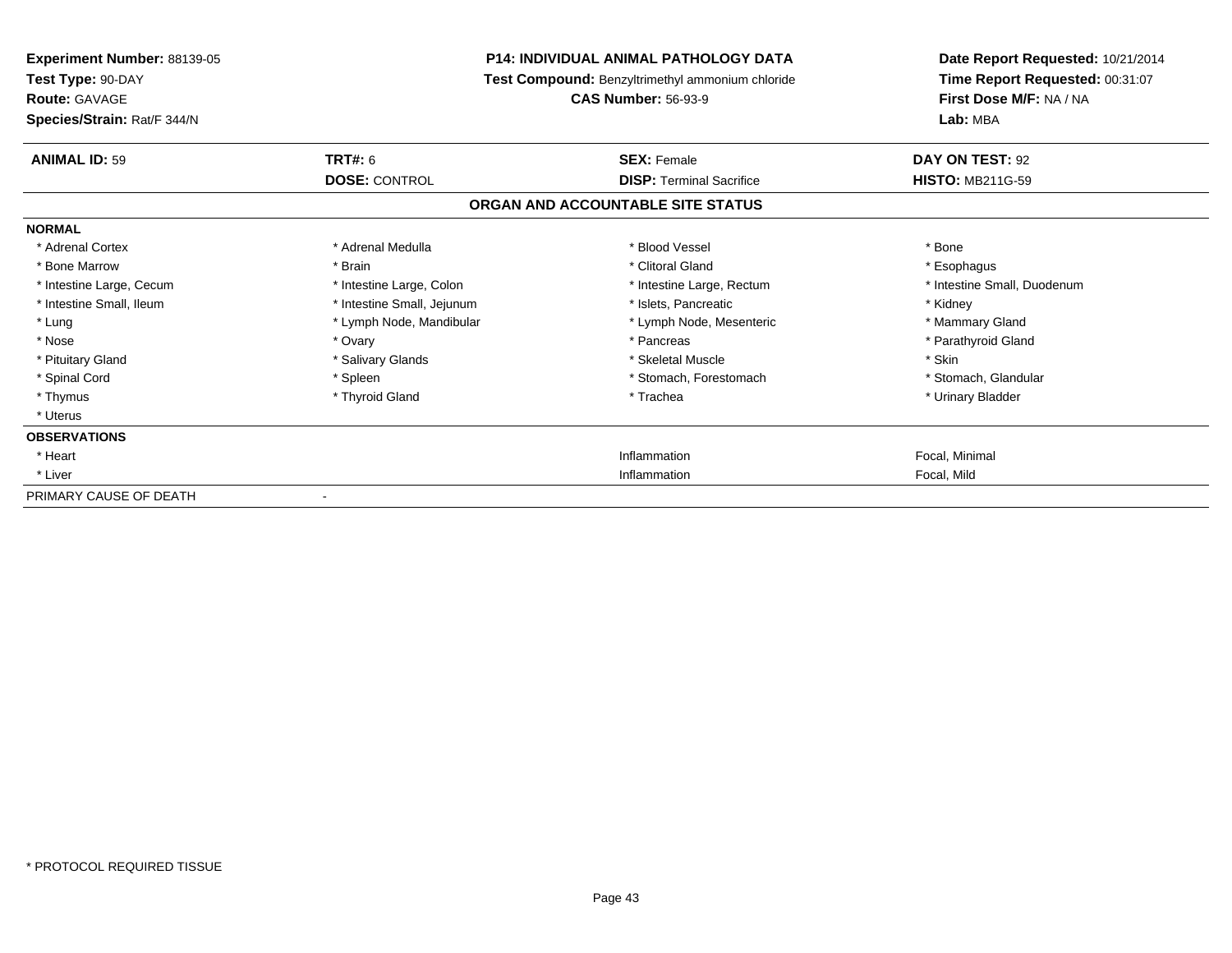**Experiment Number:** 88139-05
**Test Type:** 90-DAY
**Route:** GAVAGE
**Species/Strain:** Rat/F 344/N

**P14: INDIVIDUAL ANIMAL PATHOLOGY DATA**
**Test Compound:** Benzyltrimethyl ammonium chloride
**CAS Number:** 56-93-9

**Date Report Requested:** 10/21/2014
**Time Report Requested:** 00:31:07
**First Dose M/F:** NA / NA
**Lab:** MBA

| **ANIMAL ID:** 59 | **TRT#:** 6 | **SEX:** Female | **DAY ON TEST:** 92 |
|---|---|---|---|
| | **DOSE:** CONTROL | **DISP:** Terminal Sacrifice | **HISTO:** MB211G-59 |

## ORGAN AND ACCOUNTABLE SITE STATUS

**NORMAL**

| | | | |
|---|---|---|---|
| * Adrenal Cortex | * Adrenal Medulla | * Blood Vessel | * Bone |
| * Bone Marrow | * Brain | * Clitoral Gland | * Esophagus |
| * Intestine Large, Cecum | * Intestine Large, Colon | * Intestine Large, Rectum | * Intestine Small, Duodenum |
| * Intestine Small, Ileum | * Intestine Small, Jejunum | * Islets, Pancreatic | * Kidney |
| * Lung | * Lymph Node, Mandibular | * Lymph Node, Mesenteric | * Mammary Gland |
| * Nose | * Ovary | * Pancreas | * Parathyroid Gland |
| * Pituitary Gland | * Salivary Glands | * Skeletal Muscle | * Skin |
| * Spinal Cord | * Spleen | * Stomach, Forestomach | * Stomach, Glandular |
| * Thymus | * Thyroid Gland | * Trachea | * Urinary Bladder |
| * Uterus | | | |

**OBSERVATIONS**

| | | | |
|---|---|---|---|
| * Heart | | Inflammation | Focal, Minimal |
| * Liver | | Inflammation | Focal, Mild |

PRIMARY CAUSE OF DEATH -

* PROTOCOL REQUIRED TISSUE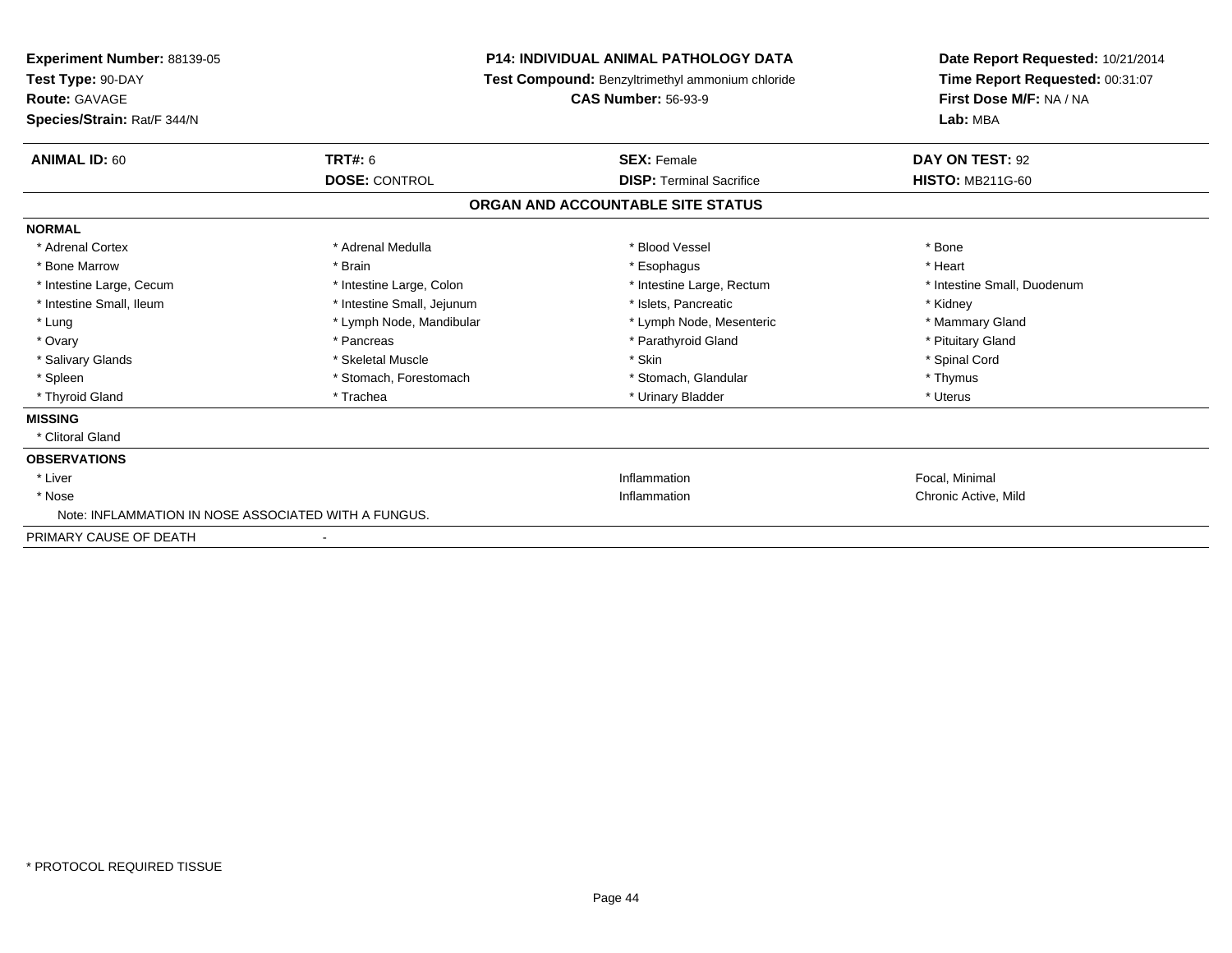**Experiment Number:** 88139-05
**Test Type:** 90-DAY
**Route:** GAVAGE
**Species/Strain:** Rat/F 344/N

**P14: INDIVIDUAL ANIMAL PATHOLOGY DATA**
**Test Compound:** Benzyltrimethyl ammonium chloride
**CAS Number:** 56-93-9

**Date Report Requested:** 10/21/2014
**Time Report Requested:** 00:31:07
**First Dose M/F:** NA / NA
**Lab:** MBA

| **ANIMAL ID:** 60 | **TRT#:** 6 | **SEX:** Female | **DAY ON TEST:** 92 |
|---|---|---|---|
| | **DOSE:** CONTROL | **DISP:** Terminal Sacrifice | **HISTO:** MB211G-60 |

## ORGAN AND ACCOUNTABLE SITE STATUS

**NORMAL**

| | | | |
|---|---|---|---|
| * Adrenal Cortex | * Adrenal Medulla | * Blood Vessel | * Bone |
| * Bone Marrow | * Brain | * Esophagus | * Heart |
| * Intestine Large, Cecum | * Intestine Large, Colon | * Intestine Large, Rectum | * Intestine Small, Duodenum |
| * Intestine Small, Ileum | * Intestine Small, Jejunum | * Islets, Pancreatic | * Kidney |
| * Lung | * Lymph Node, Mandibular | * Lymph Node, Mesenteric | * Mammary Gland |
| * Ovary | * Pancreas | * Parathyroid Gland | * Pituitary Gland |
| * Salivary Glands | * Skeletal Muscle | * Skin | * Spinal Cord |
| * Spleen | * Stomach, Forestomach | * Stomach, Glandular | * Thymus |
| * Thyroid Gland | * Trachea | * Urinary Bladder | * Uterus |

**MISSING**

* Clitoral Gland

**OBSERVATIONS**

| | | |
|---|---|---|
| * Liver | Inflammation | Focal, Minimal |
| * Nose | Inflammation | Chronic Active, Mild |

Note: INFLAMMATION IN NOSE ASSOCIATED WITH A FUNGUS.

PRIMARY CAUSE OF DEATH -

* PROTOCOL REQUIRED TISSUE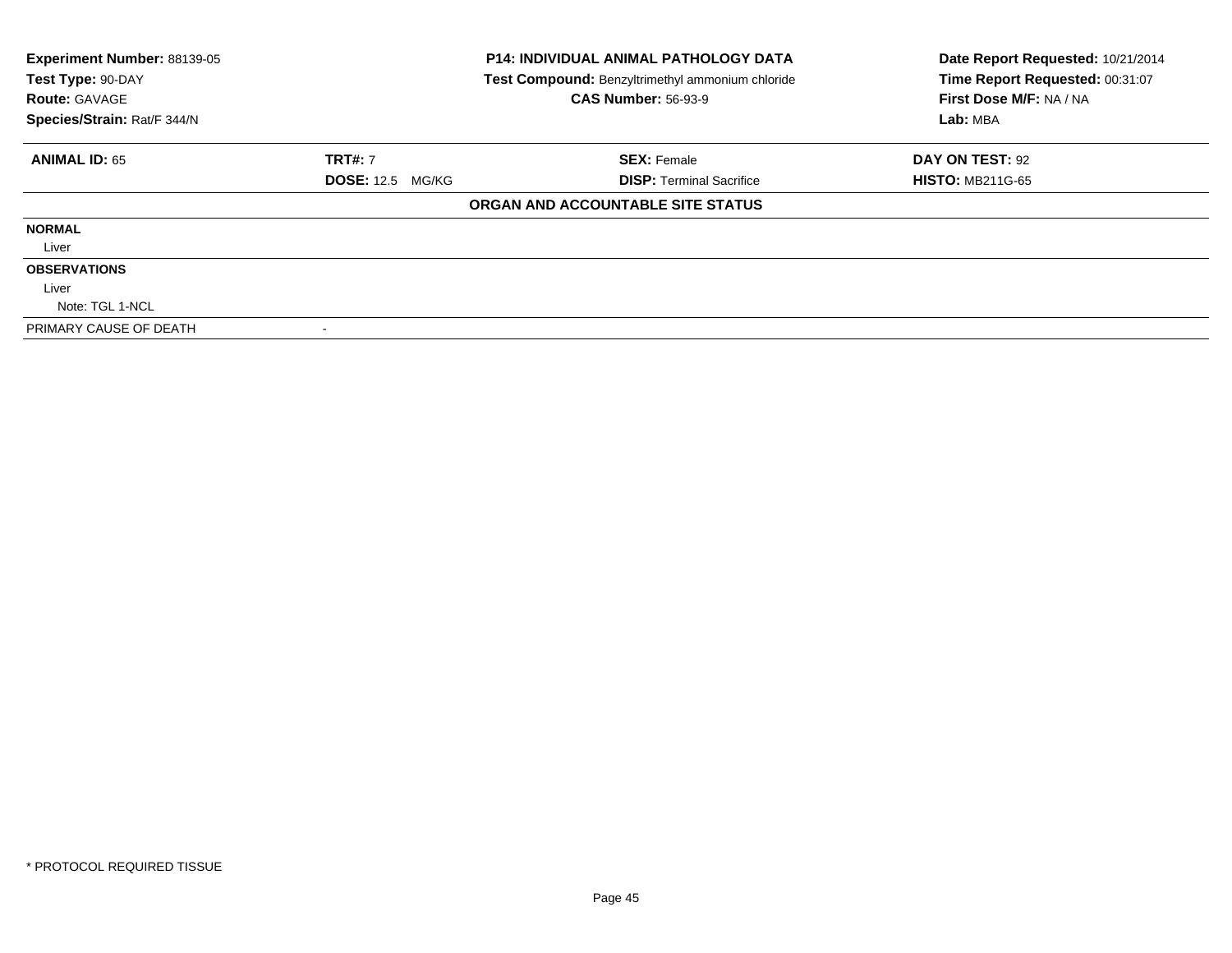**Experiment Number:** 88139-05
**Test Type:** 90-DAY
**Route:** GAVAGE
**Species/Strain:** Rat/F 344/N

**P14: INDIVIDUAL ANIMAL PATHOLOGY DATA**
**Test Compound:** Benzyltrimethyl ammonium chloride
**CAS Number:** 56-93-9

**Date Report Requested:** 10/21/2014
**Time Report Requested:** 00:31:07
**First Dose M/F:** NA / NA
**Lab:** MBA

| **ANIMAL ID:** 65 | **TRT#:** 7 | **SEX:** Female | **DAY ON TEST:** 92 |
|---|---|---|---|
| | **DOSE:** 12.5 MG/KG | **DISP:** Terminal Sacrifice | **HISTO:** MB211G-65 |

**ORGAN AND ACCOUNTABLE SITE STATUS**

**NORMAL**

Liver

**OBSERVATIONS**

Liver

Note: TGL 1-NCL

PRIMARY CAUSE OF DEATH -

* PROTOCOL REQUIRED TISSUE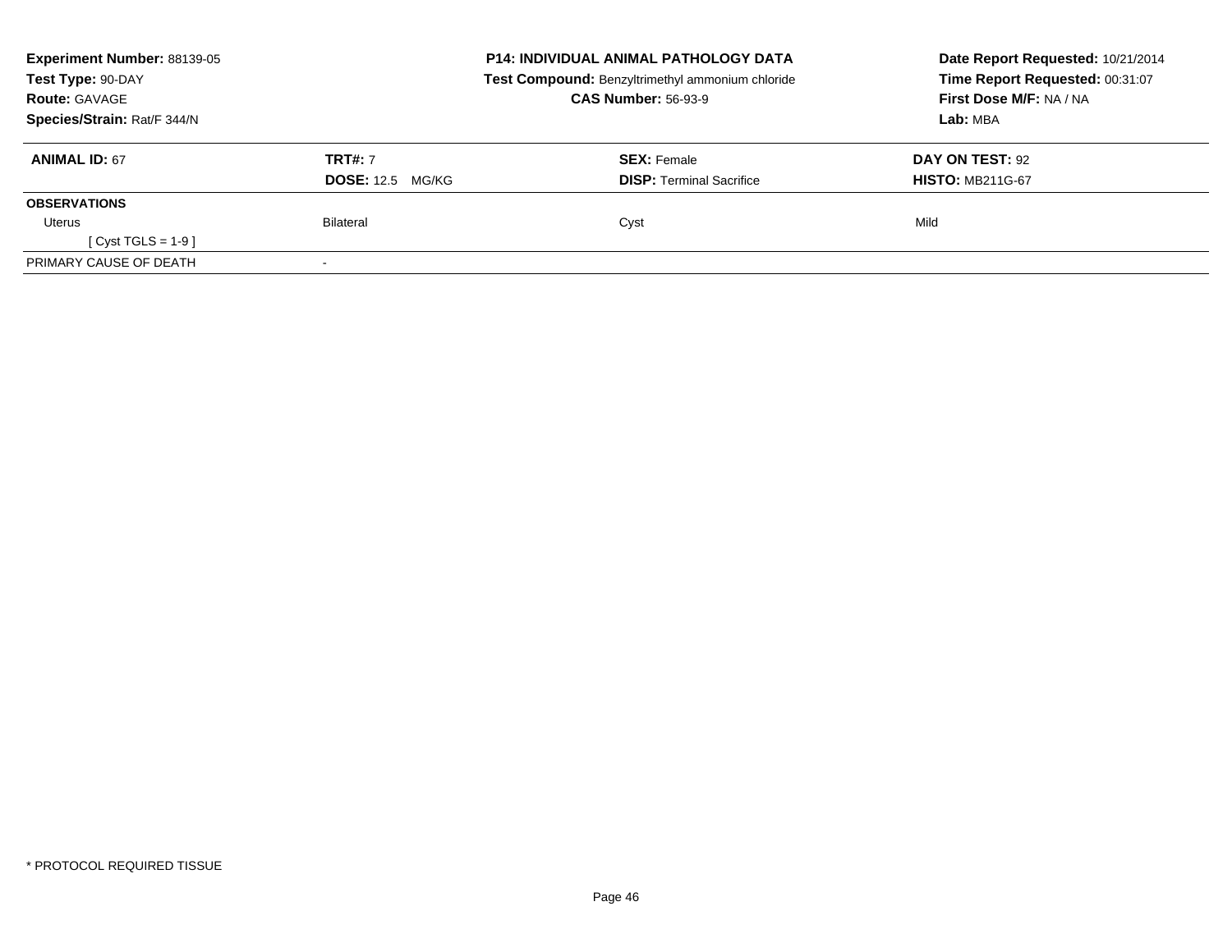**Experiment Number:** 88139-05
**Test Type:** 90-DAY
**Route:** GAVAGE
**Species/Strain:** Rat/F 344/N

**P14: INDIVIDUAL ANIMAL PATHOLOGY DATA**
**Test Compound:** Benzyltrimethyl ammonium chloride
**CAS Number:** 56-93-9

**Date Report Requested:** 10/21/2014
**Time Report Requested:** 00:31:07
**First Dose M/F:** NA / NA
**Lab:** MBA

| **ANIMAL ID:** 67 | **TRT#:** 7 | **SEX:** Female | **DAY ON TEST:** 92 |
|---|---|---|---|
| | **DOSE:** 12.5 MG/KG | **DISP:** Terminal Sacrifice | **HISTO:** MB211G-67 |
| **OBSERVATIONS** | | | |
| Uterus | Bilateral | Cyst | Mild |
| [ Cyst TGLS = 1-9 ] | | | |
| PRIMARY CAUSE OF DEATH | - | | |

* PROTOCOL REQUIRED TISSUE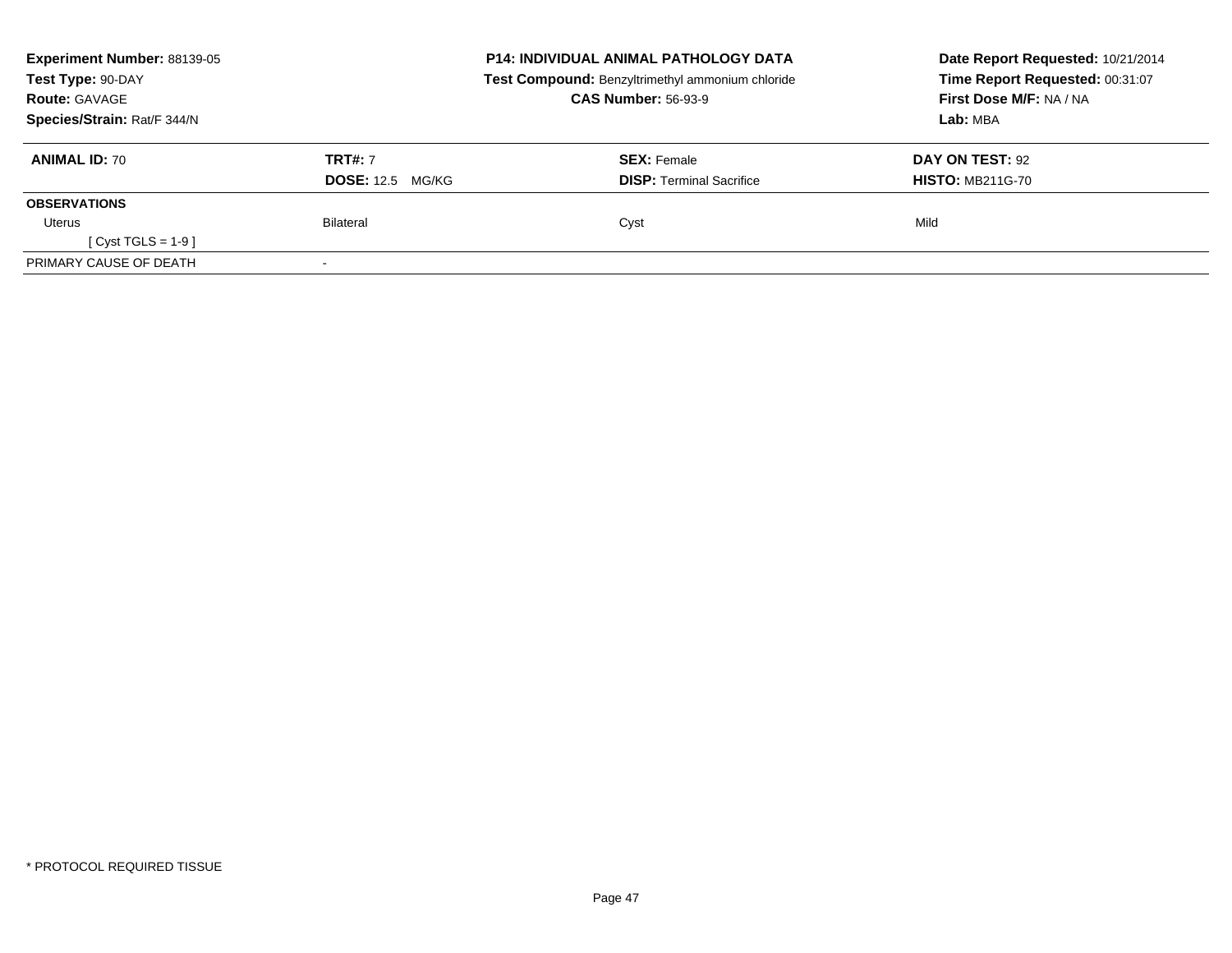**Experiment Number:** 88139-05
**Test Type:** 90-DAY
**Route:** GAVAGE
**Species/Strain:** Rat/F 344/N

**P14: INDIVIDUAL ANIMAL PATHOLOGY DATA**
**Test Compound:** Benzyltrimethyl ammonium chloride
**CAS Number:** 56-93-9

**Date Report Requested:** 10/21/2014
**Time Report Requested:** 00:31:07
**First Dose M/F:** NA / NA
**Lab:** MBA

| **ANIMAL ID:** 70 | **TRT#:** 7 | **SEX:** Female | **DAY ON TEST:** 92 |
|---|---|---|---|
| | **DOSE:** 12.5 MG/KG | **DISP:** Terminal Sacrifice | **HISTO:** MB211G-70 |
| **OBSERVATIONS** | | | |
| Uterus | Bilateral | Cyst | Mild |
| [ Cyst TGLS = 1-9 ] | | | |
| PRIMARY CAUSE OF DEATH | - | | |

* PROTOCOL REQUIRED TISSUE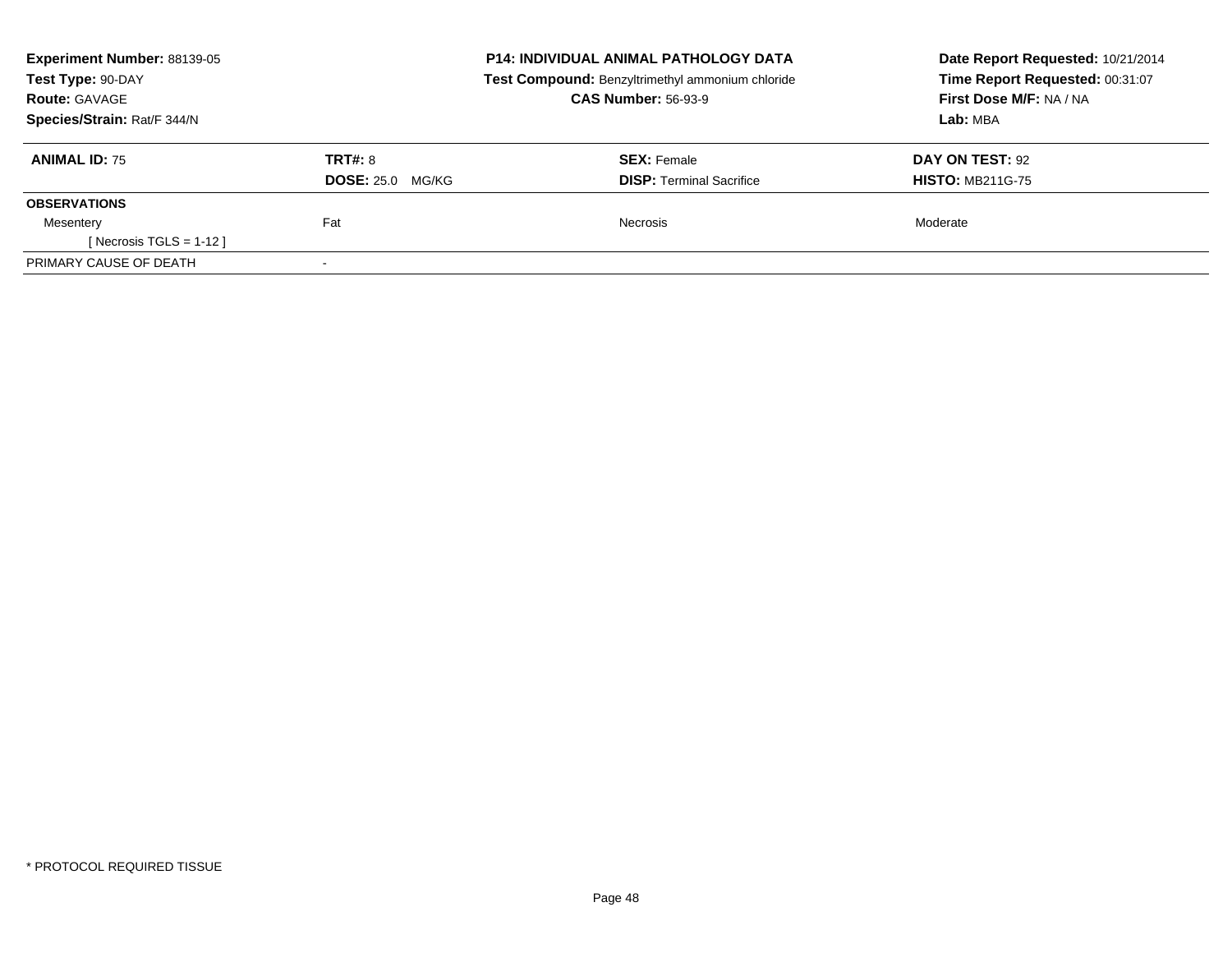**Experiment Number:** 88139-05
**Test Type:** 90-DAY
**Route:** GAVAGE
**Species/Strain:** Rat/F 344/N

**P14: INDIVIDUAL ANIMAL PATHOLOGY DATA**
**Test Compound:** Benzyltrimethyl ammonium chloride
**CAS Number:** 56-93-9

**Date Report Requested:** 10/21/2014
**Time Report Requested:** 00:31:07
**First Dose M/F:** NA / NA
**Lab:** MBA

| **ANIMAL ID:** 75 | **TRT#:** 8 | **SEX:** Female | **DAY ON TEST:** 92 |
|---|---|---|---|
| | **DOSE:** 25.0 MG/KG | **DISP:** Terminal Sacrifice | **HISTO:** MB211G-75 |
| **OBSERVATIONS** | | | |
| Mesentery | Fat | Necrosis | Moderate |
| [ Necrosis TGLS = 1-12 ] | | | |
| PRIMARY CAUSE OF DEATH | - | | |

* PROTOCOL REQUIRED TISSUE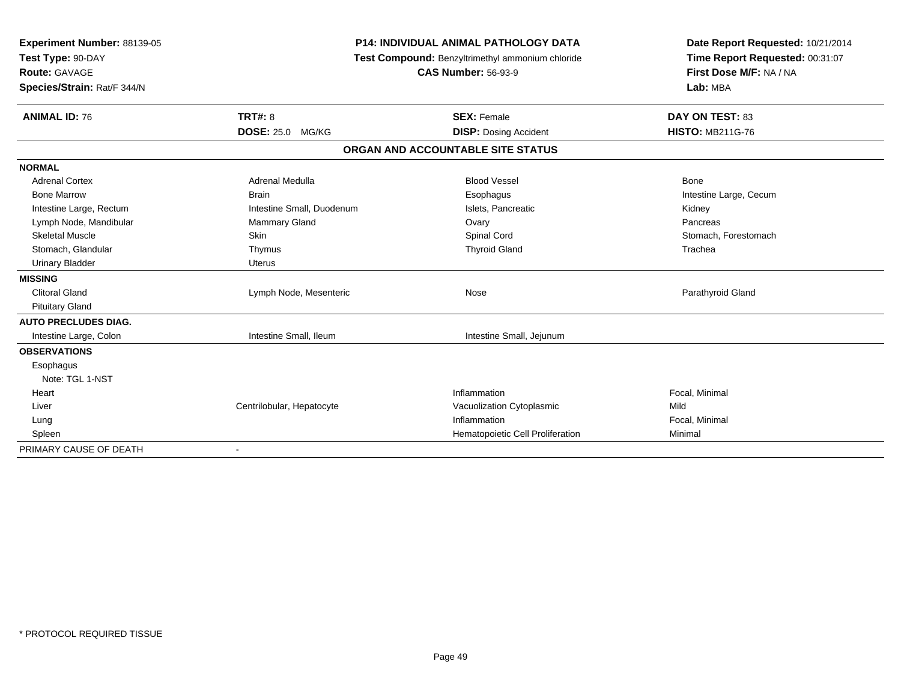**Experiment Number:** 88139-05
**Test Type:** 90-DAY
**Route:** GAVAGE
**Species/Strain:** Rat/F 344/N

**P14: INDIVIDUAL ANIMAL PATHOLOGY DATA**
**Test Compound:** Benzyltrimethyl ammonium chloride
**CAS Number:** 56-93-9

**Date Report Requested:** 10/21/2014
**Time Report Requested:** 00:31:07
**First Dose M/F:** NA / NA
**Lab:** MBA

| **ANIMAL ID:** 76 | **TRT#:** 8 | **SEX:** Female | **DAY ON TEST:** 83 |
|---|---|---|---|
| | **DOSE:** 25.0 MG/KG | **DISP:** Dosing Accident | **HISTO:** MB211G-76 |

## ORGAN AND ACCOUNTABLE SITE STATUS

| | | | |
|---|---|---|---|
| **NORMAL** | | | |
| Adrenal Cortex | Adrenal Medulla | Blood Vessel | Bone |
| Bone Marrow | Brain | Esophagus | Intestine Large, Cecum |
| Intestine Large, Rectum | Intestine Small, Duodenum | Islets, Pancreatic | Kidney |
| Lymph Node, Mandibular | Mammary Gland | Ovary | Pancreas |
| Skeletal Muscle | Skin | Spinal Cord | Stomach, Forestomach |
| Stomach, Glandular | Thymus | Thyroid Gland | Trachea |
| Urinary Bladder | Uterus | | |
| **MISSING** | | | |
| Clitoral Gland | Lymph Node, Mesenteric | Nose | Parathyroid Gland |
| Pituitary Gland | | | |
| **AUTO PRECLUDES DIAG.** | | | |
| Intestine Large, Colon | Intestine Small, Ileum | Intestine Small, Jejunum | |
| **OBSERVATIONS** | | | |
| Esophagus | | | |
| Note: TGL 1-NST | | | |
| Heart | | Inflammation | Focal, Minimal |
| Liver | Centrilobular, Hepatocyte | Vacuolization Cytoplasmic | Mild |
| Lung | | Inflammation | Focal, Minimal |
| Spleen | | Hematopoietic Cell Proliferation | Minimal |
| PRIMARY CAUSE OF DEATH | - | | |

* PROTOCOL REQUIRED TISSUE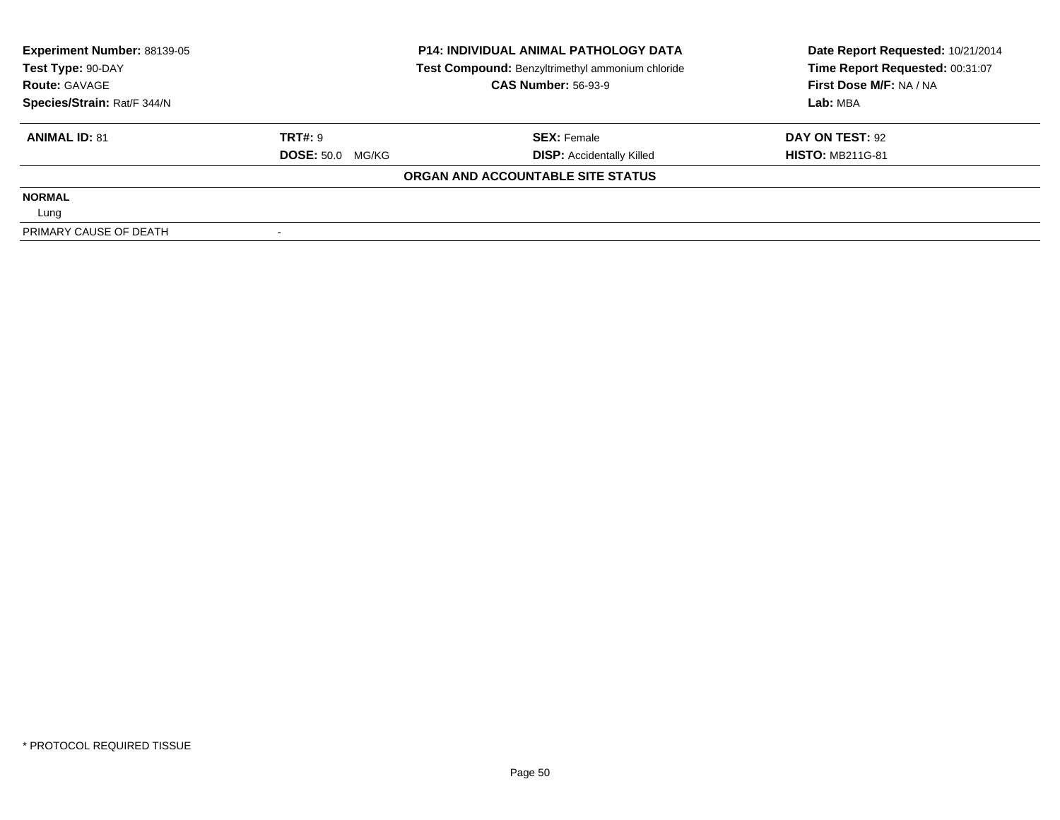| **Experiment Number:** 88139-05 | **P14: INDIVIDUAL ANIMAL PATHOLOGY DATA** | **Date Report Requested:** 10/21/2014 |
|---|---|---|
| **Test Type:** 90-DAY | **Test Compound:** Benzyltrimethyl ammonium chloride | **Time Report Requested:** 00:31:07 |
| **Route:** GAVAGE | **CAS Number:** 56-93-9 | **First Dose M/F:** NA / NA |
| **Species/Strain:** Rat/F 344/N | | **Lab:** MBA |

| **ANIMAL ID:** 81 | **TRT#:** 9 | **SEX:** Female | **DAY ON TEST:** 92 |
|---|---|---|---|
| | **DOSE:** 50.0 MG/KG | **DISP:** Accidentally Killed | **HISTO:** MB211G-81 |

**ORGAN AND ACCOUNTABLE SITE STATUS**

| | |
|---|---|
| **NORMAL** | |
| Lung | |
| PRIMARY CAUSE OF DEATH | - |

\* PROTOCOL REQUIRED TISSUE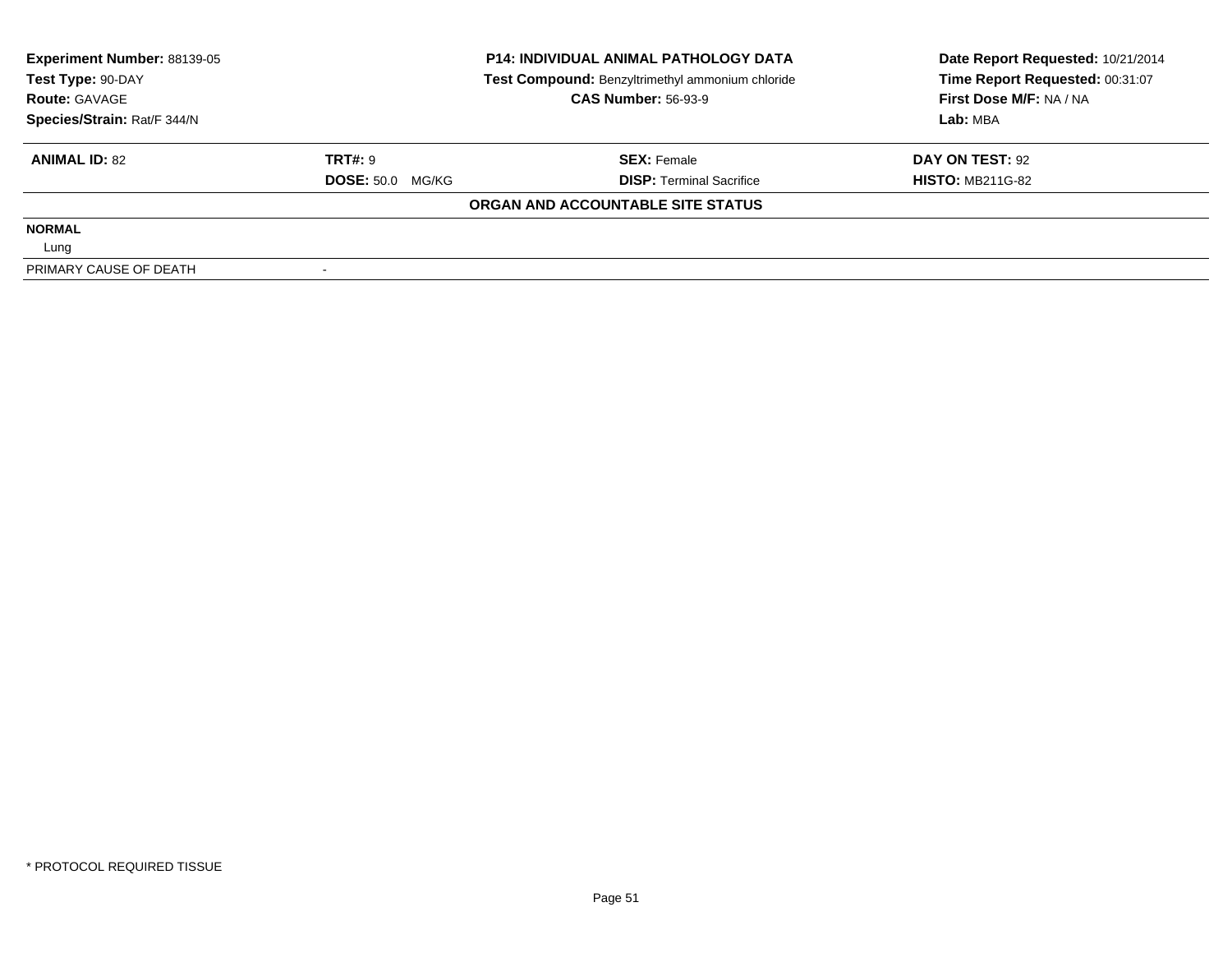| **Experiment Number:** 88139-05 | **P14: INDIVIDUAL ANIMAL PATHOLOGY DATA** | **Date Report Requested:** 10/21/2014 |
|---|---|---|
| **Test Type:** 90-DAY | **Test Compound:** Benzyltrimethyl ammonium chloride | **Time Report Requested:** 00:31:07 |
| **Route:** GAVAGE | **CAS Number:** 56-93-9 | **First Dose M/F:** NA / NA |
| **Species/Strain:** Rat/F 344/N | | **Lab:** MBA |

| **ANIMAL ID:** 82 | **TRT#:** 9 | **SEX:** Female | **DAY ON TEST:** 92 |
|---|---|---|---|
| | **DOSE:** 50.0 MG/KG | **DISP:** Terminal Sacrifice | **HISTO:** MB211G-82 |

**ORGAN AND ACCOUNTABLE SITE STATUS**

**NORMAL**

Lung

| PRIMARY CAUSE OF DEATH | - |
|---|---|

* PROTOCOL REQUIRED TISSUE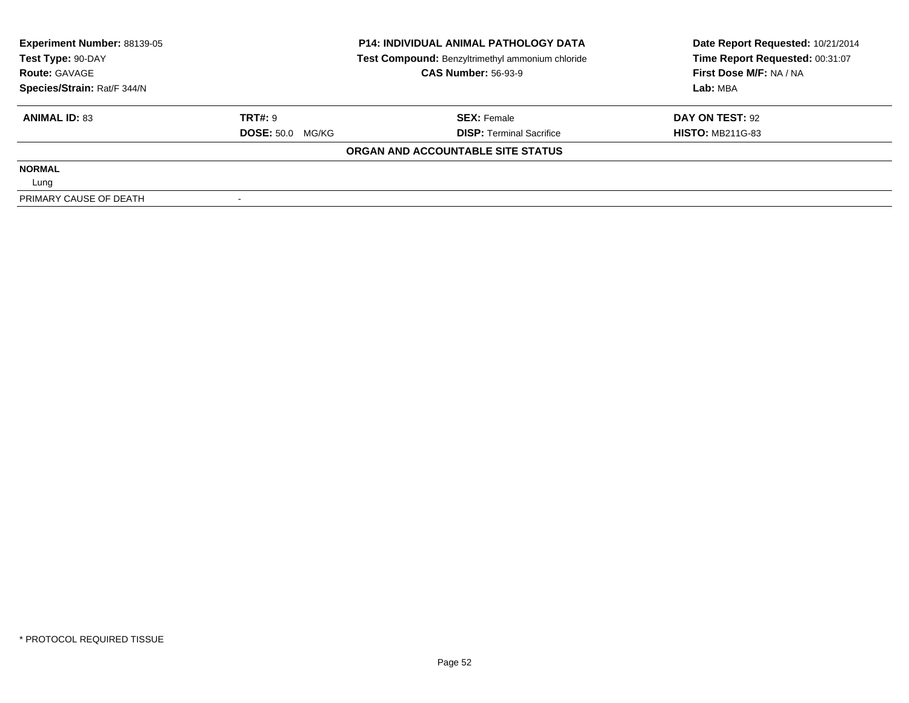**Experiment Number:** 88139-05
**Test Type:** 90-DAY
**Route:** GAVAGE
**Species/Strain:** Rat/F 344/N

**P14: INDIVIDUAL ANIMAL PATHOLOGY DATA**
**Test Compound:** Benzyltrimethyl ammonium chloride
**CAS Number:** 56-93-9

**Date Report Requested:** 10/21/2014
**Time Report Requested:** 00:31:07
**First Dose M/F:** NA / NA
**Lab:** MBA

| **ANIMAL ID:** 83 | **TRT#:** 9 | **SEX:** Female | **DAY ON TEST:** 92 |
|---|---|---|---|
| | **DOSE:** 50.0 MG/KG | **DISP:** Terminal Sacrifice | **HISTO:** MB211G-83 |

**ORGAN AND ACCOUNTABLE SITE STATUS**

| | |
|---|---|
| **NORMAL** | |
| Lung | |
| PRIMARY CAUSE OF DEATH | - |

\* PROTOCOL REQUIRED TISSUE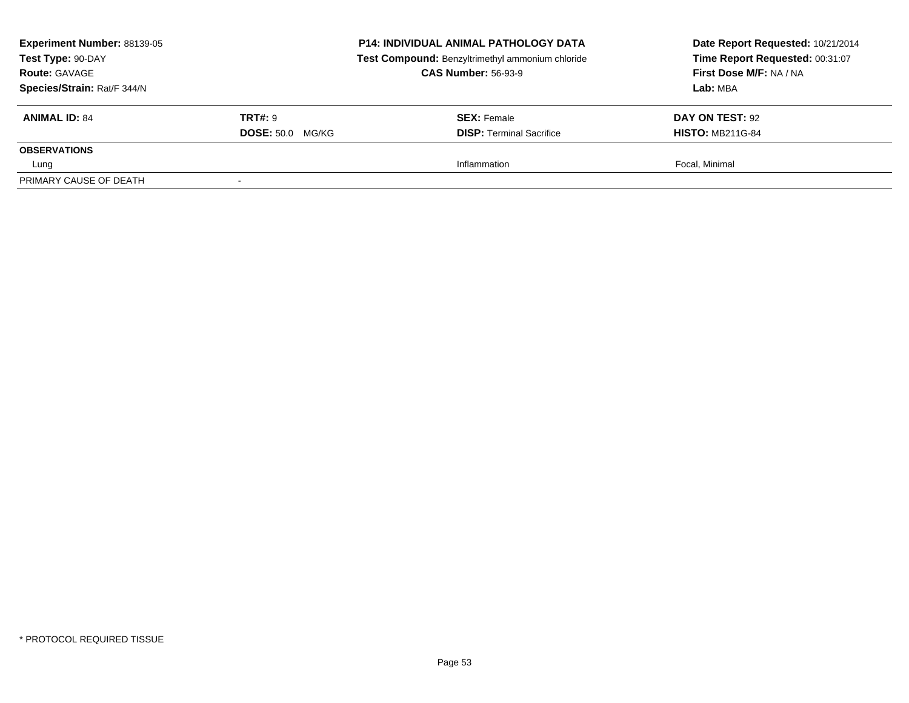**Experiment Number:** 88139-05
**Test Type:** 90-DAY
**Route:** GAVAGE
**Species/Strain:** Rat/F 344/N

**P14: INDIVIDUAL ANIMAL PATHOLOGY DATA**
**Test Compound:** Benzyltrimethyl ammonium chloride
**CAS Number:** 56-93-9

**Date Report Requested:** 10/21/2014
**Time Report Requested:** 00:31:07
**First Dose M/F:** NA / NA
**Lab:** MBA

| **ANIMAL ID:** 84 | **TRT#:** 9 | **SEX:** Female | **DAY ON TEST:** 92 |
|---|---|---|---|
| | **DOSE:** 50.0 MG/KG | **DISP:** Terminal Sacrifice | **HISTO:** MB211G-84 |
| **OBSERVATIONS** | | | |
| Lung | | Inflammation | Focal, Minimal |
| PRIMARY CAUSE OF DEATH | - | | |

* PROTOCOL REQUIRED TISSUE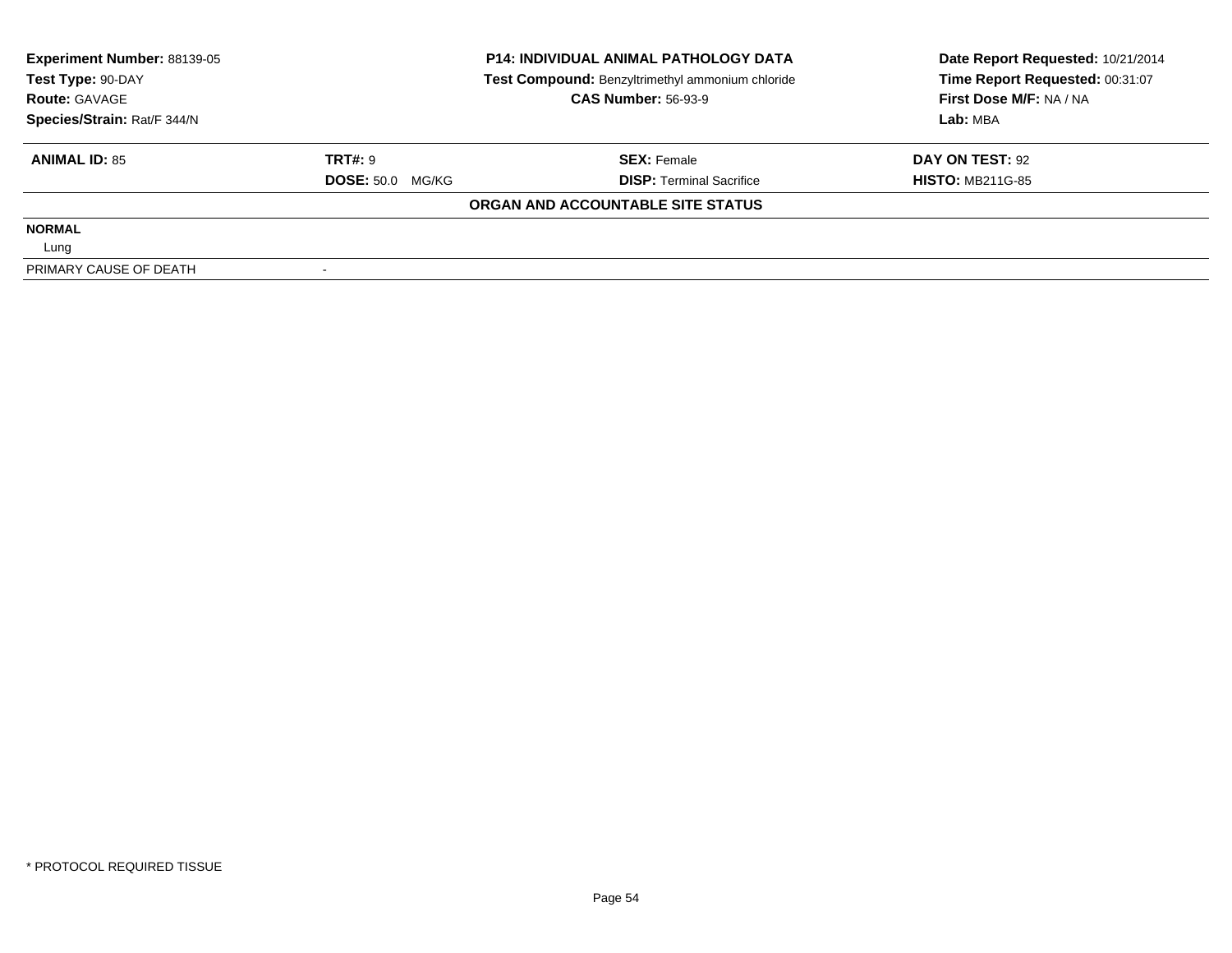| Experiment Number: 88139-05 | P14: INDIVIDUAL ANIMAL PATHOLOGY DATA | Date Report Requested: 10/21/2014 |
|---|---|---|
| Test Type: 90-DAY | Test Compound: Benzyltrimethyl ammonium chloride | Time Report Requested: 00:31:07 |
| Route: GAVAGE | CAS Number: 56-93-9 | First Dose M/F: NA / NA |
| Species/Strain: Rat/F 344/N | | Lab: MBA |

| ANIMAL ID: 85 | TRT#: 9 | SEX: Female | DAY ON TEST: 92 |
|---|---|---|---|
| | DOSE: 50.0 MG/KG | DISP: Terminal Sacrifice | HISTO: MB211G-85 |

**ORGAN AND ACCOUNTABLE SITE STATUS**

**NORMAL**

Lung

| PRIMARY CAUSE OF DEATH | - |
|---|---|

\* PROTOCOL REQUIRED TISSUE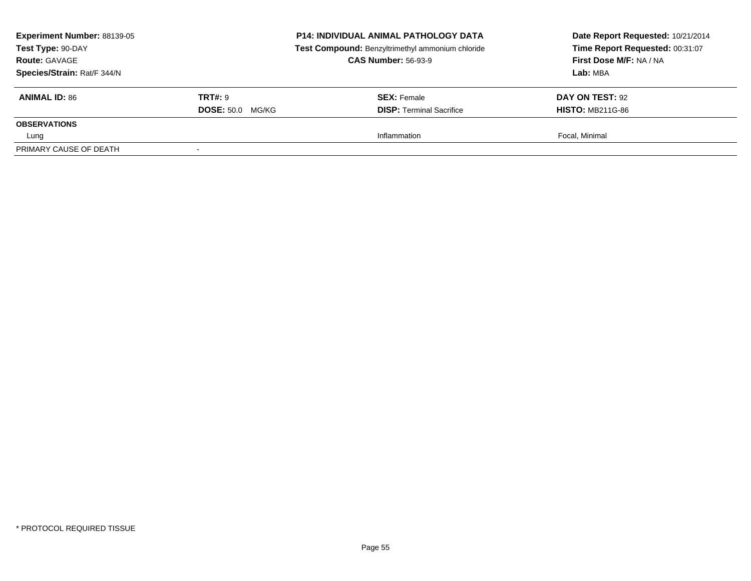**Experiment Number:** 88139-05
**Test Type:** 90-DAY
**Route:** GAVAGE
**Species/Strain:** Rat/F 344/N

**P14: INDIVIDUAL ANIMAL PATHOLOGY DATA**
**Test Compound:** Benzyltrimethyl ammonium chloride
**CAS Number:** 56-93-9

**Date Report Requested:** 10/21/2014
**Time Report Requested:** 00:31:07
**First Dose M/F:** NA / NA
**Lab:** MBA

| **ANIMAL ID:** 86 | **TRT#:** 9 | **SEX:** Female | **DAY ON TEST:** 92 |
|---|---|---|---|
| | **DOSE:** 50.0 MG/KG | **DISP:** Terminal Sacrifice | **HISTO:** MB211G-86 |
| **OBSERVATIONS** | | | |
| Lung | | Inflammation | Focal, Minimal |
| PRIMARY CAUSE OF DEATH | - | | |

\* PROTOCOL REQUIRED TISSUE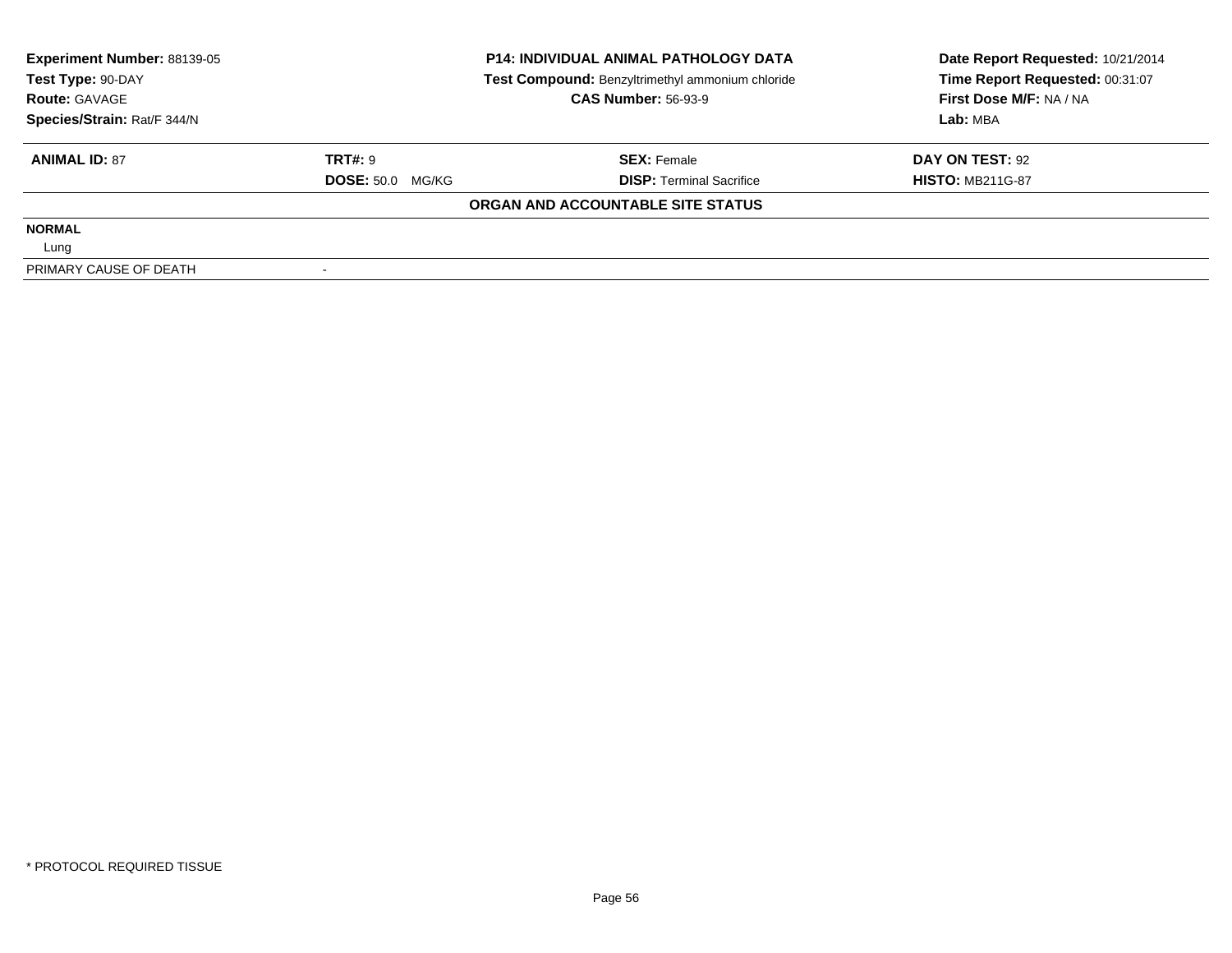| **Experiment Number:** 88139-05 | **P14: INDIVIDUAL ANIMAL PATHOLOGY DATA** | **Date Report Requested:** 10/21/2014 |
|---|---|---|
| **Test Type:** 90-DAY | **Test Compound:** Benzyltrimethyl ammonium chloride | **Time Report Requested:** 00:31:07 |
| **Route:** GAVAGE | **CAS Number:** 56-93-9 | **First Dose M/F:** NA / NA |
| **Species/Strain:** Rat/F 344/N | | **Lab:** MBA |

| **ANIMAL ID:** 87 | **TRT#:** 9 | **SEX:** Female | **DAY ON TEST:** 92 |
|---|---|---|---|
| | **DOSE:** 50.0 MG/KG | **DISP:** Terminal Sacrifice | **HISTO:** MB211G-87 |

**ORGAN AND ACCOUNTABLE SITE STATUS**

**NORMAL**

Lung

| PRIMARY CAUSE OF DEATH | - |
|---|---|

\* PROTOCOL REQUIRED TISSUE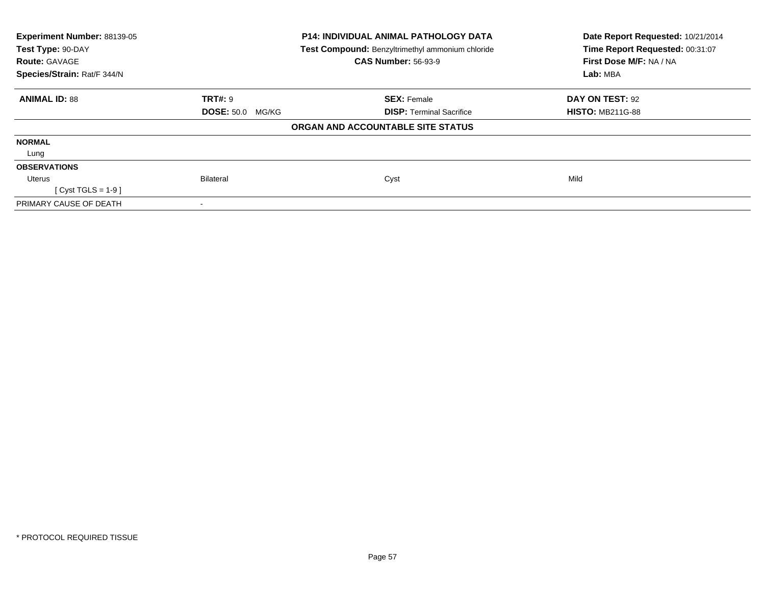**Experiment Number:** 88139-05
**Test Type:** 90-DAY
**Route:** GAVAGE
**Species/Strain:** Rat/F 344/N

**P14: INDIVIDUAL ANIMAL PATHOLOGY DATA**
**Test Compound:** Benzyltrimethyl ammonium chloride
**CAS Number:** 56-93-9

**Date Report Requested:** 10/21/2014
**Time Report Requested:** 00:31:07
**First Dose M/F:** NA / NA
**Lab:** MBA

| **ANIMAL ID:** 88 | **TRT#:** 9 | **SEX:** Female | **DAY ON TEST:** 92 |
|---|---|---|---|
| | **DOSE:** 50.0 MG/KG | **DISP:** Terminal Sacrifice | **HISTO:** MB211G-88 |

**ORGAN AND ACCOUNTABLE SITE STATUS**

| | | | |
|---|---|---|---|
| **NORMAL** | | | |
| Lung | | | |
| **OBSERVATIONS** | | | |
| Uterus | Bilateral | Cyst | Mild |
| [ Cyst TGLS = 1-9 ] | | | |
| PRIMARY CAUSE OF DEATH | - | | |

* PROTOCOL REQUIRED TISSUE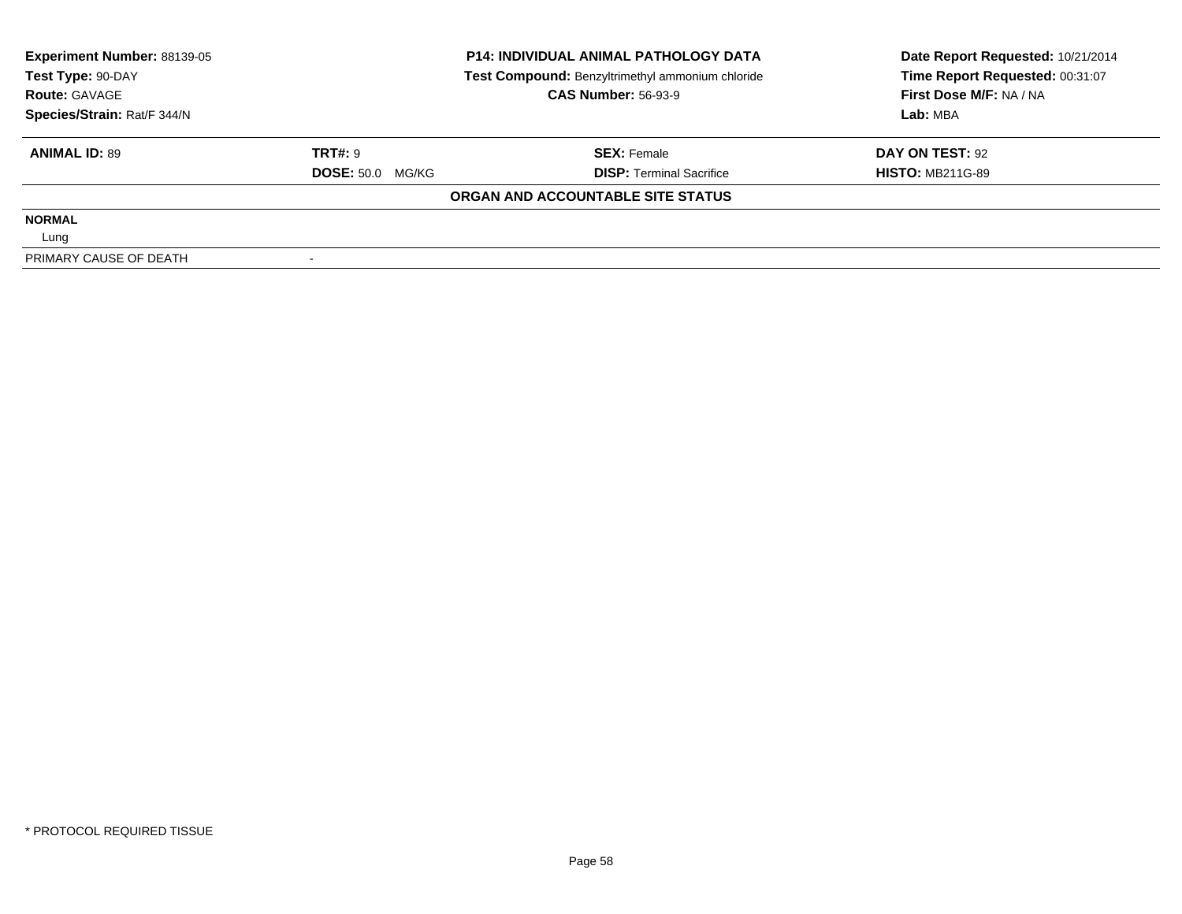| **Experiment Number:** 88139-05 | **P14: INDIVIDUAL ANIMAL PATHOLOGY DATA** | **Date Report Requested:** 10/21/2014 |
|---|---|---|
| **Test Type:** 90-DAY | **Test Compound:** Benzyltrimethyl ammonium chloride | **Time Report Requested:** 00:31:07 |
| **Route:** GAVAGE | **CAS Number:** 56-93-9 | **First Dose M/F:** NA / NA |
| **Species/Strain:** Rat/F 344/N | | **Lab:** MBA |

| **ANIMAL ID:** 89 | **TRT#:** 9 | **SEX:** Female | **DAY ON TEST:** 92 |
|---|---|---|---|
| | **DOSE:** 50.0 MG/KG | **DISP:** Terminal Sacrifice | **HISTO:** MB211G-89 |

**ORGAN AND ACCOUNTABLE SITE STATUS**

**NORMAL**

Lung

| PRIMARY CAUSE OF DEATH | - |
|---|---|

* PROTOCOL REQUIRED TISSUE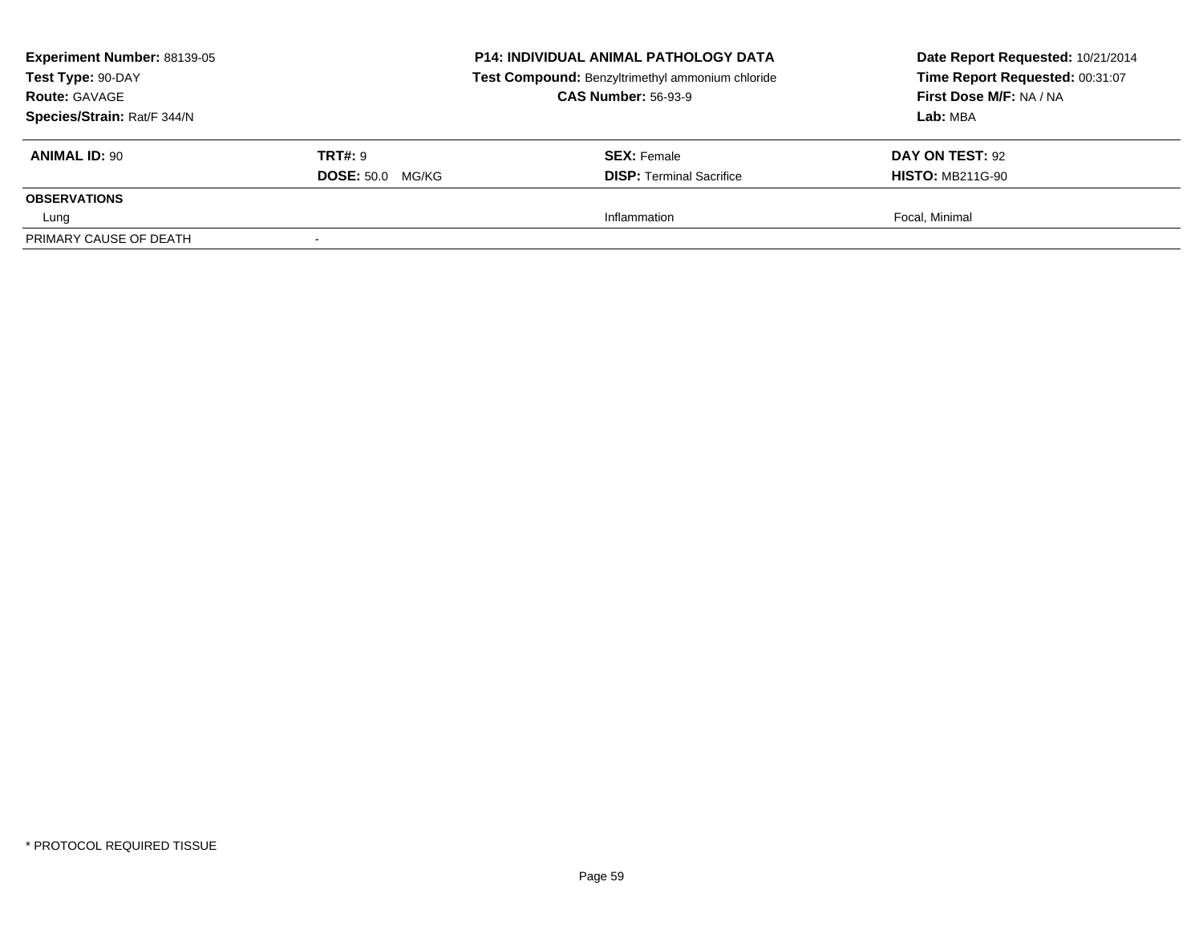| **Experiment Number:** 88139-05 | **P14: INDIVIDUAL ANIMAL PATHOLOGY DATA** | **Date Report Requested:** 10/21/2014 |
|---|---|---|
| **Test Type:** 90-DAY | **Test Compound:** Benzyltrimethyl ammonium chloride | **Time Report Requested:** 00:31:07 |
| **Route:** GAVAGE | **CAS Number:** 56-93-9 | **First Dose M/F:** NA / NA |
| **Species/Strain:** Rat/F 344/N | | **Lab:** MBA |

| **ANIMAL ID:** 90 | **TRT#:** 9 | **SEX:** Female | **DAY ON TEST:** 92 |
|---|---|---|---|
| | **DOSE:** 50.0 MG/KG | **DISP:** Terminal Sacrifice | **HISTO:** MB211G-90 |
| **OBSERVATIONS** | | | |
| Lung | | Inflammation | Focal, Minimal |
| PRIMARY CAUSE OF DEATH | - | | |

* PROTOCOL REQUIRED TISSUE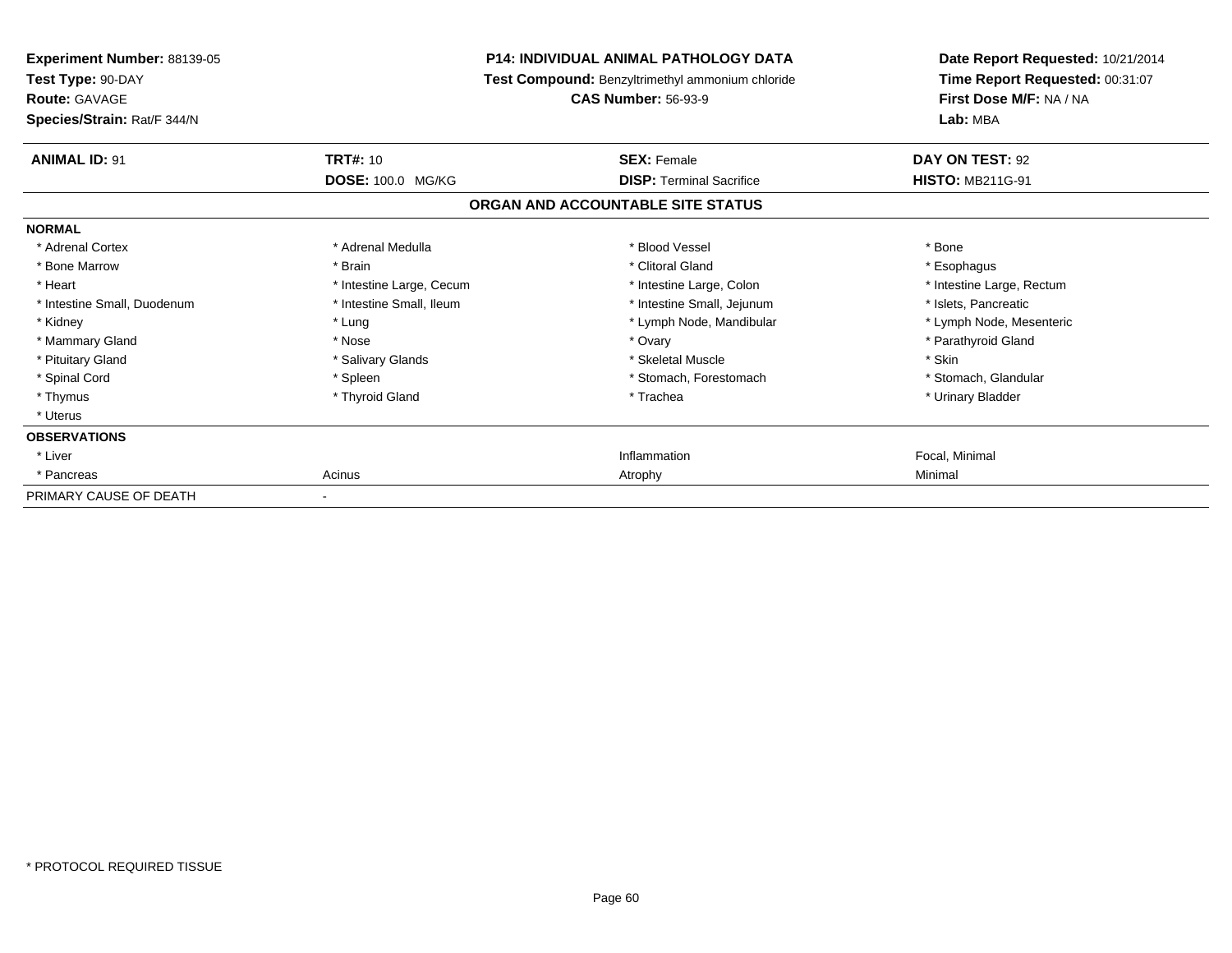**Experiment Number:** 88139-05
**Test Type:** 90-DAY
**Route:** GAVAGE
**Species/Strain:** Rat/F 344/N

**P14: INDIVIDUAL ANIMAL PATHOLOGY DATA**
**Test Compound:** Benzyltrimethyl ammonium chloride
**CAS Number:** 56-93-9

**Date Report Requested:** 10/21/2014
**Time Report Requested:** 00:31:07
**First Dose M/F:** NA / NA
**Lab:** MBA

| **ANIMAL ID:** 91 | **TRT#:** 10 | **SEX:** Female | **DAY ON TEST:** 92 |
|---|---|---|---|
| | **DOSE:** 100.0 MG/KG | **DISP:** Terminal Sacrifice | **HISTO:** MB211G-91 |

## ORGAN AND ACCOUNTABLE SITE STATUS

| | | | |
|---|---|---|---|
| **NORMAL** | | | |
| * Adrenal Cortex | * Adrenal Medulla | * Blood Vessel | * Bone |
| * Bone Marrow | * Brain | * Clitoral Gland | * Esophagus |
| * Heart | * Intestine Large, Cecum | * Intestine Large, Colon | * Intestine Large, Rectum |
| * Intestine Small, Duodenum | * Intestine Small, Ileum | * Intestine Small, Jejunum | * Islets, Pancreatic |
| * Kidney | * Lung | * Lymph Node, Mandibular | * Lymph Node, Mesenteric |
| * Mammary Gland | * Nose | * Ovary | * Parathyroid Gland |
| * Pituitary Gland | * Salivary Glands | * Skeletal Muscle | * Skin |
| * Spinal Cord | * Spleen | * Stomach, Forestomach | * Stomach, Glandular |
| * Thymus | * Thyroid Gland | * Trachea | * Urinary Bladder |
| * Uterus | | | |
| **OBSERVATIONS** | | | |
| * Liver | | Inflammation | Focal, Minimal |
| * Pancreas | Acinus | Atrophy | Minimal |
| PRIMARY CAUSE OF DEATH | - | | |

\* PROTOCOL REQUIRED TISSUE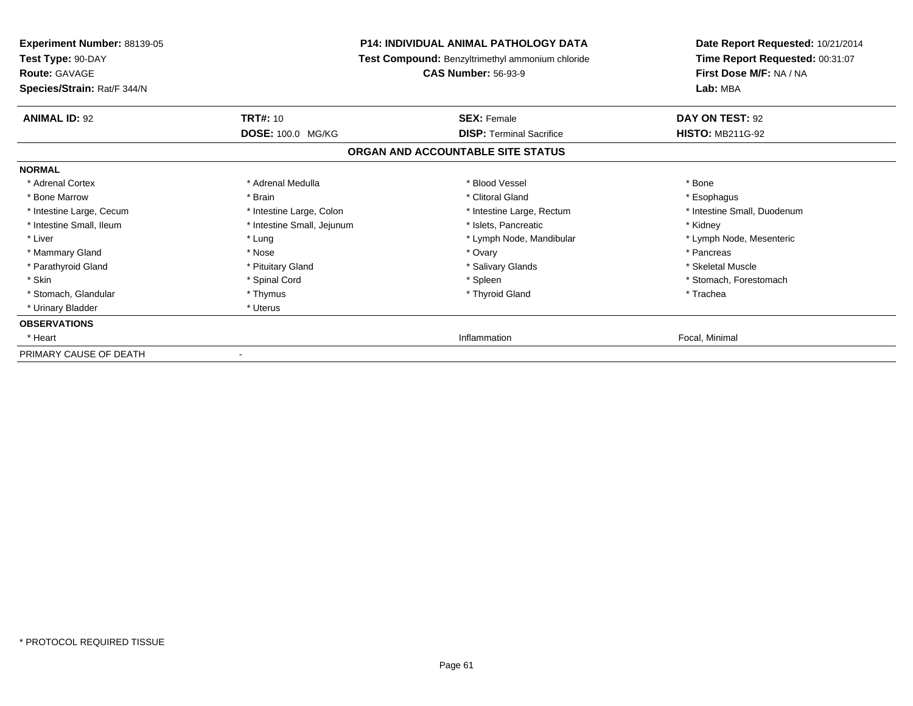**Experiment Number:** 88139-05
**Test Type:** 90-DAY
**Route:** GAVAGE
**Species/Strain:** Rat/F 344/N

**P14: INDIVIDUAL ANIMAL PATHOLOGY DATA**
**Test Compound:** Benzyltrimethyl ammonium chloride
**CAS Number:** 56-93-9

**Date Report Requested:** 10/21/2014
**Time Report Requested:** 00:31:07
**First Dose M/F:** NA / NA
**Lab:** MBA

| **ANIMAL ID:** 92 | **TRT#:** 10 | **SEX:** Female | **DAY ON TEST:** 92 |
|---|---|---|---|
| | **DOSE:** 100.0 MG/KG | **DISP:** Terminal Sacrifice | **HISTO:** MB211G-92 |

## ORGAN AND ACCOUNTABLE SITE STATUS

| | | | |
|---|---|---|---|
| **NORMAL** | | | |
| * Adrenal Cortex | * Adrenal Medulla | * Blood Vessel | * Bone |
| * Bone Marrow | * Brain | * Clitoral Gland | * Esophagus |
| * Intestine Large, Cecum | * Intestine Large, Colon | * Intestine Large, Rectum | * Intestine Small, Duodenum |
| * Intestine Small, Ileum | * Intestine Small, Jejunum | * Islets, Pancreatic | * Kidney |
| * Liver | * Lung | * Lymph Node, Mandibular | * Lymph Node, Mesenteric |
| * Mammary Gland | * Nose | * Ovary | * Pancreas |
| * Parathyroid Gland | * Pituitary Gland | * Salivary Glands | * Skeletal Muscle |
| * Skin | * Spinal Cord | * Spleen | * Stomach, Forestomach |
| * Stomach, Glandular | * Thymus | * Thyroid Gland | * Trachea |
| * Urinary Bladder | * Uterus | | |
| **OBSERVATIONS** | | | |
| * Heart | | Inflammation | Focal, Minimal |
| PRIMARY CAUSE OF DEATH | - | | |

* PROTOCOL REQUIRED TISSUE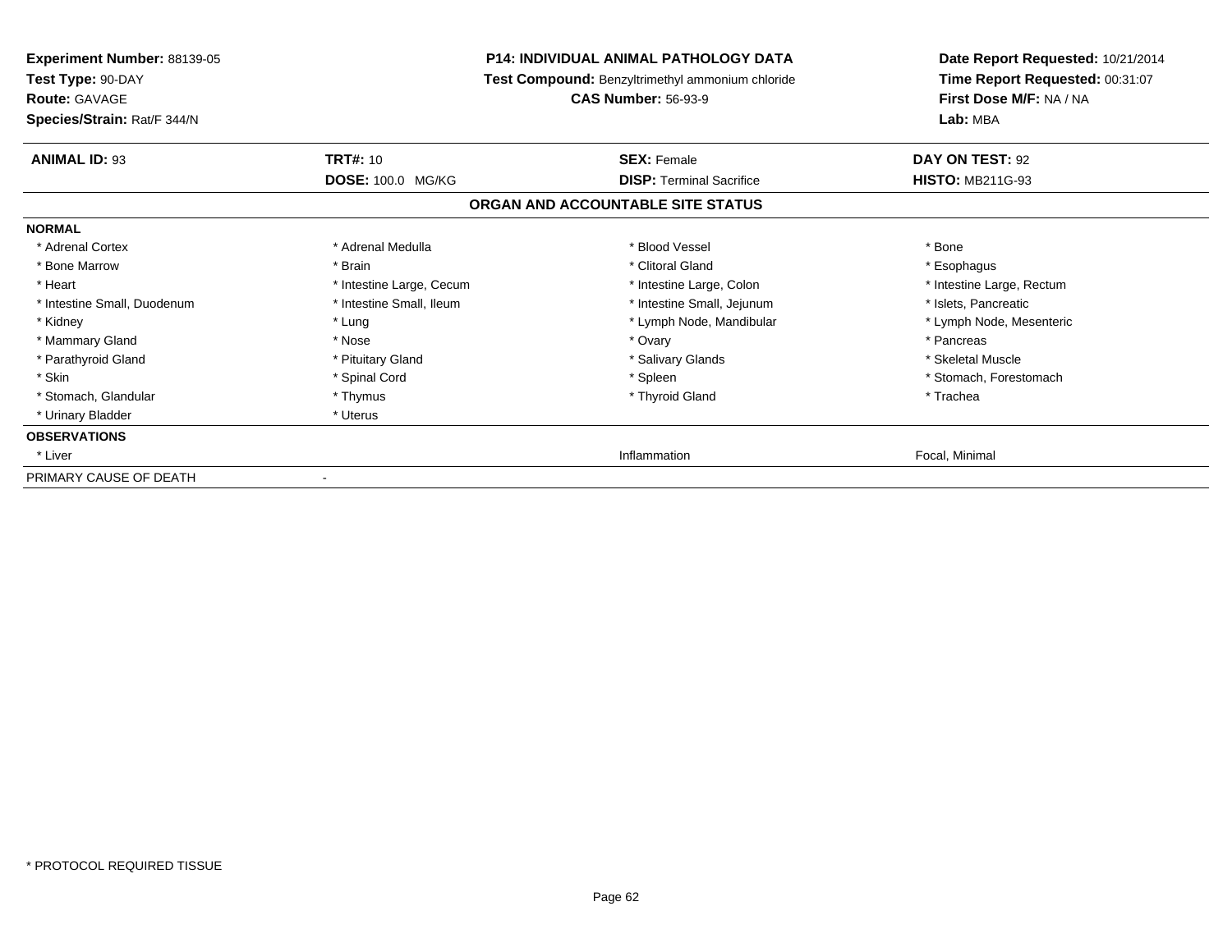**Experiment Number:** 88139-05
**Test Type:** 90-DAY
**Route:** GAVAGE
**Species/Strain:** Rat/F 344/N

**P14: INDIVIDUAL ANIMAL PATHOLOGY DATA**
**Test Compound:** Benzyltrimethyl ammonium chloride
**CAS Number:** 56-93-9

**Date Report Requested:** 10/21/2014
**Time Report Requested:** 00:31:07
**First Dose M/F:** NA / NA
**Lab:** MBA

| **ANIMAL ID:** 93 | **TRT#:** 10 | **SEX:** Female | **DAY ON TEST:** 92 |
|---|---|---|---|
| | **DOSE:** 100.0 MG/KG | **DISP:** Terminal Sacrifice | **HISTO:** MB211G-93 |

**ORGAN AND ACCOUNTABLE SITE STATUS**

| | | | |
|---|---|---|---|
| **NORMAL** | | | |
| * Adrenal Cortex | * Adrenal Medulla | * Blood Vessel | * Bone |
| * Bone Marrow | * Brain | * Clitoral Gland | * Esophagus |
| * Heart | * Intestine Large, Cecum | * Intestine Large, Colon | * Intestine Large, Rectum |
| * Intestine Small, Duodenum | * Intestine Small, Ileum | * Intestine Small, Jejunum | * Islets, Pancreatic |
| * Kidney | * Lung | * Lymph Node, Mandibular | * Lymph Node, Mesenteric |
| * Mammary Gland | * Nose | * Ovary | * Pancreas |
| * Parathyroid Gland | * Pituitary Gland | * Salivary Glands | * Skeletal Muscle |
| * Skin | * Spinal Cord | * Spleen | * Stomach, Forestomach |
| * Stomach, Glandular | * Thymus | * Thyroid Gland | * Trachea |
| * Urinary Bladder | * Uterus | | |
| **OBSERVATIONS** | | | |
| * Liver | | Inflammation | Focal, Minimal |
| PRIMARY CAUSE OF DEATH | - | | |

* PROTOCOL REQUIRED TISSUE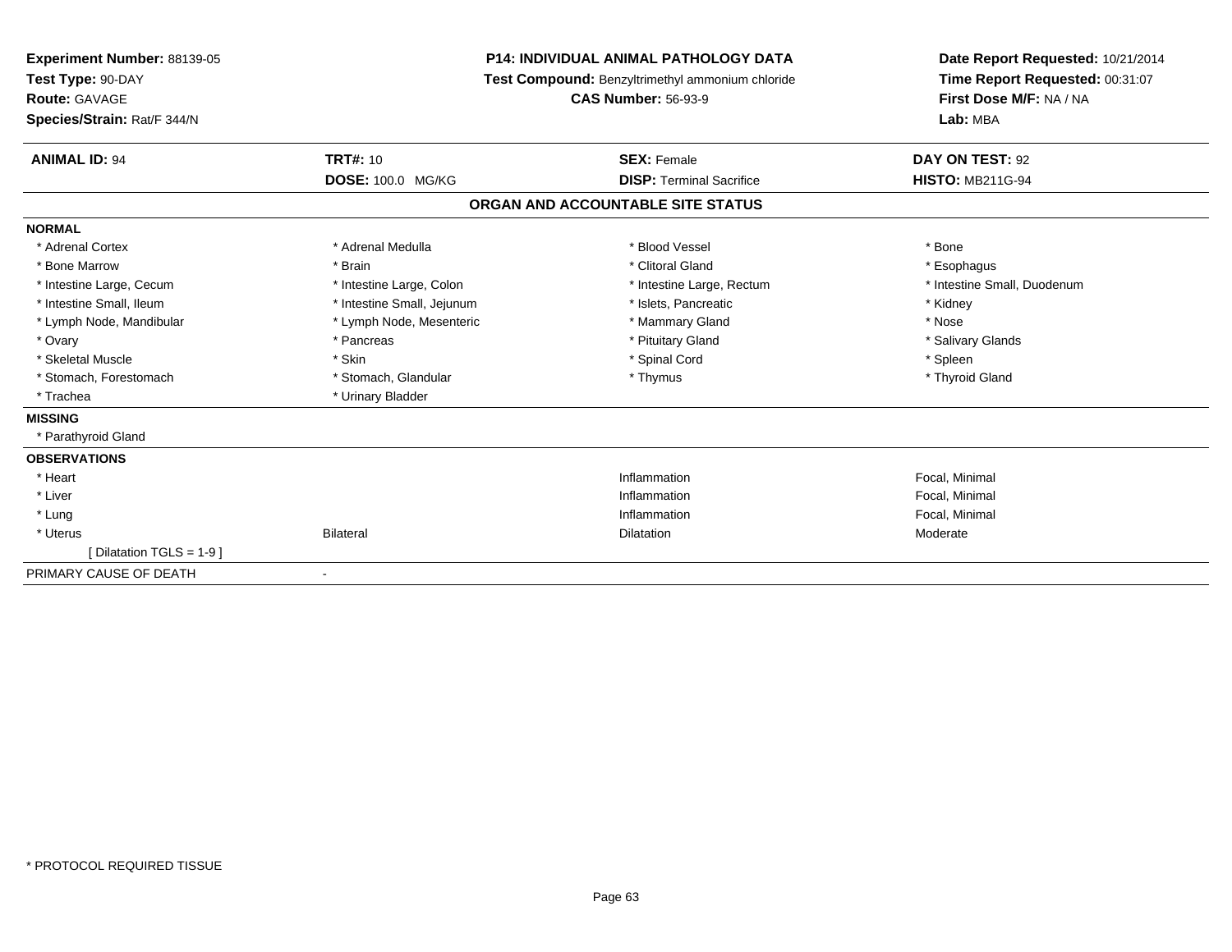**Experiment Number:** 88139-05
**Test Type:** 90-DAY
**Route:** GAVAGE
**Species/Strain:** Rat/F 344/N

**P14: INDIVIDUAL ANIMAL PATHOLOGY DATA**
**Test Compound:** Benzyltrimethyl ammonium chloride
**CAS Number:** 56-93-9

**Date Report Requested:** 10/21/2014
**Time Report Requested:** 00:31:07
**First Dose M/F:** NA / NA
**Lab:** MBA

| **ANIMAL ID:** 94 | **TRT#:** 10 | **SEX:** Female | **DAY ON TEST:** 92 |
|---|---|---|---|
| | **DOSE:** 100.0 MG/KG | **DISP:** Terminal Sacrifice | **HISTO:** MB211G-94 |

## ORGAN AND ACCOUNTABLE SITE STATUS

**NORMAL**

| | | | |
|---|---|---|---|
| * Adrenal Cortex | * Adrenal Medulla | * Blood Vessel | * Bone |
| * Bone Marrow | * Brain | * Clitoral Gland | * Esophagus |
| * Intestine Large, Cecum | * Intestine Large, Colon | * Intestine Large, Rectum | * Intestine Small, Duodenum |
| * Intestine Small, Ileum | * Intestine Small, Jejunum | * Islets, Pancreatic | * Kidney |
| * Lymph Node, Mandibular | * Lymph Node, Mesenteric | * Mammary Gland | * Nose |
| * Ovary | * Pancreas | * Pituitary Gland | * Salivary Glands |
| * Skeletal Muscle | * Skin | * Spinal Cord | * Spleen |
| * Stomach, Forestomach | * Stomach, Glandular | * Thymus | * Thyroid Gland |
| * Trachea | * Urinary Bladder | | |

**MISSING**

* Parathyroid Gland

**OBSERVATIONS**

| | | | |
|---|---|---|---|
| * Heart | | Inflammation | Focal, Minimal |
| * Liver | | Inflammation | Focal, Minimal |
| * Lung | | Inflammation | Focal, Minimal |
| * Uterus | Bilateral | Dilatation | Moderate |
| [ Dilatation TGLS = 1-9 ] | | | |

PRIMARY CAUSE OF DEATH -

* PROTOCOL REQUIRED TISSUE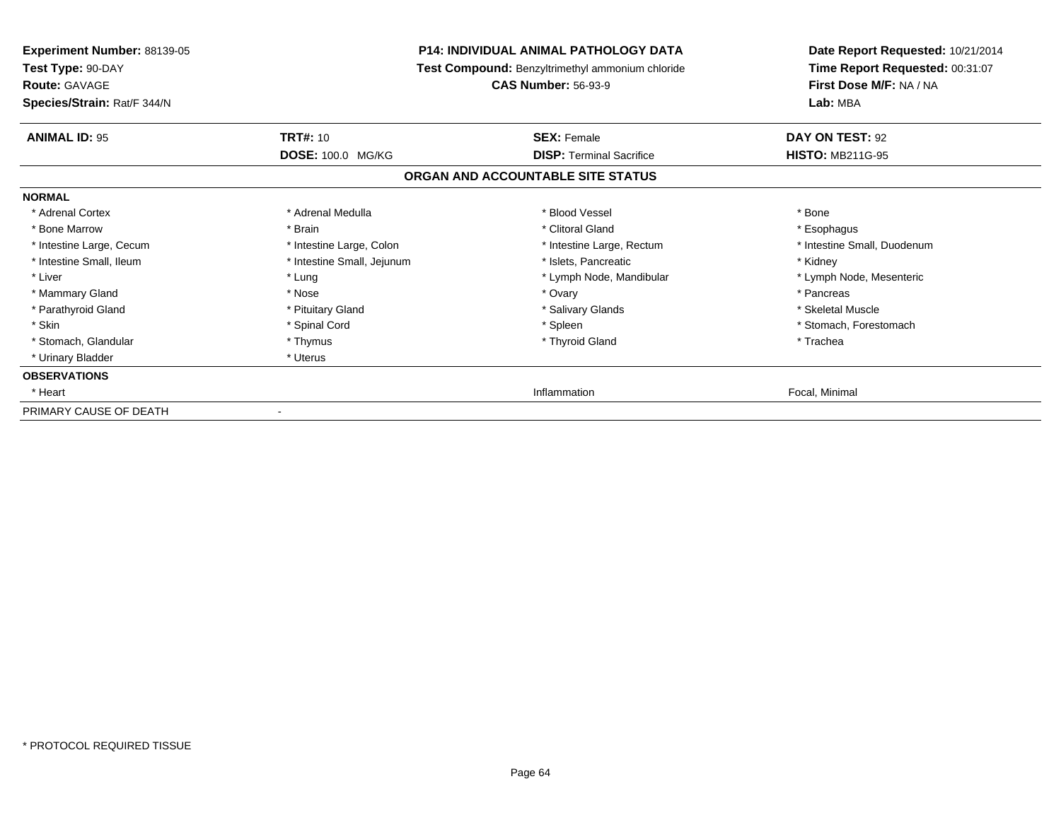**Experiment Number:** 88139-05
**Test Type:** 90-DAY
**Route:** GAVAGE
**Species/Strain:** Rat/F 344/N

**P14: INDIVIDUAL ANIMAL PATHOLOGY DATA**
**Test Compound:** Benzyltrimethyl ammonium chloride
**CAS Number:** 56-93-9

**Date Report Requested:** 10/21/2014
**Time Report Requested:** 00:31:07
**First Dose M/F:** NA / NA
**Lab:** MBA

| **ANIMAL ID:** 95 | **TRT#:** 10 | **SEX:** Female | **DAY ON TEST:** 92 |
|---|---|---|---|
| | **DOSE:** 100.0 MG/KG | **DISP:** Terminal Sacrifice | **HISTO:** MB211G-95 |

**ORGAN AND ACCOUNTABLE SITE STATUS**

| | | | |
|---|---|---|---|
| **NORMAL** | | | |
| * Adrenal Cortex | * Adrenal Medulla | * Blood Vessel | * Bone |
| * Bone Marrow | * Brain | * Clitoral Gland | * Esophagus |
| * Intestine Large, Cecum | * Intestine Large, Colon | * Intestine Large, Rectum | * Intestine Small, Duodenum |
| * Intestine Small, Ileum | * Intestine Small, Jejunum | * Islets, Pancreatic | * Kidney |
| * Liver | * Lung | * Lymph Node, Mandibular | * Lymph Node, Mesenteric |
| * Mammary Gland | * Nose | * Ovary | * Pancreas |
| * Parathyroid Gland | * Pituitary Gland | * Salivary Glands | * Skeletal Muscle |
| * Skin | * Spinal Cord | * Spleen | * Stomach, Forestomach |
| * Stomach, Glandular | * Thymus | * Thyroid Gland | * Trachea |
| * Urinary Bladder | * Uterus | | |
| **OBSERVATIONS** | | | |
| * Heart | | Inflammation | Focal, Minimal |
| PRIMARY CAUSE OF DEATH | - | | |

* PROTOCOL REQUIRED TISSUE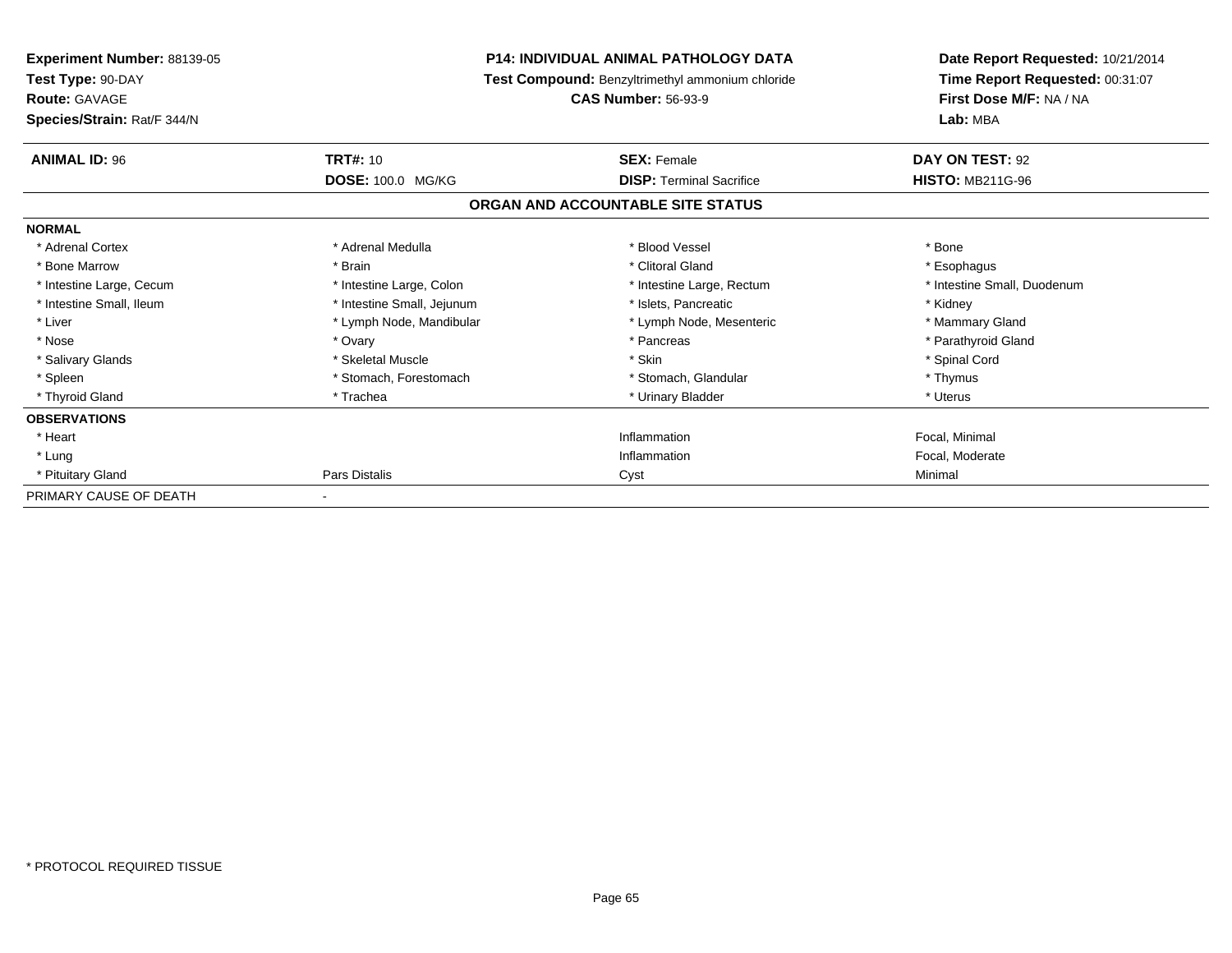**Experiment Number:** 88139-05
**Test Type:** 90-DAY
**Route:** GAVAGE
**Species/Strain:** Rat/F 344/N

**P14: INDIVIDUAL ANIMAL PATHOLOGY DATA**
**Test Compound:** Benzyltrimethyl ammonium chloride
**CAS Number:** 56-93-9

**Date Report Requested:** 10/21/2014
**Time Report Requested:** 00:31:07
**First Dose M/F:** NA / NA
**Lab:** MBA

| **ANIMAL ID:** 96 | **TRT#:** 10 | **SEX:** Female | **DAY ON TEST:** 92 |
|---|---|---|---|
| | **DOSE:** 100.0 MG/KG | **DISP:** Terminal Sacrifice | **HISTO:** MB211G-96 |

**ORGAN AND ACCOUNTABLE SITE STATUS**

**NORMAL**

| | | | |
|---|---|---|---|
| * Adrenal Cortex | * Adrenal Medulla | * Blood Vessel | * Bone |
| * Bone Marrow | * Brain | * Clitoral Gland | * Esophagus |
| * Intestine Large, Cecum | * Intestine Large, Colon | * Intestine Large, Rectum | * Intestine Small, Duodenum |
| * Intestine Small, Ileum | * Intestine Small, Jejunum | * Islets, Pancreatic | * Kidney |
| * Liver | * Lymph Node, Mandibular | * Lymph Node, Mesenteric | * Mammary Gland |
| * Nose | * Ovary | * Pancreas | * Parathyroid Gland |
| * Salivary Glands | * Skeletal Muscle | * Skin | * Spinal Cord |
| * Spleen | * Stomach, Forestomach | * Stomach, Glandular | * Thymus |
| * Thyroid Gland | * Trachea | * Urinary Bladder | * Uterus |

**OBSERVATIONS**

| | | | |
|---|---|---|---|
| * Heart | | Inflammation | Focal, Minimal |
| * Lung | | Inflammation | Focal, Moderate |
| * Pituitary Gland | Pars Distalis | Cyst | Minimal |

PRIMARY CAUSE OF DEATH -

* PROTOCOL REQUIRED TISSUE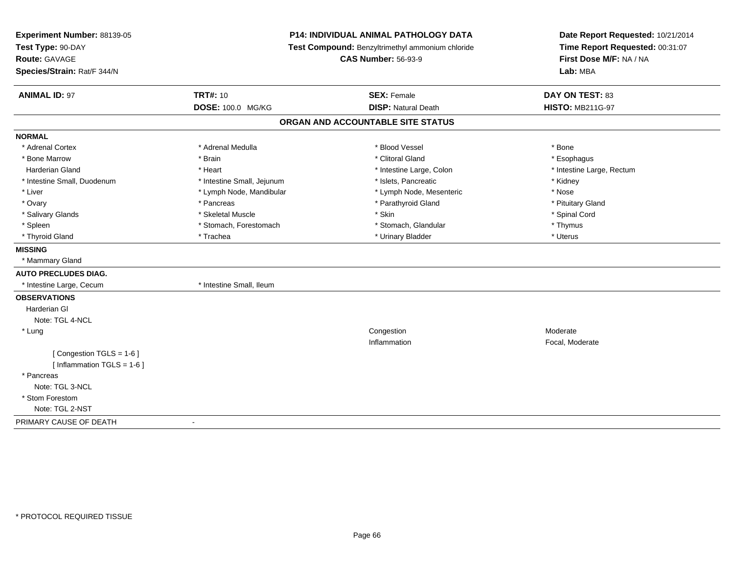**Experiment Number:** 88139-05
**Test Type:** 90-DAY
**Route:** GAVAGE
**Species/Strain:** Rat/F 344/N

**P14: INDIVIDUAL ANIMAL PATHOLOGY DATA**
**Test Compound:** Benzyltrimethyl ammonium chloride
**CAS Number:** 56-93-9

**Date Report Requested:** 10/21/2014
**Time Report Requested:** 00:31:07
**First Dose M/F:** NA / NA
**Lab:** MBA

| **ANIMAL ID:** 97 | **TRT#:** 10 | **SEX:** Female | **DAY ON TEST:** 83 |
|---|---|---|---|
| | **DOSE:** 100.0 MG/KG | **DISP:** Natural Death | **HISTO:** MB211G-97 |

## ORGAN AND ACCOUNTABLE SITE STATUS

**NORMAL**

| | | | |
|---|---|---|---|
| * Adrenal Cortex | * Adrenal Medulla | * Blood Vessel | * Bone |
| * Bone Marrow | * Brain | * Clitoral Gland | * Esophagus |
| Harderian Gland | * Heart | * Intestine Large, Colon | * Intestine Large, Rectum |
| * Intestine Small, Duodenum | * Intestine Small, Jejunum | * Islets, Pancreatic | * Kidney |
| * Liver | * Lymph Node, Mandibular | * Lymph Node, Mesenteric | * Nose |
| * Ovary | * Pancreas | * Parathyroid Gland | * Pituitary Gland |
| * Salivary Glands | * Skeletal Muscle | * Skin | * Spinal Cord |
| * Spleen | * Stomach, Forestomach | * Stomach, Glandular | * Thymus |
| * Thyroid Gland | * Trachea | * Urinary Bladder | * Uterus |

**MISSING**

* Mammary Gland

**AUTO PRECLUDES DIAG.**

* Intestine Large, Cecum
* Intestine Small, Ileum

**OBSERVATIONS**

Harderian Gl
Note: TGL 4-NCL

| | | |
|---|---|---|
| * Lung | Congestion | Moderate |
| | Inflammation | Focal, Moderate |

[ Congestion TGLS = 1-6 ]
[ Inflammation TGLS = 1-6 ]

* Pancreas
Note: TGL 3-NCL

* Stom Forestom
Note: TGL 2-NST

PRIMARY CAUSE OF DEATH -

* PROTOCOL REQUIRED TISSUE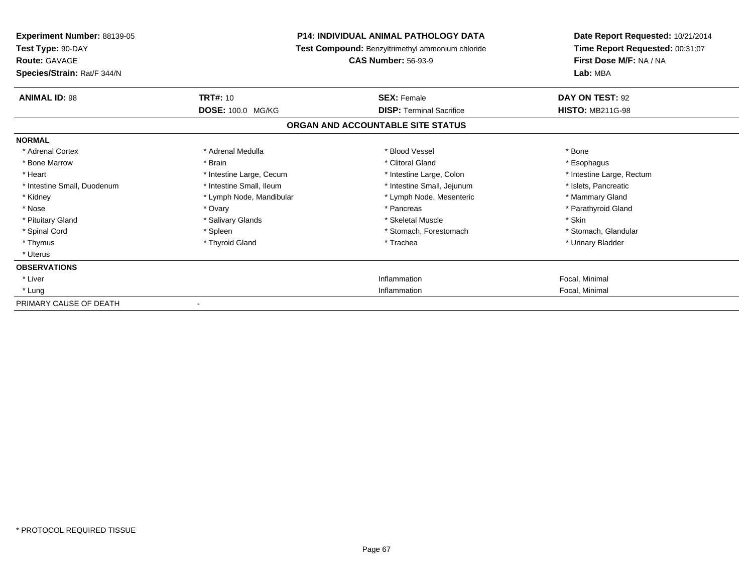**Experiment Number:** 88139-05
**Test Type:** 90-DAY
**Route:** GAVAGE
**Species/Strain:** Rat/F 344/N

**P14: INDIVIDUAL ANIMAL PATHOLOGY DATA**
**Test Compound:** Benzyltrimethyl ammonium chloride
**CAS Number:** 56-93-9

**Date Report Requested:** 10/21/2014
**Time Report Requested:** 00:31:07
**First Dose M/F:** NA / NA
**Lab:** MBA

| **ANIMAL ID:** 98 | **TRT#:** 10 | **SEX:** Female | **DAY ON TEST:** 92 |
|---|---|---|---|
| | **DOSE:** 100.0 MG/KG | **DISP:** Terminal Sacrifice | **HISTO:** MB211G-98 |

## ORGAN AND ACCOUNTABLE SITE STATUS

**NORMAL**

| | | | |
|---|---|---|---|
| * Adrenal Cortex | * Adrenal Medulla | * Blood Vessel | * Bone |
| * Bone Marrow | * Brain | * Clitoral Gland | * Esophagus |
| * Heart | * Intestine Large, Cecum | * Intestine Large, Colon | * Intestine Large, Rectum |
| * Intestine Small, Duodenum | * Intestine Small, Ileum | * Intestine Small, Jejunum | * Islets, Pancreatic |
| * Kidney | * Lymph Node, Mandibular | * Lymph Node, Mesenteric | * Mammary Gland |
| * Nose | * Ovary | * Pancreas | * Parathyroid Gland |
| * Pituitary Gland | * Salivary Glands | * Skeletal Muscle | * Skin |
| * Spinal Cord | * Spleen | * Stomach, Forestomach | * Stomach, Glandular |
| * Thymus | * Thyroid Gland | * Trachea | * Urinary Bladder |
| * Uterus | | | |

**OBSERVATIONS**

| | | |
|---|---|---|
| * Liver | Inflammation | Focal, Minimal |
| * Lung | Inflammation | Focal, Minimal |

PRIMARY CAUSE OF DEATH -

* PROTOCOL REQUIRED TISSUE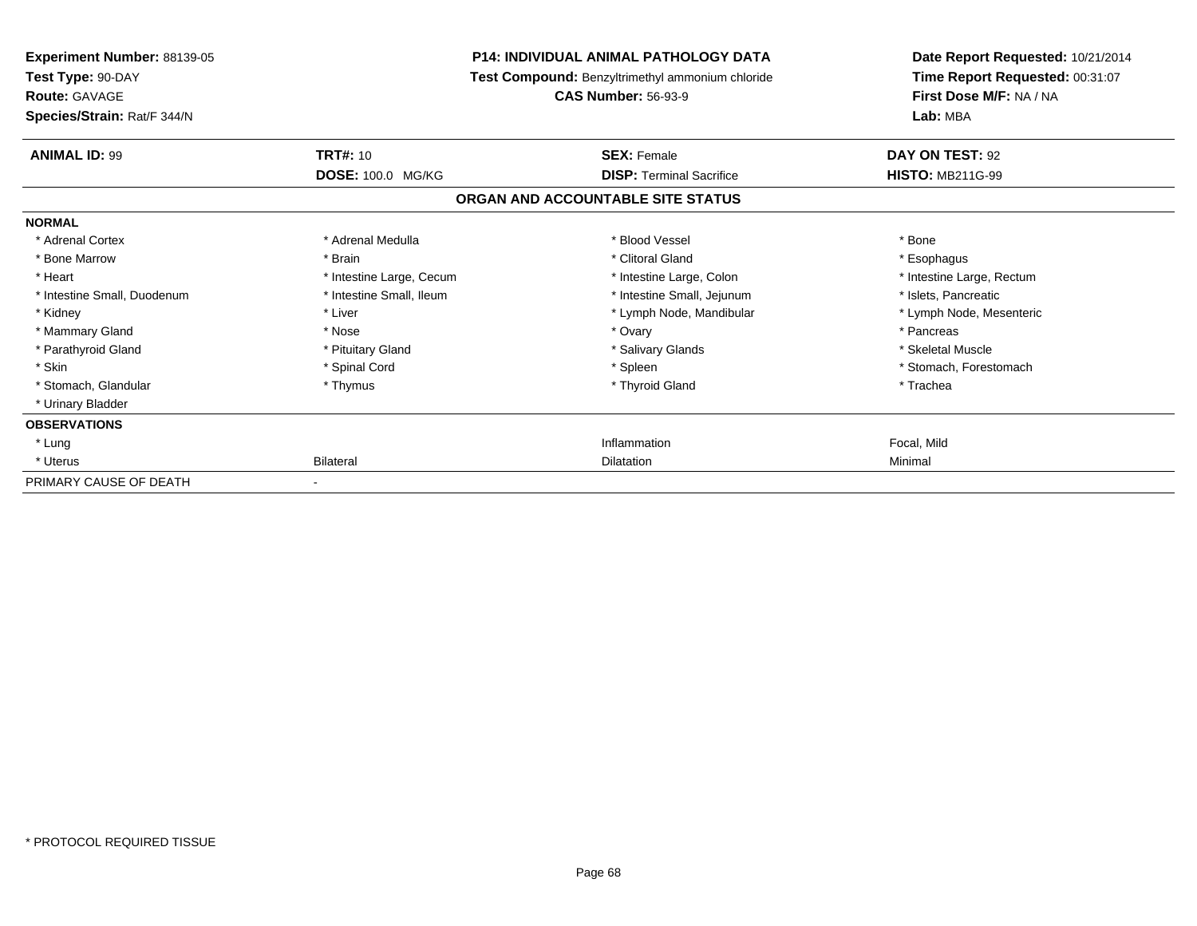**Experiment Number:** 88139-05
**Test Type:** 90-DAY
**Route:** GAVAGE
**Species/Strain:** Rat/F 344/N

**P14: INDIVIDUAL ANIMAL PATHOLOGY DATA**
**Test Compound:** Benzyltrimethyl ammonium chloride
**CAS Number:** 56-93-9

**Date Report Requested:** 10/21/2014
**Time Report Requested:** 00:31:07
**First Dose M/F:** NA / NA
**Lab:** MBA

| **ANIMAL ID:** 99 | **TRT#:** 10 | **SEX:** Female | **DAY ON TEST:** 92 |
|---|---|---|---|
| | **DOSE:** 100.0 MG/KG | **DISP:** Terminal Sacrifice | **HISTO:** MB211G-99 |

## ORGAN AND ACCOUNTABLE SITE STATUS

| | | | |
|---|---|---|---|
| **NORMAL** | | | |
| * Adrenal Cortex | * Adrenal Medulla | * Blood Vessel | * Bone |
| * Bone Marrow | * Brain | * Clitoral Gland | * Esophagus |
| * Heart | * Intestine Large, Cecum | * Intestine Large, Colon | * Intestine Large, Rectum |
| * Intestine Small, Duodenum | * Intestine Small, Ileum | * Intestine Small, Jejunum | * Islets, Pancreatic |
| * Kidney | * Liver | * Lymph Node, Mandibular | * Lymph Node, Mesenteric |
| * Mammary Gland | * Nose | * Ovary | * Pancreas |
| * Parathyroid Gland | * Pituitary Gland | * Salivary Glands | * Skeletal Muscle |
| * Skin | * Spinal Cord | * Spleen | * Stomach, Forestomach |
| * Stomach, Glandular | * Thymus | * Thyroid Gland | * Trachea |
| * Urinary Bladder | | | |
| **OBSERVATIONS** | | | |
| * Lung | | Inflammation | Focal, Mild |
| * Uterus | Bilateral | Dilatation | Minimal |
| PRIMARY CAUSE OF DEATH | - | | |

* PROTOCOL REQUIRED TISSUE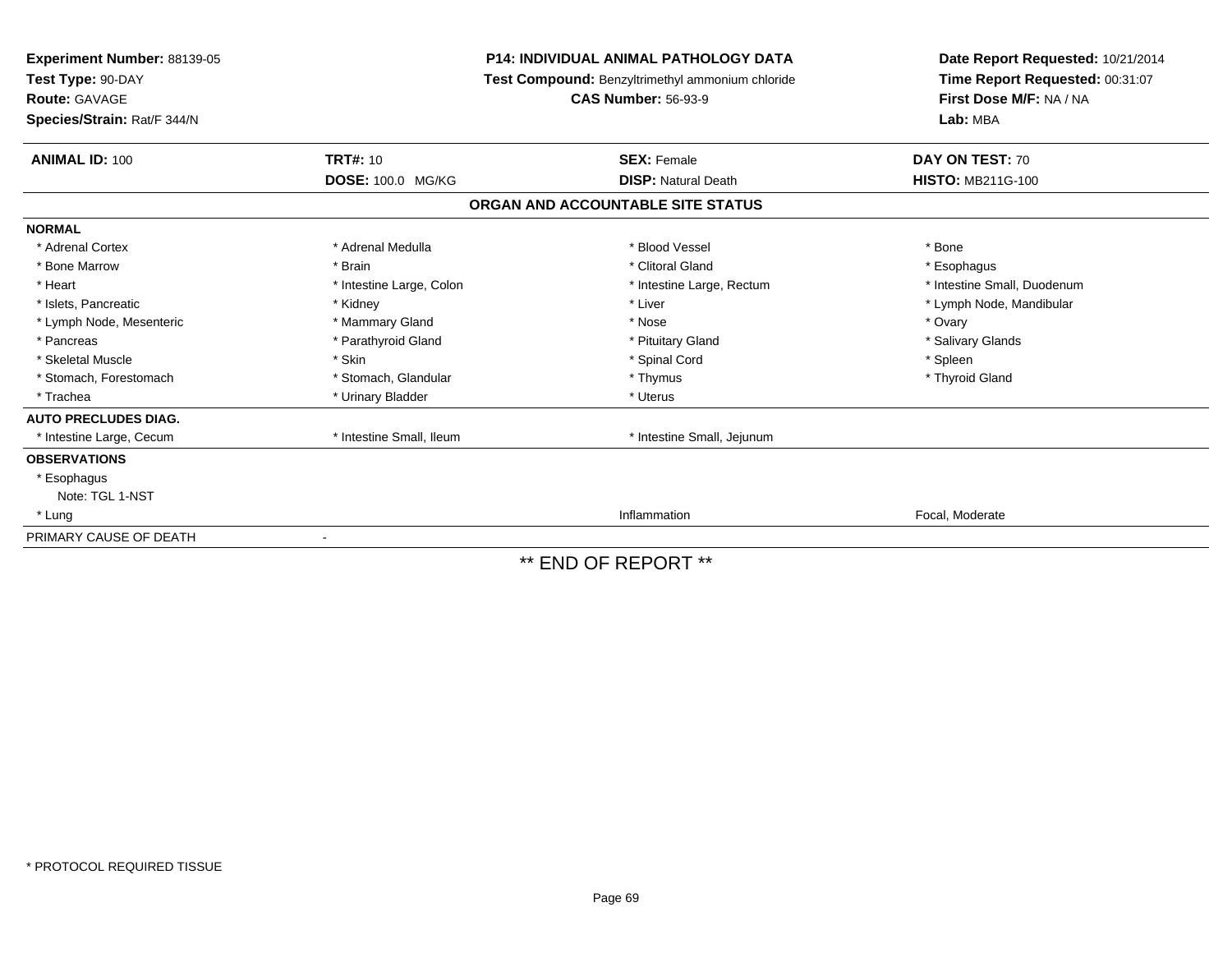**Experiment Number:** 88139-05
**Test Type:** 90-DAY
**Route:** GAVAGE
**Species/Strain:** Rat/F 344/N

**P14: INDIVIDUAL ANIMAL PATHOLOGY DATA**
**Test Compound:** Benzyltrimethyl ammonium chloride
**CAS Number:** 56-93-9

**Date Report Requested:** 10/21/2014
**Time Report Requested:** 00:31:07
**First Dose M/F:** NA / NA
**Lab:** MBA

| | | | |
|---|---|---|---|
| **ANIMAL ID:** 100 | **TRT#:** 10 | **SEX:** Female | **DAY ON TEST:** 70 |
| | **DOSE:** 100.0 MG/KG | **DISP:** Natural Death | **HISTO:** MB211G-100 |

**ORGAN AND ACCOUNTABLE SITE STATUS**

**NORMAL**

| | | | |
|---|---|---|---|
| * Adrenal Cortex | * Adrenal Medulla | * Blood Vessel | * Bone |
| * Bone Marrow | * Brain | * Clitoral Gland | * Esophagus |
| * Heart | * Intestine Large, Colon | * Intestine Large, Rectum | * Intestine Small, Duodenum |
| * Islets, Pancreatic | * Kidney | * Liver | * Lymph Node, Mandibular |
| * Lymph Node, Mesenteric | * Mammary Gland | * Nose | * Ovary |
| * Pancreas | * Parathyroid Gland | * Pituitary Gland | * Salivary Glands |
| * Skeletal Muscle | * Skin | * Spinal Cord | * Spleen |
| * Stomach, Forestomach | * Stomach, Glandular | * Thymus | * Thyroid Gland |
| * Trachea | * Urinary Bladder | * Uterus | |

**AUTO PRECLUDES DIAG.**

| | | |
|---|---|---|
| * Intestine Large, Cecum | * Intestine Small, Ileum | * Intestine Small, Jejunum |

**OBSERVATIONS**

| | | |
|---|---|---|
| * Esophagus | | |
| Note: TGL 1-NST | | |
| * Lung | Inflammation | Focal, Moderate |

PRIMARY CAUSE OF DEATH -

** END OF REPORT **

* PROTOCOL REQUIRED TISSUE